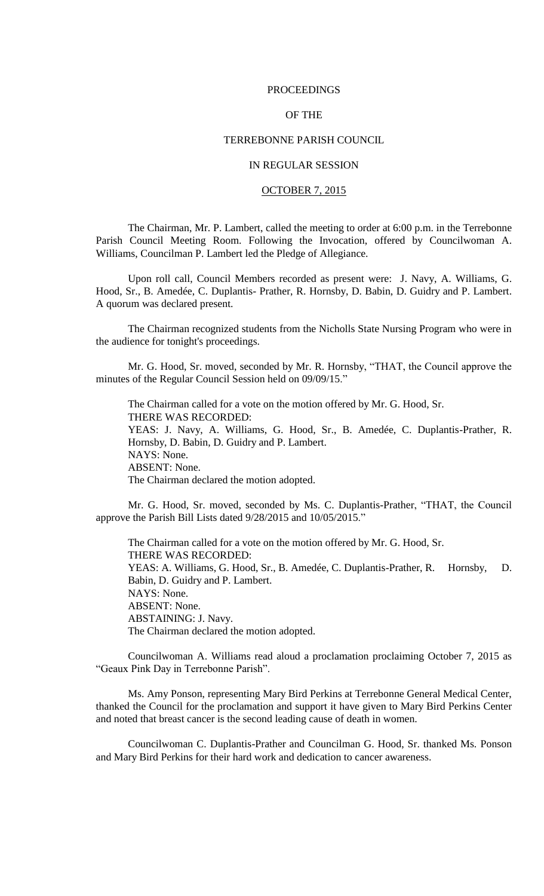# PROCEEDINGS

# OF THE

# TERREBONNE PARISH COUNCIL

# IN REGULAR SESSION

# OCTOBER 7, 2015

The Chairman, Mr. P. Lambert, called the meeting to order at 6:00 p.m. in the Terrebonne Parish Council Meeting Room. Following the Invocation, offered by Councilwoman A. Williams, Councilman P. Lambert led the Pledge of Allegiance.

Upon roll call, Council Members recorded as present were: J. Navy, A. Williams, G. Hood, Sr., B. Amedée, C. Duplantis- Prather, R. Hornsby, D. Babin, D. Guidry and P. Lambert. A quorum was declared present.

The Chairman recognized students from the Nicholls State Nursing Program who were in the audience for tonight's proceedings.

Mr. G. Hood, Sr. moved, seconded by Mr. R. Hornsby, "THAT, the Council approve the minutes of the Regular Council Session held on 09/09/15."

The Chairman called for a vote on the motion offered by Mr. G. Hood, Sr.
THERE WAS RECORDED:
YEAS: J. Navy, A. Williams, G. Hood, Sr., B. Amedée, C. Duplantis-Prather, R. Hornsby, D. Babin, D. Guidry and P. Lambert.
NAYS: None.
ABSENT: None.
The Chairman declared the motion adopted.

Mr. G. Hood, Sr. moved, seconded by Ms. C. Duplantis-Prather, "THAT, the Council approve the Parish Bill Lists dated 9/28/2015 and 10/05/2015."

The Chairman called for a vote on the motion offered by Mr. G. Hood, Sr.
THERE WAS RECORDED:
YEAS: A. Williams, G. Hood, Sr., B. Amedée, C. Duplantis-Prather, R. Hornsby, D. Babin, D. Guidry and P. Lambert.
NAYS: None.
ABSENT: None.
ABSTAINING: J. Navy.
The Chairman declared the motion adopted.

Councilwoman A. Williams read aloud a proclamation proclaiming October 7, 2015 as "Geaux Pink Day in Terrebonne Parish".

Ms. Amy Ponson, representing Mary Bird Perkins at Terrebonne General Medical Center, thanked the Council for the proclamation and support it have given to Mary Bird Perkins Center and noted that breast cancer is the second leading cause of death in women.

Councilwoman C. Duplantis-Prather and Councilman G. Hood, Sr. thanked Ms. Ponson and Mary Bird Perkins for their hard work and dedication to cancer awareness.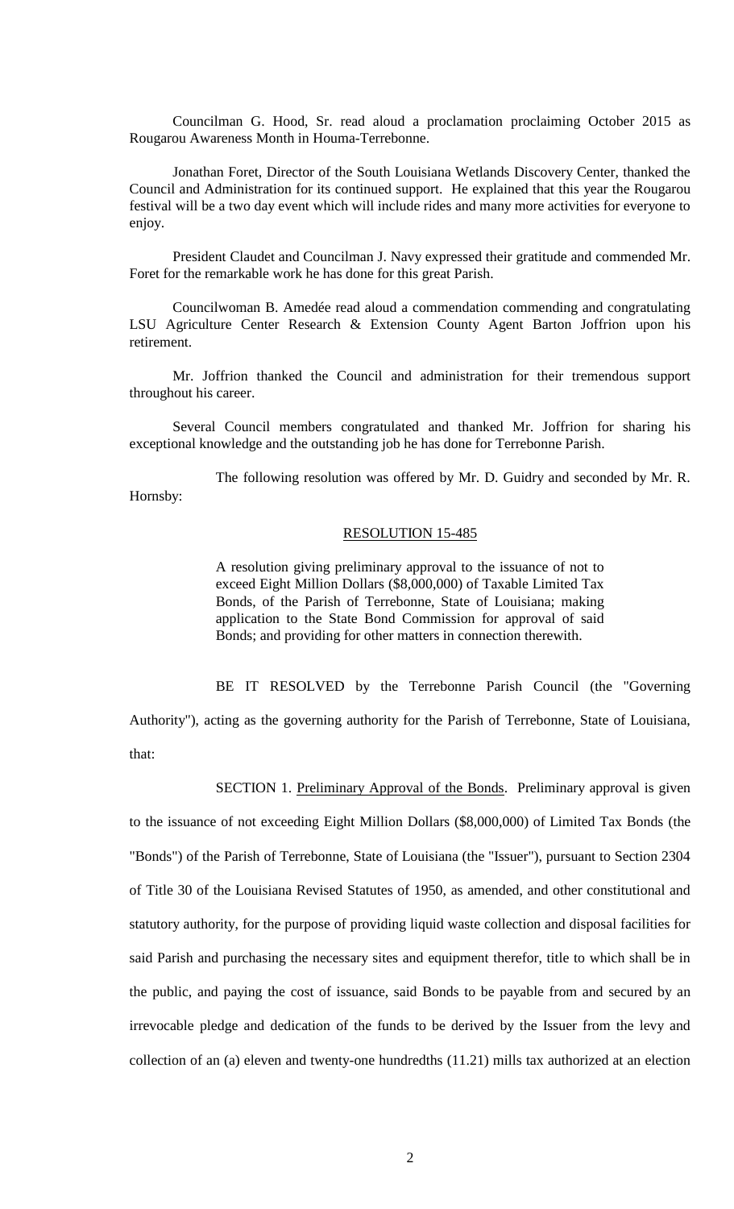Councilman G. Hood, Sr. read aloud a proclamation proclaiming October 2015 as Rougarou Awareness Month in Houma-Terrebonne.

Jonathan Foret, Director of the South Louisiana Wetlands Discovery Center, thanked the Council and Administration for its continued support. He explained that this year the Rougarou festival will be a two day event which will include rides and many more activities for everyone to enjoy.

President Claudet and Councilman J. Navy expressed their gratitude and commended Mr. Foret for the remarkable work he has done for this great Parish.

Councilwoman B. Amedée read aloud a commendation commending and congratulating LSU Agriculture Center Research & Extension County Agent Barton Joffrion upon his retirement.

Mr. Joffrion thanked the Council and administration for their tremendous support throughout his career.

Several Council members congratulated and thanked Mr. Joffrion for sharing his exceptional knowledge and the outstanding job he has done for Terrebonne Parish.

The following resolution was offered by Mr. D. Guidry and seconded by Mr. R. Hornsby:

RESOLUTION 15-485

> A resolution giving preliminary approval to the issuance of not to exceed Eight Million Dollars ($8,000,000) of Taxable Limited Tax Bonds, of the Parish of Terrebonne, State of Louisiana; making application to the State Bond Commission for approval of said Bonds; and providing for other matters in connection therewith.

BE IT RESOLVED by the Terrebonne Parish Council (the "Governing Authority"), acting as the governing authority for the Parish of Terrebonne, State of Louisiana, that:

SECTION 1. Preliminary Approval of the Bonds. Preliminary approval is given to the issuance of not exceeding Eight Million Dollars ($8,000,000) of Limited Tax Bonds (the "Bonds") of the Parish of Terrebonne, State of Louisiana (the "Issuer"), pursuant to Section 2304 of Title 30 of the Louisiana Revised Statutes of 1950, as amended, and other constitutional and statutory authority, for the purpose of providing liquid waste collection and disposal facilities for said Parish and purchasing the necessary sites and equipment therefor, title to which shall be in the public, and paying the cost of issuance, said Bonds to be payable from and secured by an irrevocable pledge and dedication of the funds to be derived by the Issuer from the levy and collection of an (a) eleven and twenty-one hundredths (11.21) mills tax authorized at an election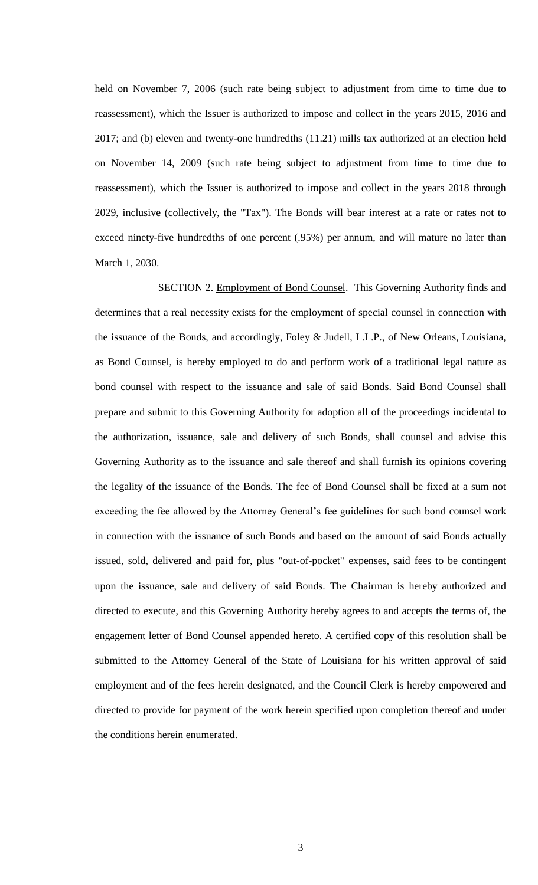held on November 7, 2006 (such rate being subject to adjustment from time to time due to reassessment), which the Issuer is authorized to impose and collect in the years 2015, 2016 and 2017; and (b) eleven and twenty-one hundredths (11.21) mills tax authorized at an election held on November 14, 2009 (such rate being subject to adjustment from time to time due to reassessment), which the Issuer is authorized to impose and collect in the years 2018 through 2029, inclusive (collectively, the "Tax"). The Bonds will bear interest at a rate or rates not to exceed ninety-five hundredths of one percent (.95%) per annum, and will mature no later than March 1, 2030.

SECTION 2. Employment of Bond Counsel. This Governing Authority finds and determines that a real necessity exists for the employment of special counsel in connection with the issuance of the Bonds, and accordingly, Foley & Judell, L.L.P., of New Orleans, Louisiana, as Bond Counsel, is hereby employed to do and perform work of a traditional legal nature as bond counsel with respect to the issuance and sale of said Bonds. Said Bond Counsel shall prepare and submit to this Governing Authority for adoption all of the proceedings incidental to the authorization, issuance, sale and delivery of such Bonds, shall counsel and advise this Governing Authority as to the issuance and sale thereof and shall furnish its opinions covering the legality of the issuance of the Bonds. The fee of Bond Counsel shall be fixed at a sum not exceeding the fee allowed by the Attorney General's fee guidelines for such bond counsel work in connection with the issuance of such Bonds and based on the amount of said Bonds actually issued, sold, delivered and paid for, plus "out-of-pocket" expenses, said fees to be contingent upon the issuance, sale and delivery of said Bonds. The Chairman is hereby authorized and directed to execute, and this Governing Authority hereby agrees to and accepts the terms of, the engagement letter of Bond Counsel appended hereto. A certified copy of this resolution shall be submitted to the Attorney General of the State of Louisiana for his written approval of said employment and of the fees herein designated, and the Council Clerk is hereby empowered and directed to provide for payment of the work herein specified upon completion thereof and under the conditions herein enumerated.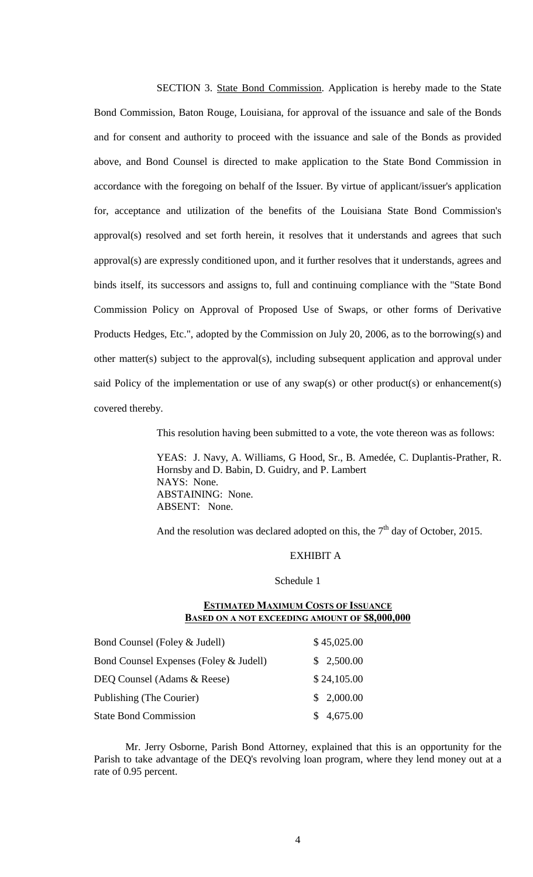SECTION 3. State Bond Commission. Application is hereby made to the State Bond Commission, Baton Rouge, Louisiana, for approval of the issuance and sale of the Bonds and for consent and authority to proceed with the issuance and sale of the Bonds as provided above, and Bond Counsel is directed to make application to the State Bond Commission in accordance with the foregoing on behalf of the Issuer. By virtue of applicant/issuer's application for, acceptance and utilization of the benefits of the Louisiana State Bond Commission's approval(s) resolved and set forth herein, it resolves that it understands and agrees that such approval(s) are expressly conditioned upon, and it further resolves that it understands, agrees and binds itself, its successors and assigns to, full and continuing compliance with the "State Bond Commission Policy on Approval of Proposed Use of Swaps, or other forms of Derivative Products Hedges, Etc.", adopted by the Commission on July 20, 2006, as to the borrowing(s) and other matter(s) subject to the approval(s), including subsequent application and approval under said Policy of the implementation or use of any swap(s) or other product(s) or enhancement(s) covered thereby.

This resolution having been submitted to a vote, the vote thereon was as follows:

YEAS: J. Navy, A. Williams, G Hood, Sr., B. Amedée, C. Duplantis-Prather, R. Hornsby and D. Babin, D. Guidry, and P. Lambert
NAYS: None.
ABSTAINING: None.
ABSENT: None.

And the resolution was declared adopted on this, the 7th day of October, 2015.

EXHIBIT A

Schedule 1

**ESTIMATED MAXIMUM COSTS OF ISSUANCE**
**BASED ON A NOT EXCEEDING AMOUNT OF $8,000,000**

| | |
|---|---|
| Bond Counsel (Foley & Judell) | $ 45,025.00 |
| Bond Counsel Expenses (Foley & Judell) | $ 2,500.00 |
| DEQ Counsel (Adams & Reese) | $ 24,105.00 |
| Publishing (The Courier) | $ 2,000.00 |
| State Bond Commission | $ 4,675.00 |

Mr. Jerry Osborne, Parish Bond Attorney, explained that this is an opportunity for the Parish to take advantage of the DEQ's revolving loan program, where they lend money out at a rate of 0.95 percent.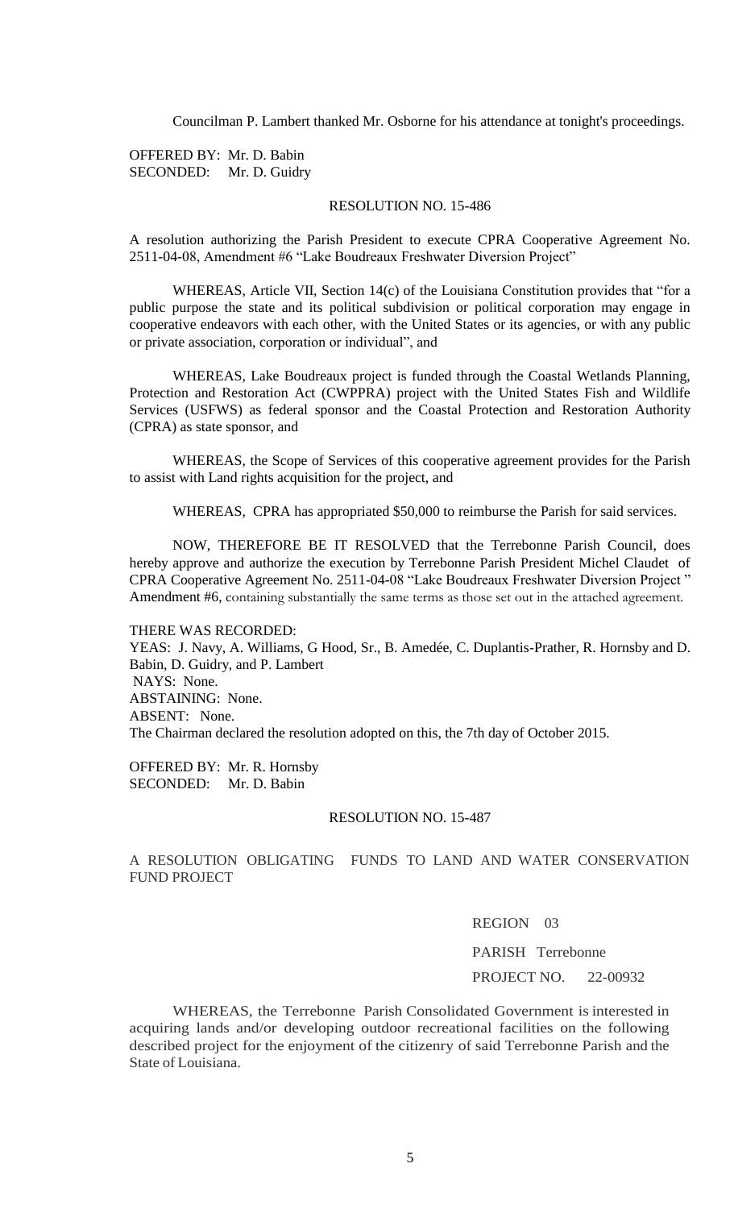Councilman P. Lambert thanked Mr. Osborne for his attendance at tonight's proceedings.

OFFERED BY: Mr. D. Babin
SECONDED: Mr. D. Guidry

RESOLUTION NO. 15-486

A resolution authorizing the Parish President to execute CPRA Cooperative Agreement No. 2511-04-08, Amendment #6 "Lake Boudreaux Freshwater Diversion Project"

WHEREAS, Article VII, Section 14(c) of the Louisiana Constitution provides that "for a public purpose the state and its political subdivision or political corporation may engage in cooperative endeavors with each other, with the United States or its agencies, or with any public or private association, corporation or individual", and

WHEREAS, Lake Boudreaux project is funded through the Coastal Wetlands Planning, Protection and Restoration Act (CWPPRA) project with the United States Fish and Wildlife Services (USFWS) as federal sponsor and the Coastal Protection and Restoration Authority (CPRA) as state sponsor, and

WHEREAS, the Scope of Services of this cooperative agreement provides for the Parish to assist with Land rights acquisition for the project, and

WHEREAS, CPRA has appropriated $50,000 to reimburse the Parish for said services.

NOW, THEREFORE BE IT RESOLVED that the Terrebonne Parish Council, does hereby approve and authorize the execution by Terrebonne Parish President Michel Claudet of CPRA Cooperative Agreement No. 2511-04-08 "Lake Boudreaux Freshwater Diversion Project" Amendment #6, containing substantially the same terms as those set out in the attached agreement.

THERE WAS RECORDED:
YEAS: J. Navy, A. Williams, G Hood, Sr., B. Amedée, C. Duplantis-Prather, R. Hornsby and D. Babin, D. Guidry, and P. Lambert
NAYS: None.
ABSTAINING: None.
ABSENT: None.
The Chairman declared the resolution adopted on this, the 7th day of October 2015.

OFFERED BY: Mr. R. Hornsby
SECONDED: Mr. D. Babin

RESOLUTION NO. 15-487

A RESOLUTION OBLIGATING FUNDS TO LAND AND WATER CONSERVATION FUND PROJECT

REGION 03

PARISH Terrebonne

PROJECT NO. 22-00932

WHEREAS, the Terrebonne Parish Consolidated Government is interested in acquiring lands and/or developing outdoor recreational facilities on the following described project for the enjoyment of the citizenry of said Terrebonne Parish and the State of Louisiana.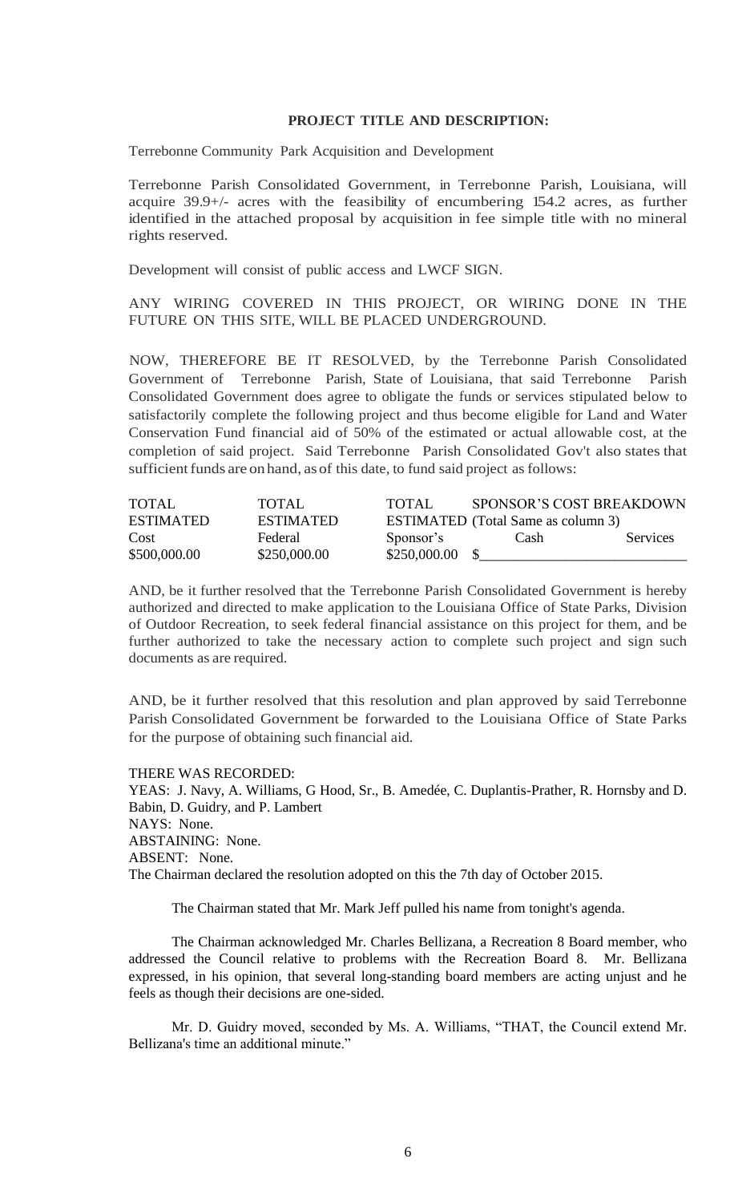**PROJECT TITLE AND DESCRIPTION:**

Terrebonne Community Park Acquisition and Development

Terrebonne Parish Consolidated Government, in Terrebonne Parish, Louisiana, will acquire 39.9+/- acres with the feasibility of encumbering 154.2 acres, as further identified in the attached proposal by acquisition in fee simple title with no mineral rights reserved.

Development will consist of public access and LWCF SIGN.

ANY WIRING COVERED IN THIS PROJECT, OR WIRING DONE IN THE FUTURE ON THIS SITE, WILL BE PLACED UNDERGROUND.

NOW, THEREFORE BE IT RESOLVED, by the Terrebonne Parish Consolidated Government of Terrebonne Parish, State of Louisiana, that said Terrebonne Parish Consolidated Government does agree to obligate the funds or services stipulated below to satisfactorily complete the following project and thus become eligible for Land and Water Conservation Fund financial aid of 50% of the estimated or actual allowable cost, at the completion of said project. Said Terrebonne Parish Consolidated Gov't also states that sufficient funds are on hand, as of this date, to fund said project as follows:

| TOTAL ESTIMATED Cost | TOTAL ESTIMATED Federal | TOTAL ESTIMATED Sponsor's | SPONSOR'S COST BREAKDOWN (Total Same as column 3) | |
|---|---|---|---|---|
| | | | Cash | Services |
| $500,000.00 | $250,000.00 | $250,000.00 | $___ | ___ |

AND, be it further resolved that the Terrebonne Parish Consolidated Government is hereby authorized and directed to make application to the Louisiana Office of State Parks, Division of Outdoor Recreation, to seek federal financial assistance on this project for them, and be further authorized to take the necessary action to complete such project and sign such documents as are required.

AND, be it further resolved that this resolution and plan approved by said Terrebonne Parish Consolidated Government be forwarded to the Louisiana Office of State Parks for the purpose of obtaining such financial aid.

THERE WAS RECORDED:
YEAS: J. Navy, A. Williams, G Hood, Sr., B. Amedée, C. Duplantis-Prather, R. Hornsby and D. Babin, D. Guidry, and P. Lambert
NAYS: None.
ABSTAINING: None.
ABSENT: None.
The Chairman declared the resolution adopted on this the 7th day of October 2015.

The Chairman stated that Mr. Mark Jeff pulled his name from tonight's agenda.

The Chairman acknowledged Mr. Charles Bellizana, a Recreation 8 Board member, who addressed the Council relative to problems with the Recreation Board 8. Mr. Bellizana expressed, in his opinion, that several long-standing board members are acting unjust and he feels as though their decisions are one-sided.

Mr. D. Guidry moved, seconded by Ms. A. Williams, "THAT, the Council extend Mr. Bellizana's time an additional minute."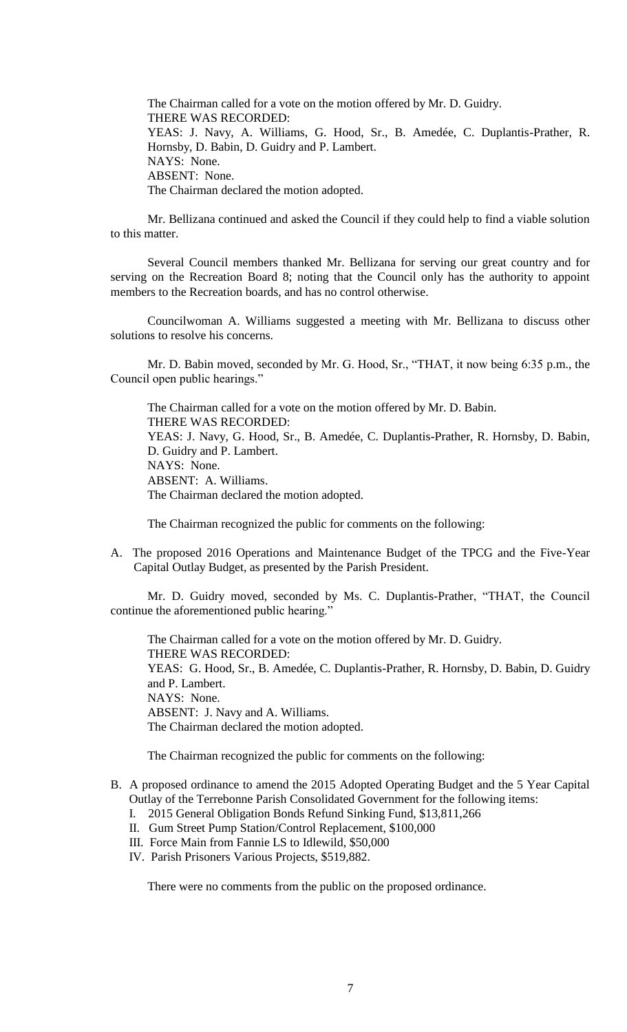The Chairman called for a vote on the motion offered by Mr. D. Guidry.
THERE WAS RECORDED:
YEAS: J. Navy, A. Williams, G. Hood, Sr., B. Amedée, C. Duplantis-Prather, R. Hornsby, D. Babin, D. Guidry and P. Lambert.
NAYS: None.
ABSENT: None.
The Chairman declared the motion adopted.

Mr. Bellizana continued and asked the Council if they could help to find a viable solution to this matter.

Several Council members thanked Mr. Bellizana for serving our great country and for serving on the Recreation Board 8; noting that the Council only has the authority to appoint members to the Recreation boards, and has no control otherwise.

Councilwoman A. Williams suggested a meeting with Mr. Bellizana to discuss other solutions to resolve his concerns.

Mr. D. Babin moved, seconded by Mr. G. Hood, Sr., "THAT, it now being 6:35 p.m., the Council open public hearings."

The Chairman called for a vote on the motion offered by Mr. D. Babin.
THERE WAS RECORDED:
YEAS: J. Navy, G. Hood, Sr., B. Amedée, C. Duplantis-Prather, R. Hornsby, D. Babin, D. Guidry and P. Lambert.
NAYS: None.
ABSENT: A. Williams.
The Chairman declared the motion adopted.

The Chairman recognized the public for comments on the following:

A. The proposed 2016 Operations and Maintenance Budget of the TPCG and the Five-Year Capital Outlay Budget, as presented by the Parish President.

Mr. D. Guidry moved, seconded by Ms. C. Duplantis-Prather, "THAT, the Council continue the aforementioned public hearing."

The Chairman called for a vote on the motion offered by Mr. D. Guidry.
THERE WAS RECORDED:
YEAS: G. Hood, Sr., B. Amedée, C. Duplantis-Prather, R. Hornsby, D. Babin, D. Guidry and P. Lambert.
NAYS: None.
ABSENT: J. Navy and A. Williams.
The Chairman declared the motion adopted.

The Chairman recognized the public for comments on the following:

B. A proposed ordinance to amend the 2015 Adopted Operating Budget and the 5 Year Capital Outlay of the Terrebonne Parish Consolidated Government for the following items:
   I. 2015 General Obligation Bonds Refund Sinking Fund, $13,811,266
   II. Gum Street Pump Station/Control Replacement, $100,000
   III. Force Main from Fannie LS to Idlewild, $50,000
   IV. Parish Prisoners Various Projects, $519,882.

There were no comments from the public on the proposed ordinance.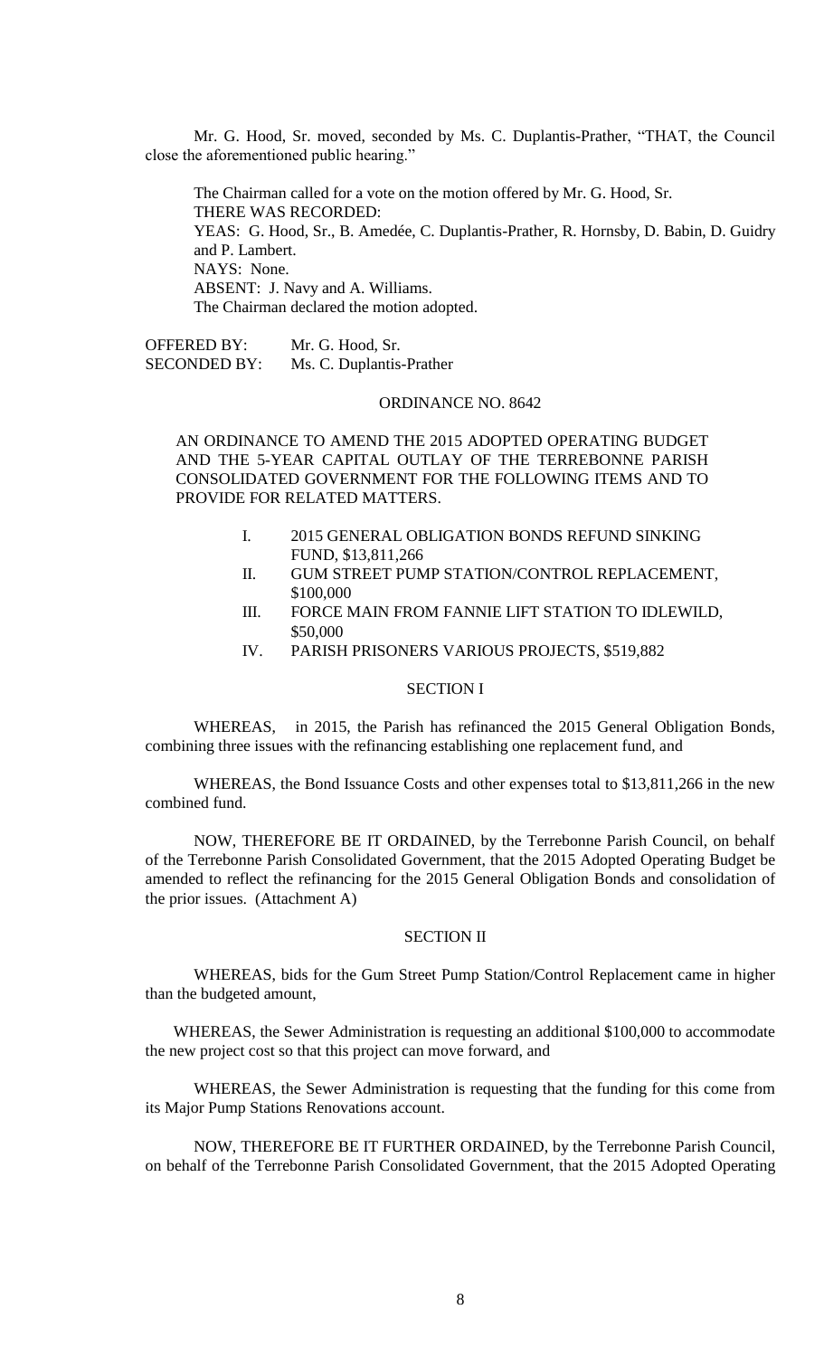Mr. G. Hood, Sr. moved, seconded by Ms. C. Duplantis-Prather, "THAT, the Council close the aforementioned public hearing."

The Chairman called for a vote on the motion offered by Mr. G. Hood, Sr.
THERE WAS RECORDED:
YEAS: G. Hood, Sr., B. Amedée, C. Duplantis-Prather, R. Hornsby, D. Babin, D. Guidry and P. Lambert.
NAYS: None.
ABSENT: J. Navy and A. Williams.
The Chairman declared the motion adopted.

OFFERED BY: Mr. G. Hood, Sr.
SECONDED BY: Ms. C. Duplantis-Prather

ORDINANCE NO. 8642

AN ORDINANCE TO AMEND THE 2015 ADOPTED OPERATING BUDGET AND THE 5-YEAR CAPITAL OUTLAY OF THE TERREBONNE PARISH CONSOLIDATED GOVERNMENT FOR THE FOLLOWING ITEMS AND TO PROVIDE FOR RELATED MATTERS.

I. 2015 GENERAL OBLIGATION BONDS REFUND SINKING FUND, $13,811,266
II. GUM STREET PUMP STATION/CONTROL REPLACEMENT, $100,000
III. FORCE MAIN FROM FANNIE LIFT STATION TO IDLEWILD, $50,000
IV. PARISH PRISONERS VARIOUS PROJECTS, $519,882

SECTION I

WHEREAS, in 2015, the Parish has refinanced the 2015 General Obligation Bonds, combining three issues with the refinancing establishing one replacement fund, and

WHEREAS, the Bond Issuance Costs and other expenses total to $13,811,266 in the new combined fund.

NOW, THEREFORE BE IT ORDAINED, by the Terrebonne Parish Council, on behalf of the Terrebonne Parish Consolidated Government, that the 2015 Adopted Operating Budget be amended to reflect the refinancing for the 2015 General Obligation Bonds and consolidation of the prior issues. (Attachment A)

SECTION II

WHEREAS, bids for the Gum Street Pump Station/Control Replacement came in higher than the budgeted amount,

WHEREAS, the Sewer Administration is requesting an additional $100,000 to accommodate the new project cost so that this project can move forward, and

WHEREAS, the Sewer Administration is requesting that the funding for this come from its Major Pump Stations Renovations account.

NOW, THEREFORE BE IT FURTHER ORDAINED, by the Terrebonne Parish Council, on behalf of the Terrebonne Parish Consolidated Government, that the 2015 Adopted Operating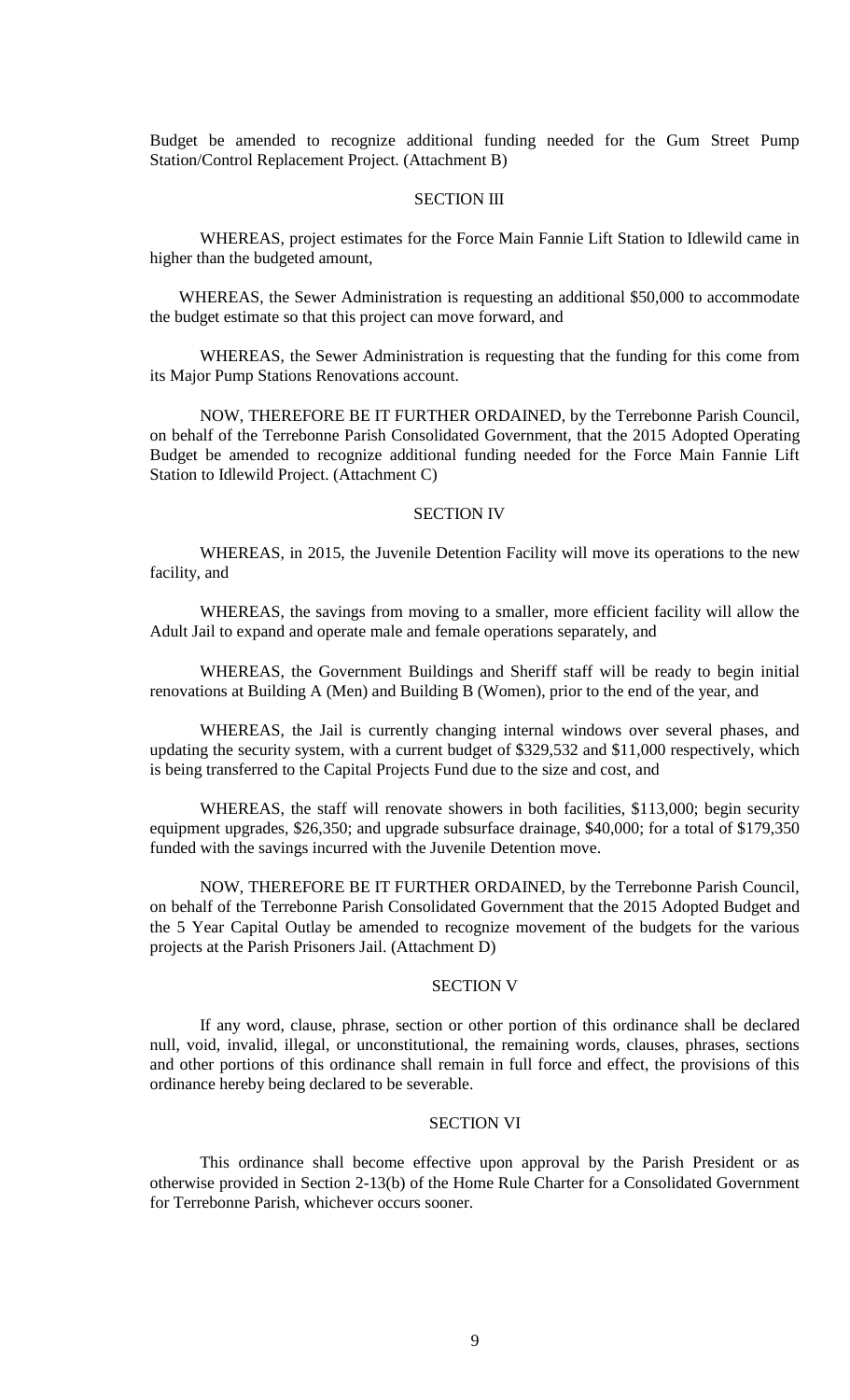Budget be amended to recognize additional funding needed for the Gum Street Pump Station/Control Replacement Project. (Attachment B)

SECTION III

WHEREAS, project estimates for the Force Main Fannie Lift Station to Idlewild came in higher than the budgeted amount,

WHEREAS, the Sewer Administration is requesting an additional $50,000 to accommodate the budget estimate so that this project can move forward, and

WHEREAS, the Sewer Administration is requesting that the funding for this come from its Major Pump Stations Renovations account.

NOW, THEREFORE BE IT FURTHER ORDAINED, by the Terrebonne Parish Council, on behalf of the Terrebonne Parish Consolidated Government, that the 2015 Adopted Operating Budget be amended to recognize additional funding needed for the Force Main Fannie Lift Station to Idlewild Project. (Attachment C)

SECTION IV

WHEREAS, in 2015, the Juvenile Detention Facility will move its operations to the new facility, and

WHEREAS, the savings from moving to a smaller, more efficient facility will allow the Adult Jail to expand and operate male and female operations separately, and

WHEREAS, the Government Buildings and Sheriff staff will be ready to begin initial renovations at Building A (Men) and Building B (Women), prior to the end of the year, and

WHEREAS, the Jail is currently changing internal windows over several phases, and updating the security system, with a current budget of $329,532 and $11,000 respectively, which is being transferred to the Capital Projects Fund due to the size and cost, and

WHEREAS, the staff will renovate showers in both facilities, $113,000; begin security equipment upgrades, $26,350; and upgrade subsurface drainage, $40,000; for a total of $179,350 funded with the savings incurred with the Juvenile Detention move.

NOW, THEREFORE BE IT FURTHER ORDAINED, by the Terrebonne Parish Council, on behalf of the Terrebonne Parish Consolidated Government that the 2015 Adopted Budget and the 5 Year Capital Outlay be amended to recognize movement of the budgets for the various projects at the Parish Prisoners Jail. (Attachment D)

SECTION V

If any word, clause, phrase, section or other portion of this ordinance shall be declared null, void, invalid, illegal, or unconstitutional, the remaining words, clauses, phrases, sections and other portions of this ordinance shall remain in full force and effect, the provisions of this ordinance hereby being declared to be severable.

SECTION VI

This ordinance shall become effective upon approval by the Parish President or as otherwise provided in Section 2-13(b) of the Home Rule Charter for a Consolidated Government for Terrebonne Parish, whichever occurs sooner.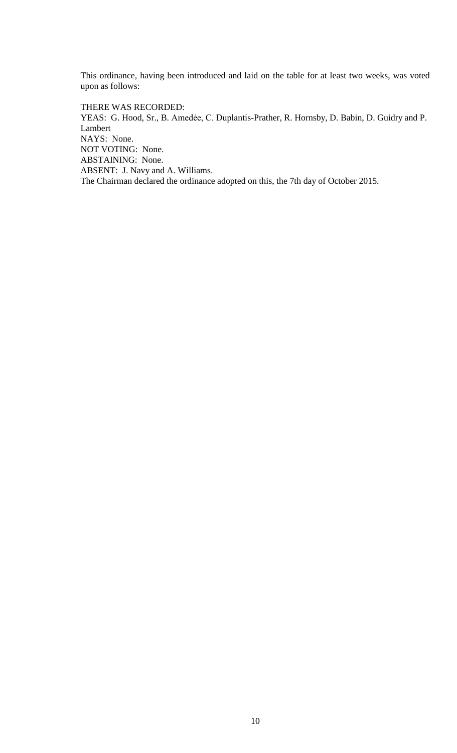This ordinance, having been introduced and laid on the table for at least two weeks, was voted upon as follows:

THERE WAS RECORDED:
YEAS: G. Hood, Sr., B. Amedẻe, C. Duplantis-Prather, R. Hornsby, D. Babin, D. Guidry and P. Lambert
NAYS: None.
NOT VOTING: None.
ABSTAINING: None.
ABSENT: J. Navy and A. Williams.
The Chairman declared the ordinance adopted on this, the 7th day of October 2015.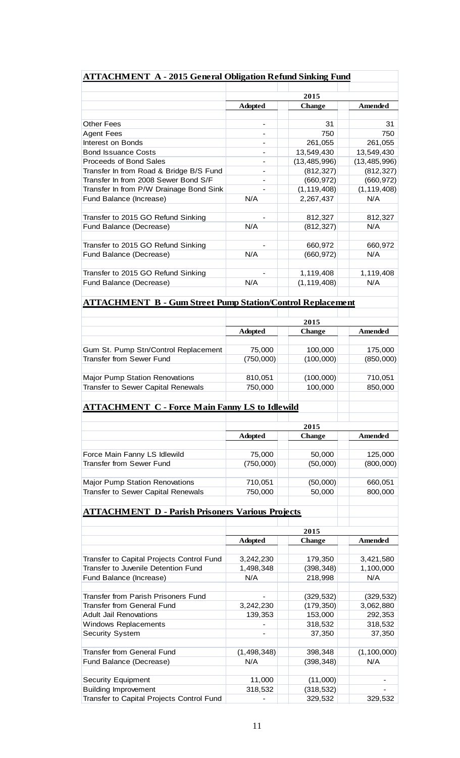## ATTACHMENT A - 2015 General Obligation Refund Sinking Fund

| | 2015 | | |
|---|---|---|---|
| | Adopted | Change | Amended |
| Other Fees | - | 31 | 31 |
| Agent Fees | - | 750 | 750 |
| Interest on Bonds | - | 261,055 | 261,055 |
| Bond Issuance Costs | - | 13,549,430 | 13,549,430 |
| Proceeds of Bond Sales | - | (13,485,996) | (13,485,996) |
| Transfer In from Road & Bridge B/S Fund | - | (812,327) | (812,327) |
| Transfer In from 2008 Sewer Bond S/F | - | (660,972) | (660,972) |
| Transfer In from P/W Drainage Bond Sink | - | (1,119,408) | (1,119,408) |
| Fund Balance (Increase) | N/A | 2,267,437 | N/A |
| | | | |
| Transfer to 2015 GO Refund Sinking | - | 812,327 | 812,327 |
| Fund Balance (Decrease) | N/A | (812,327) | N/A |
| | | | |
| Transfer to 2015 GO Refund Sinking | - | 660,972 | 660,972 |
| Fund Balance (Decrease) | N/A | (660,972) | N/A |
| | | | |
| Transfer to 2015 GO Refund Sinking | - | 1,119,408 | 1,119,408 |
| Fund Balance (Decrease) | N/A | (1,119,408) | N/A |

## ATTACHMENT B - Gum Street Pump Station/Control Replacement

| | 2015 | | |
|---|---|---|---|
| | Adopted | Change | Amended |
| Gum St. Pump Stn/Control Replacement | 75,000 | 100,000 | 175,000 |
| Transfer from Sewer Fund | (750,000) | (100,000) | (850,000) |
| | | | |
| Major Pump Station Renovations | 810,051 | (100,000) | 710,051 |
| Transfer to Sewer Capital Renewals | 750,000 | 100,000 | 850,000 |

## ATTACHMENT C - Force Main Fanny LS to Idlewild

| | 2015 | | |
|---|---|---|---|
| | Adopted | Change | Amended |
| Force Main Fanny LS Idlewild | 75,000 | 50,000 | 125,000 |
| Transfer from Sewer Fund | (750,000) | (50,000) | (800,000) |
| | | | |
| Major Pump Station Renovations | 710,051 | (50,000) | 660,051 |
| Transfer to Sewer Capital Renewals | 750,000 | 50,000 | 800,000 |

## ATTACHMENT D - Parish Prisoners Various Projects

| | 2015 | | |
|---|---|---|---|
| | Adopted | Change | Amended |
| Transfer to Capital Projects Control Fund | 3,242,230 | 179,350 | 3,421,580 |
| Transfer to Juvenile Detention Fund | 1,498,348 | (398,348) | 1,100,000 |
| Fund Balance (Increase) | N/A | 218,998 | N/A |
| | | | |
| Transfer from Parish Prisoners Fund | - | (329,532) | (329,532) |
| Transfer from General Fund | 3,242,230 | (179,350) | 3,062,880 |
| Adult Jail Renovations | 139,353 | 153,000 | 292,353 |
| Windows Replacements | - | 318,532 | 318,532 |
| Security System | - | 37,350 | 37,350 |
| | | | |
| Transfer from General Fund | (1,498,348) | 398,348 | (1,100,000) |
| Fund Balance (Decrease) | N/A | (398,348) | N/A |
| | | | |
| Security Equipment | 11,000 | (11,000) | - |
| Building Improvement | 318,532 | (318,532) | - |
| Transfer to Capital Projects Control Fund | - | 329,532 | 329,532 |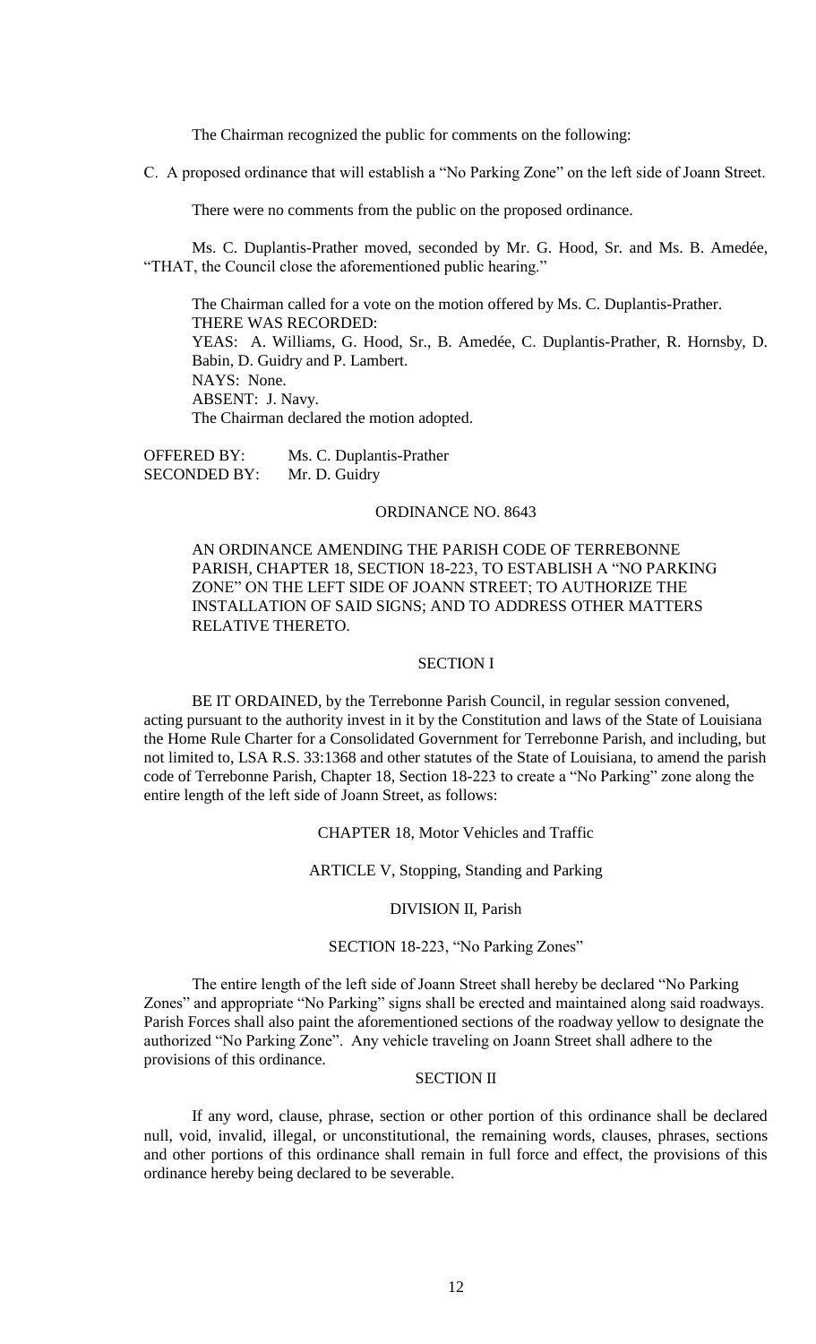The Chairman recognized the public for comments on the following:

C. A proposed ordinance that will establish a "No Parking Zone" on the left side of Joann Street.

There were no comments from the public on the proposed ordinance.

Ms. C. Duplantis-Prather moved, seconded by Mr. G. Hood, Sr. and Ms. B. Amedée, "THAT, the Council close the aforementioned public hearing."

The Chairman called for a vote on the motion offered by Ms. C. Duplantis-Prather.
THERE WAS RECORDED:
YEAS: A. Williams, G. Hood, Sr., B. Amedée, C. Duplantis-Prather, R. Hornsby, D. Babin, D. Guidry and P. Lambert.
NAYS: None.
ABSENT: J. Navy.
The Chairman declared the motion adopted.

OFFERED BY: Ms. C. Duplantis-Prather
SECONDED BY: Mr. D. Guidry

ORDINANCE NO. 8643

AN ORDINANCE AMENDING THE PARISH CODE OF TERREBONNE PARISH, CHAPTER 18, SECTION 18-223, TO ESTABLISH A "NO PARKING ZONE" ON THE LEFT SIDE OF JOANN STREET; TO AUTHORIZE THE INSTALLATION OF SAID SIGNS; AND TO ADDRESS OTHER MATTERS RELATIVE THERETO.

SECTION I

BE IT ORDAINED, by the Terrebonne Parish Council, in regular session convened, acting pursuant to the authority invest in it by the Constitution and laws of the State of Louisiana the Home Rule Charter for a Consolidated Government for Terrebonne Parish, and including, but not limited to, LSA R.S. 33:1368 and other statutes of the State of Louisiana, to amend the parish code of Terrebonne Parish, Chapter 18, Section 18-223 to create a "No Parking" zone along the entire length of the left side of Joann Street, as follows:

CHAPTER 18, Motor Vehicles and Traffic

ARTICLE V, Stopping, Standing and Parking

DIVISION II, Parish

SECTION 18-223, "No Parking Zones"

The entire length of the left side of Joann Street shall hereby be declared "No Parking Zones" and appropriate "No Parking" signs shall be erected and maintained along said roadways. Parish Forces shall also paint the aforementioned sections of the roadway yellow to designate the authorized "No Parking Zone". Any vehicle traveling on Joann Street shall adhere to the provisions of this ordinance.

SECTION II

If any word, clause, phrase, section or other portion of this ordinance shall be declared null, void, invalid, illegal, or unconstitutional, the remaining words, clauses, phrases, sections and other portions of this ordinance shall remain in full force and effect, the provisions of this ordinance hereby being declared to be severable.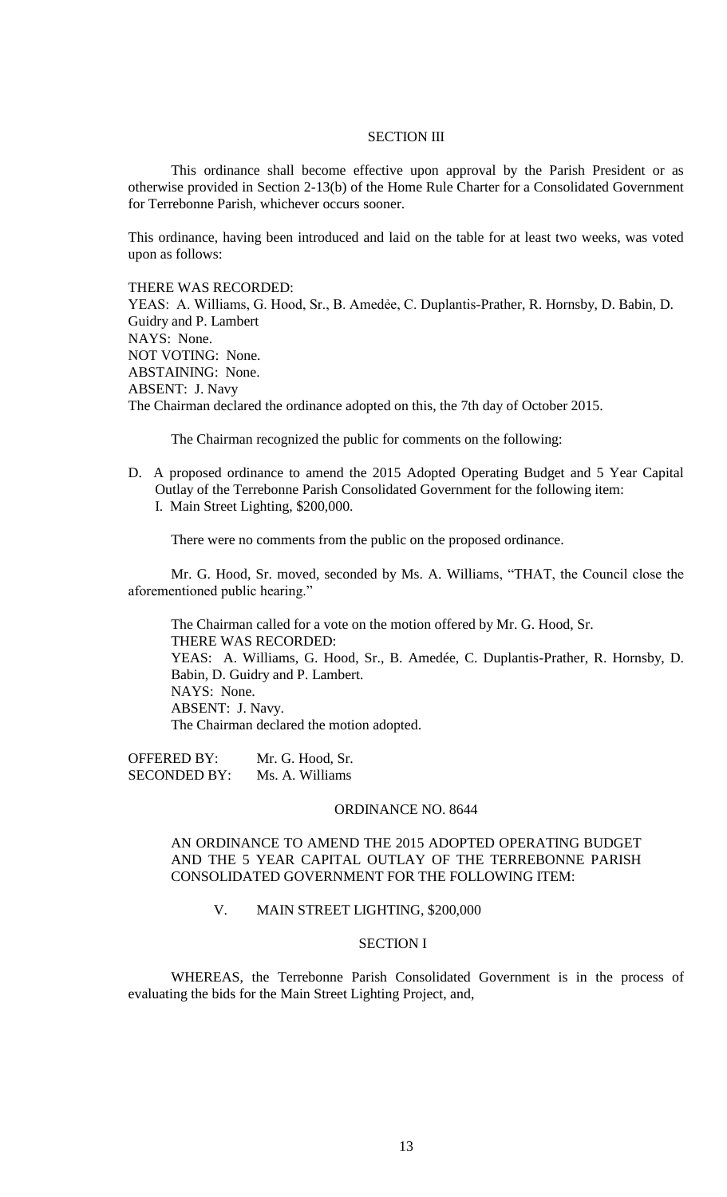SECTION III

This ordinance shall become effective upon approval by the Parish President or as otherwise provided in Section 2-13(b) of the Home Rule Charter for a Consolidated Government for Terrebonne Parish, whichever occurs sooner.

This ordinance, having been introduced and laid on the table for at least two weeks, was voted upon as follows:

THERE WAS RECORDED:
YEAS: A. Williams, G. Hood, Sr., B. Amedée, C. Duplantis-Prather, R. Hornsby, D. Babin, D. Guidry and P. Lambert
NAYS: None.
NOT VOTING: None.
ABSTAINING: None.
ABSENT: J. Navy
The Chairman declared the ordinance adopted on this, the 7th day of October 2015.

The Chairman recognized the public for comments on the following:

D. A proposed ordinance to amend the 2015 Adopted Operating Budget and 5 Year Capital Outlay of the Terrebonne Parish Consolidated Government for the following item:
   I. Main Street Lighting, $200,000.

There were no comments from the public on the proposed ordinance.

Mr. G. Hood, Sr. moved, seconded by Ms. A. Williams, "THAT, the Council close the aforementioned public hearing."

The Chairman called for a vote on the motion offered by Mr. G. Hood, Sr.
THERE WAS RECORDED:
YEAS: A. Williams, G. Hood, Sr., B. Amedée, C. Duplantis-Prather, R. Hornsby, D. Babin, D. Guidry and P. Lambert.
NAYS: None.
ABSENT: J. Navy.
The Chairman declared the motion adopted.

OFFERED BY: Mr. G. Hood, Sr.
SECONDED BY: Ms. A. Williams

ORDINANCE NO. 8644

AN ORDINANCE TO AMEND THE 2015 ADOPTED OPERATING BUDGET AND THE 5 YEAR CAPITAL OUTLAY OF THE TERREBONNE PARISH CONSOLIDATED GOVERNMENT FOR THE FOLLOWING ITEM:

V. MAIN STREET LIGHTING, $200,000

SECTION I

WHEREAS, the Terrebonne Parish Consolidated Government is in the process of evaluating the bids for the Main Street Lighting Project, and,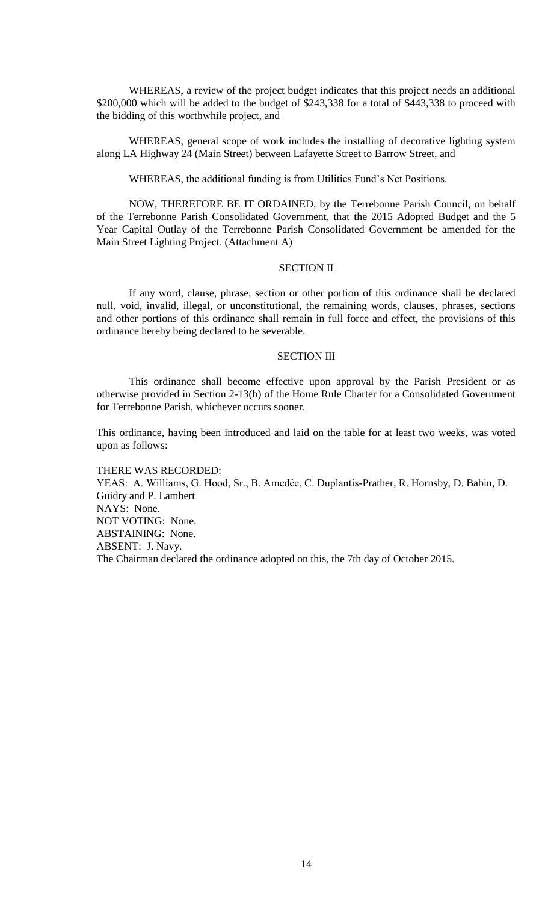WHEREAS, a review of the project budget indicates that this project needs an additional $200,000 which will be added to the budget of $243,338 for a total of $443,338 to proceed with the bidding of this worthwhile project, and

WHEREAS, general scope of work includes the installing of decorative lighting system along LA Highway 24 (Main Street) between Lafayette Street to Barrow Street, and

WHEREAS, the additional funding is from Utilities Fund's Net Positions.

NOW, THEREFORE BE IT ORDAINED, by the Terrebonne Parish Council, on behalf of the Terrebonne Parish Consolidated Government, that the 2015 Adopted Budget and the 5 Year Capital Outlay of the Terrebonne Parish Consolidated Government be amended for the Main Street Lighting Project. (Attachment A)

SECTION II

If any word, clause, phrase, section or other portion of this ordinance shall be declared null, void, invalid, illegal, or unconstitutional, the remaining words, clauses, phrases, sections and other portions of this ordinance shall remain in full force and effect, the provisions of this ordinance hereby being declared to be severable.

SECTION III

This ordinance shall become effective upon approval by the Parish President or as otherwise provided in Section 2-13(b) of the Home Rule Charter for a Consolidated Government for Terrebonne Parish, whichever occurs sooner.

This ordinance, having been introduced and laid on the table for at least two weeks, was voted upon as follows:

THERE WAS RECORDED:
YEAS: A. Williams, G. Hood, Sr., B. Amedée, C. Duplantis-Prather, R. Hornsby, D. Babin, D. Guidry and P. Lambert
NAYS: None.
NOT VOTING: None.
ABSTAINING: None.
ABSENT: J. Navy.
The Chairman declared the ordinance adopted on this, the 7th day of October 2015.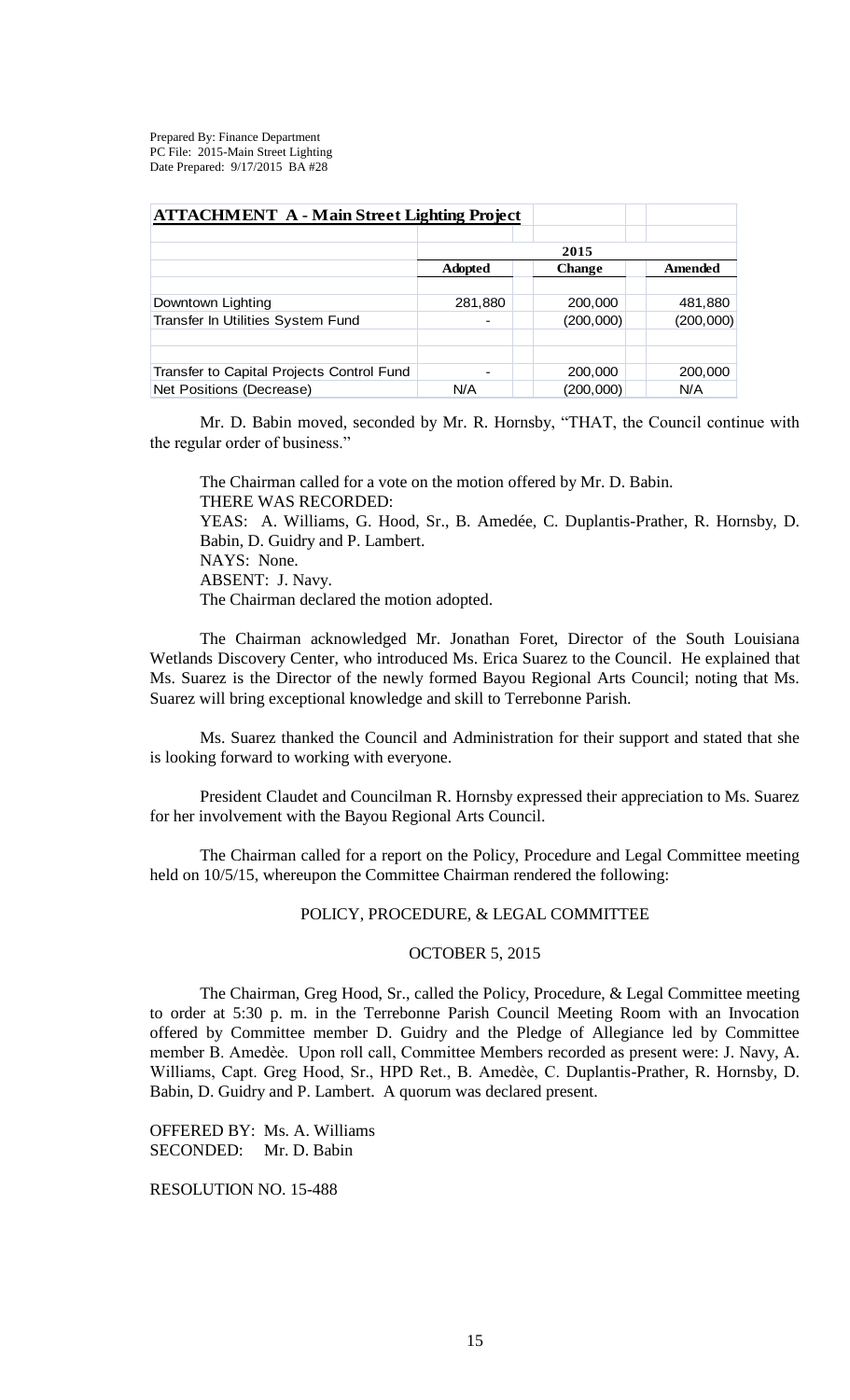Prepared By: Finance Department
PC File: 2015-Main Street Lighting
Date Prepared: 9/17/2015 BA #28

| ATTACHMENT A - Main Street Lighting Project | | | |
|---|---|---|---|
| | | 2015 | |
| | Adopted | Change | Amended |
| Downtown Lighting | 281,880 | 200,000 | 481,880 |
| Transfer In Utilities System Fund | - | (200,000) | (200,000) |
| | | | |
| Transfer to Capital Projects Control Fund | - | 200,000 | 200,000 |
| Net Positions (Decrease) | N/A | (200,000) | N/A |

Mr. D. Babin moved, seconded by Mr. R. Hornsby, "THAT, the Council continue with the regular order of business."

The Chairman called for a vote on the motion offered by Mr. D. Babin.
THERE WAS RECORDED:
YEAS: A. Williams, G. Hood, Sr., B. Amedée, C. Duplantis-Prather, R. Hornsby, D. Babin, D. Guidry and P. Lambert.
NAYS: None.
ABSENT: J. Navy.
The Chairman declared the motion adopted.

The Chairman acknowledged Mr. Jonathan Foret, Director of the South Louisiana Wetlands Discovery Center, who introduced Ms. Erica Suarez to the Council. He explained that Ms. Suarez is the Director of the newly formed Bayou Regional Arts Council; noting that Ms. Suarez will bring exceptional knowledge and skill to Terrebonne Parish.

Ms. Suarez thanked the Council and Administration for their support and stated that she is looking forward to working with everyone.

President Claudet and Councilman R. Hornsby expressed their appreciation to Ms. Suarez for her involvement with the Bayou Regional Arts Council.

The Chairman called for a report on the Policy, Procedure and Legal Committee meeting held on 10/5/15, whereupon the Committee Chairman rendered the following:

POLICY, PROCEDURE, & LEGAL COMMITTEE

OCTOBER 5, 2015

The Chairman, Greg Hood, Sr., called the Policy, Procedure, & Legal Committee meeting to order at 5:30 p. m. in the Terrebonne Parish Council Meeting Room with an Invocation offered by Committee member D. Guidry and the Pledge of Allegiance led by Committee member B. Amedèe. Upon roll call, Committee Members recorded as present were: J. Navy, A. Williams, Capt. Greg Hood, Sr., HPD Ret., B. Amedèe, C. Duplantis-Prather, R. Hornsby, D. Babin, D. Guidry and P. Lambert. A quorum was declared present.

OFFERED BY: Ms. A. Williams
SECONDED: Mr. D. Babin

RESOLUTION NO. 15-488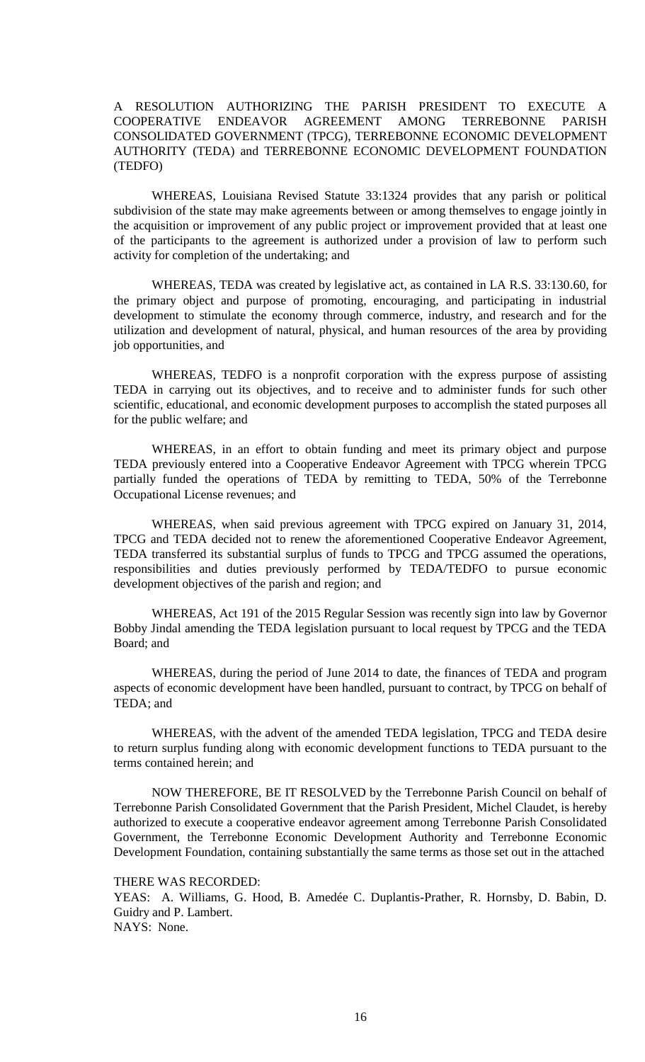A RESOLUTION AUTHORIZING THE PARISH PRESIDENT TO EXECUTE A COOPERATIVE ENDEAVOR AGREEMENT AMONG TERREBONNE PARISH CONSOLIDATED GOVERNMENT (TPCG), TERREBONNE ECONOMIC DEVELOPMENT AUTHORITY (TEDA) and TERREBONNE ECONOMIC DEVELOPMENT FOUNDATION (TEDFO)

WHEREAS, Louisiana Revised Statute 33:1324 provides that any parish or political subdivision of the state may make agreements between or among themselves to engage jointly in the acquisition or improvement of any public project or improvement provided that at least one of the participants to the agreement is authorized under a provision of law to perform such activity for completion of the undertaking; and

WHEREAS, TEDA was created by legislative act, as contained in LA R.S. 33:130.60, for the primary object and purpose of promoting, encouraging, and participating in industrial development to stimulate the economy through commerce, industry, and research and for the utilization and development of natural, physical, and human resources of the area by providing job opportunities, and

WHEREAS, TEDFO is a nonprofit corporation with the express purpose of assisting TEDA in carrying out its objectives, and to receive and to administer funds for such other scientific, educational, and economic development purposes to accomplish the stated purposes all for the public welfare; and

WHEREAS, in an effort to obtain funding and meet its primary object and purpose TEDA previously entered into a Cooperative Endeavor Agreement with TPCG wherein TPCG partially funded the operations of TEDA by remitting to TEDA, 50% of the Terrebonne Occupational License revenues; and

WHEREAS, when said previous agreement with TPCG expired on January 31, 2014, TPCG and TEDA decided not to renew the aforementioned Cooperative Endeavor Agreement, TEDA transferred its substantial surplus of funds to TPCG and TPCG assumed the operations, responsibilities and duties previously performed by TEDA/TEDFO to pursue economic development objectives of the parish and region; and

WHEREAS, Act 191 of the 2015 Regular Session was recently sign into law by Governor Bobby Jindal amending the TEDA legislation pursuant to local request by TPCG and the TEDA Board; and

WHEREAS, during the period of June 2014 to date, the finances of TEDA and program aspects of economic development have been handled, pursuant to contract, by TPCG on behalf of TEDA; and

WHEREAS, with the advent of the amended TEDA legislation, TPCG and TEDA desire to return surplus funding along with economic development functions to TEDA pursuant to the terms contained herein; and

NOW THEREFORE, BE IT RESOLVED by the Terrebonne Parish Council on behalf of Terrebonne Parish Consolidated Government that the Parish President, Michel Claudet, is hereby authorized to execute a cooperative endeavor agreement among Terrebonne Parish Consolidated Government, the Terrebonne Economic Development Authority and Terrebonne Economic Development Foundation, containing substantially the same terms as those set out in the attached

THERE WAS RECORDED:

YEAS: A. Williams, G. Hood, B. Amedée C. Duplantis-Prather, R. Hornsby, D. Babin, D. Guidry and P. Lambert.

NAYS: None.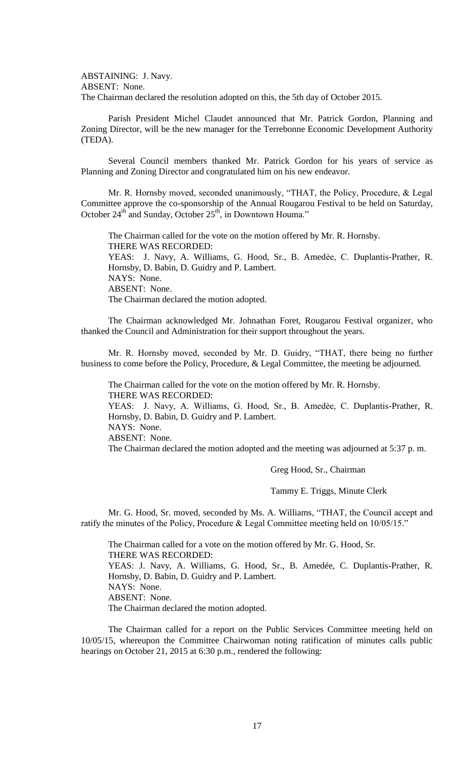ABSTAINING: J. Navy.
ABSENT: None.
The Chairman declared the resolution adopted on this, the 5th day of October 2015.

Parish President Michel Claudet announced that Mr. Patrick Gordon, Planning and Zoning Director, will be the new manager for the Terrebonne Economic Development Authority (TEDA).

Several Council members thanked Mr. Patrick Gordon for his years of service as Planning and Zoning Director and congratulated him on his new endeavor.

Mr. R. Hornsby moved, seconded unanimously, "THAT, the Policy, Procedure, & Legal Committee approve the co-sponsorship of the Annual Rougarou Festival to be held on Saturday, October 24th and Sunday, October 25th, in Downtown Houma."

The Chairman called for the vote on the motion offered by Mr. R. Hornsby.
THERE WAS RECORDED:
YEAS: J. Navy, A. Williams, G. Hood, Sr., B. Amedèe, C. Duplantis-Prather, R. Hornsby, D. Babin, D. Guidry and P. Lambert.
NAYS: None.
ABSENT: None.
The Chairman declared the motion adopted.

The Chairman acknowledged Mr. Johnathan Foret, Rougarou Festival organizer, who thanked the Council and Administration for their support throughout the years.

Mr. R. Hornsby moved, seconded by Mr. D. Guidry, "THAT, there being no further business to come before the Policy, Procedure, & Legal Committee, the meeting be adjourned.

The Chairman called for the vote on the motion offered by Mr. R. Hornsby.
THERE WAS RECORDED:
YEAS: J. Navy, A. Williams, G. Hood, Sr., B. Amedèe, C. Duplantis-Prather, R. Hornsby, D. Babin, D. Guidry and P. Lambert.
NAYS: None.
ABSENT: None.
The Chairman declared the motion adopted and the meeting was adjourned at 5:37 p. m.

Greg Hood, Sr., Chairman

Tammy E. Triggs, Minute Clerk

Mr. G. Hood, Sr. moved, seconded by Ms. A. Williams, "THAT, the Council accept and ratify the minutes of the Policy, Procedure & Legal Committee meeting held on 10/05/15."

The Chairman called for a vote on the motion offered by Mr. G. Hood, Sr.
THERE WAS RECORDED:
YEAS: J. Navy, A. Williams, G. Hood, Sr., B. Amedée, C. Duplantis-Prather, R. Hornsby, D. Babin, D. Guidry and P. Lambert.
NAYS: None.
ABSENT: None.
The Chairman declared the motion adopted.

The Chairman called for a report on the Public Services Committee meeting held on 10/05/15, whereupon the Committee Chairwoman noting ratification of minutes calls public hearings on October 21, 2015 at 6:30 p.m., rendered the following: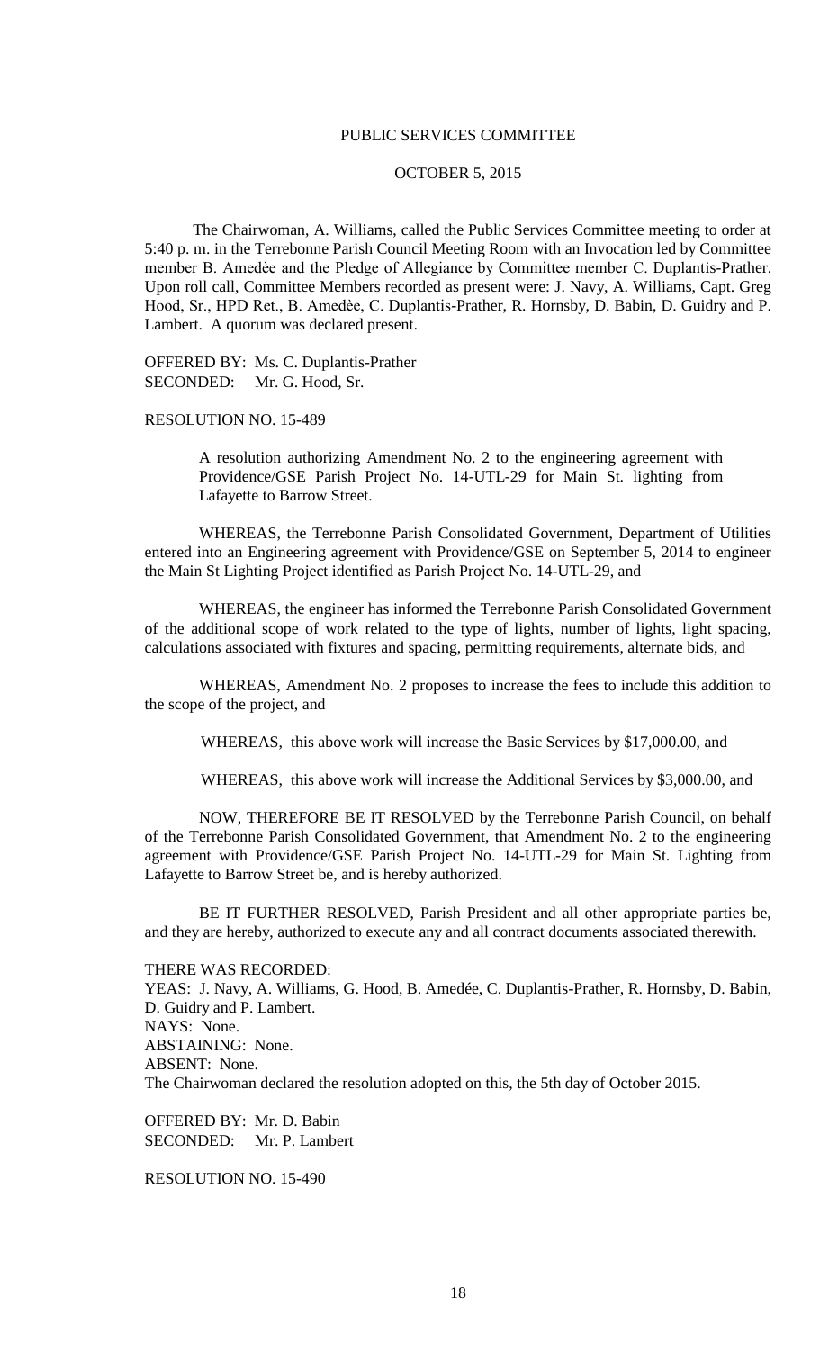PUBLIC SERVICES COMMITTEE

OCTOBER 5, 2015

The Chairwoman, A. Williams, called the Public Services Committee meeting to order at 5:40 p. m. in the Terrebonne Parish Council Meeting Room with an Invocation led by Committee member B. Amedèe and the Pledge of Allegiance by Committee member C. Duplantis-Prather. Upon roll call, Committee Members recorded as present were: J. Navy, A. Williams, Capt. Greg Hood, Sr., HPD Ret., B. Amedèe, C. Duplantis-Prather, R. Hornsby, D. Babin, D. Guidry and P. Lambert. A quorum was declared present.

OFFERED BY: Ms. C. Duplantis-Prather
SECONDED: Mr. G. Hood, Sr.

RESOLUTION NO. 15-489

A resolution authorizing Amendment No. 2 to the engineering agreement with Providence/GSE Parish Project No. 14-UTL-29 for Main St. lighting from Lafayette to Barrow Street.

WHEREAS, the Terrebonne Parish Consolidated Government, Department of Utilities entered into an Engineering agreement with Providence/GSE on September 5, 2014 to engineer the Main St Lighting Project identified as Parish Project No. 14-UTL-29, and

WHEREAS, the engineer has informed the Terrebonne Parish Consolidated Government of the additional scope of work related to the type of lights, number of lights, light spacing, calculations associated with fixtures and spacing, permitting requirements, alternate bids, and

WHEREAS, Amendment No. 2 proposes to increase the fees to include this addition to the scope of the project, and

WHEREAS, this above work will increase the Basic Services by $17,000.00, and

WHEREAS, this above work will increase the Additional Services by $3,000.00, and

NOW, THEREFORE BE IT RESOLVED by the Terrebonne Parish Council, on behalf of the Terrebonne Parish Consolidated Government, that Amendment No. 2 to the engineering agreement with Providence/GSE Parish Project No. 14-UTL-29 for Main St. Lighting from Lafayette to Barrow Street be, and is hereby authorized.

BE IT FURTHER RESOLVED, Parish President and all other appropriate parties be, and they are hereby, authorized to execute any and all contract documents associated therewith.

THERE WAS RECORDED:
YEAS: J. Navy, A. Williams, G. Hood, B. Amedée, C. Duplantis-Prather, R. Hornsby, D. Babin, D. Guidry and P. Lambert.
NAYS: None.
ABSTAINING: None.
ABSENT: None.
The Chairwoman declared the resolution adopted on this, the 5th day of October 2015.

OFFERED BY: Mr. D. Babin
SECONDED: Mr. P. Lambert

RESOLUTION NO. 15-490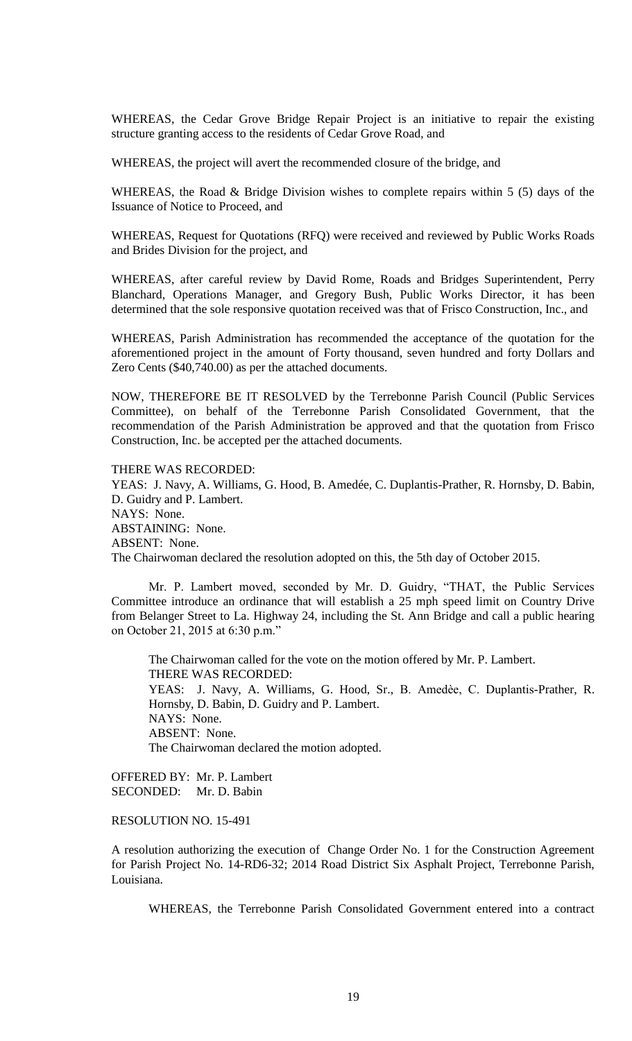WHEREAS, the Cedar Grove Bridge Repair Project is an initiative to repair the existing structure granting access to the residents of Cedar Grove Road, and

WHEREAS, the project will avert the recommended closure of the bridge, and

WHEREAS, the Road & Bridge Division wishes to complete repairs within 5 (5) days of the Issuance of Notice to Proceed, and

WHEREAS, Request for Quotations (RFQ) were received and reviewed by Public Works Roads and Brides Division for the project, and

WHEREAS, after careful review by David Rome, Roads and Bridges Superintendent, Perry Blanchard, Operations Manager, and Gregory Bush, Public Works Director, it has been determined that the sole responsive quotation received was that of Frisco Construction, Inc., and

WHEREAS, Parish Administration has recommended the acceptance of the quotation for the aforementioned project in the amount of Forty thousand, seven hundred and forty Dollars and Zero Cents ($40,740.00) as per the attached documents.

NOW, THEREFORE BE IT RESOLVED by the Terrebonne Parish Council (Public Services Committee), on behalf of the Terrebonne Parish Consolidated Government, that the recommendation of the Parish Administration be approved and that the quotation from Frisco Construction, Inc. be accepted per the attached documents.

THERE WAS RECORDED:
YEAS: J. Navy, A. Williams, G. Hood, B. Amedée, C. Duplantis-Prather, R. Hornsby, D. Babin, D. Guidry and P. Lambert.
NAYS: None.
ABSTAINING: None.
ABSENT: None.
The Chairwoman declared the resolution adopted on this, the 5th day of October 2015.

Mr. P. Lambert moved, seconded by Mr. D. Guidry, "THAT, the Public Services Committee introduce an ordinance that will establish a 25 mph speed limit on Country Drive from Belanger Street to La. Highway 24, including the St. Ann Bridge and call a public hearing on October 21, 2015 at 6:30 p.m."

The Chairwoman called for the vote on the motion offered by Mr. P. Lambert.
THERE WAS RECORDED:
YEAS: J. Navy, A. Williams, G. Hood, Sr., B. Amedѐe, C. Duplantis-Prather, R. Hornsby, D. Babin, D. Guidry and P. Lambert.
NAYS: None.
ABSENT: None.
The Chairwoman declared the motion adopted.

OFFERED BY: Mr. P. Lambert
SECONDED: Mr. D. Babin

RESOLUTION NO. 15-491

A resolution authorizing the execution of Change Order No. 1 for the Construction Agreement for Parish Project No. 14-RD6-32; 2014 Road District Six Asphalt Project, Terrebonne Parish, Louisiana.

WHEREAS, the Terrebonne Parish Consolidated Government entered into a contract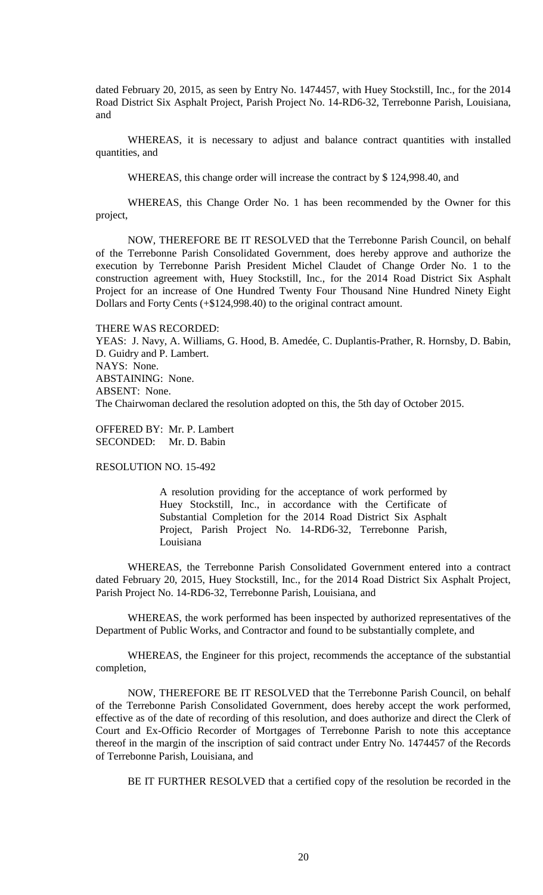dated February 20, 2015, as seen by Entry No. 1474457, with Huey Stockstill, Inc., for the 2014 Road District Six Asphalt Project, Parish Project No. 14-RD6-32, Terrebonne Parish, Louisiana, and

WHEREAS, it is necessary to adjust and balance contract quantities with installed quantities, and

WHEREAS, this change order will increase the contract by $ 124,998.40, and

WHEREAS, this Change Order No. 1 has been recommended by the Owner for this project,

NOW, THEREFORE BE IT RESOLVED that the Terrebonne Parish Council, on behalf of the Terrebonne Parish Consolidated Government, does hereby approve and authorize the execution by Terrebonne Parish President Michel Claudet of Change Order No. 1 to the construction agreement with, Huey Stockstill, Inc., for the 2014 Road District Six Asphalt Project for an increase of One Hundred Twenty Four Thousand Nine Hundred Ninety Eight Dollars and Forty Cents (+$124,998.40) to the original contract amount.

THERE WAS RECORDED:
YEAS: J. Navy, A. Williams, G. Hood, B. Amedée, C. Duplantis-Prather, R. Hornsby, D. Babin, D. Guidry and P. Lambert.
NAYS: None.
ABSTAINING: None.
ABSENT: None.
The Chairwoman declared the resolution adopted on this, the 5th day of October 2015.

OFFERED BY: Mr. P. Lambert
SECONDED: Mr. D. Babin

RESOLUTION NO. 15-492

> A resolution providing for the acceptance of work performed by Huey Stockstill, Inc., in accordance with the Certificate of Substantial Completion for the 2014 Road District Six Asphalt Project, Parish Project No. 14-RD6-32, Terrebonne Parish, Louisiana

WHEREAS, the Terrebonne Parish Consolidated Government entered into a contract dated February 20, 2015, Huey Stockstill, Inc., for the 2014 Road District Six Asphalt Project, Parish Project No. 14-RD6-32, Terrebonne Parish, Louisiana, and

WHEREAS, the work performed has been inspected by authorized representatives of the Department of Public Works, and Contractor and found to be substantially complete, and

WHEREAS, the Engineer for this project, recommends the acceptance of the substantial completion,

NOW, THEREFORE BE IT RESOLVED that the Terrebonne Parish Council, on behalf of the Terrebonne Parish Consolidated Government, does hereby accept the work performed, effective as of the date of recording of this resolution, and does authorize and direct the Clerk of Court and Ex-Officio Recorder of Mortgages of Terrebonne Parish to note this acceptance thereof in the margin of the inscription of said contract under Entry No. 1474457 of the Records of Terrebonne Parish, Louisiana, and

BE IT FURTHER RESOLVED that a certified copy of the resolution be recorded in the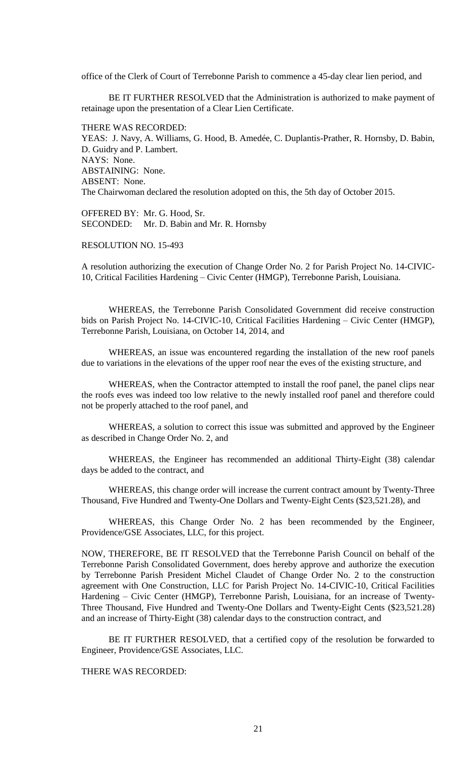office of the Clerk of Court of Terrebonne Parish to commence a 45-day clear lien period, and

BE IT FURTHER RESOLVED that the Administration is authorized to make payment of retainage upon the presentation of a Clear Lien Certificate.

THERE WAS RECORDED:
YEAS: J. Navy, A. Williams, G. Hood, B. Amedée, C. Duplantis-Prather, R. Hornsby, D. Babin, D. Guidry and P. Lambert.
NAYS: None.
ABSTAINING: None.
ABSENT: None.
The Chairwoman declared the resolution adopted on this, the 5th day of October 2015.

OFFERED BY: Mr. G. Hood, Sr.
SECONDED: Mr. D. Babin and Mr. R. Hornsby

RESOLUTION NO. 15-493

A resolution authorizing the execution of Change Order No. 2 for Parish Project No. 14-CIVIC-10, Critical Facilities Hardening – Civic Center (HMGP), Terrebonne Parish, Louisiana.

WHEREAS, the Terrebonne Parish Consolidated Government did receive construction bids on Parish Project No. 14-CIVIC-10, Critical Facilities Hardening – Civic Center (HMGP), Terrebonne Parish, Louisiana, on October 14, 2014, and

WHEREAS, an issue was encountered regarding the installation of the new roof panels due to variations in the elevations of the upper roof near the eves of the existing structure, and

WHEREAS, when the Contractor attempted to install the roof panel, the panel clips near the roofs eves was indeed too low relative to the newly installed roof panel and therefore could not be properly attached to the roof panel, and

WHEREAS, a solution to correct this issue was submitted and approved by the Engineer as described in Change Order No. 2, and

WHEREAS, the Engineer has recommended an additional Thirty-Eight (38) calendar days be added to the contract, and

WHEREAS, this change order will increase the current contract amount by Twenty-Three Thousand, Five Hundred and Twenty-One Dollars and Twenty-Eight Cents ($23,521.28), and

WHEREAS, this Change Order No. 2 has been recommended by the Engineer, Providence/GSE Associates, LLC, for this project.

NOW, THEREFORE, BE IT RESOLVED that the Terrebonne Parish Council on behalf of the Terrebonne Parish Consolidated Government, does hereby approve and authorize the execution by Terrebonne Parish President Michel Claudet of Change Order No. 2 to the construction agreement with One Construction, LLC for Parish Project No. 14-CIVIC-10, Critical Facilities Hardening – Civic Center (HMGP), Terrebonne Parish, Louisiana, for an increase of Twenty-Three Thousand, Five Hundred and Twenty-One Dollars and Twenty-Eight Cents ($23,521.28) and an increase of Thirty-Eight (38) calendar days to the construction contract, and

BE IT FURTHER RESOLVED, that a certified copy of the resolution be forwarded to Engineer, Providence/GSE Associates, LLC.

THERE WAS RECORDED: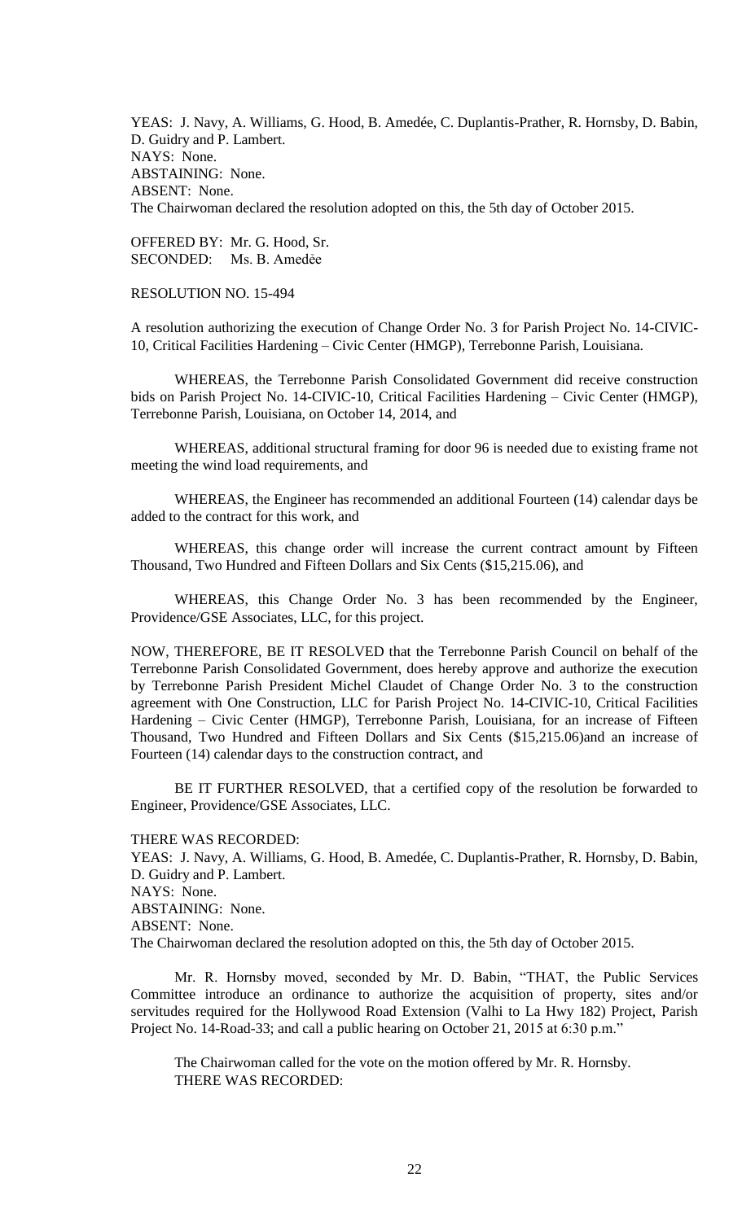YEAS: J. Navy, A. Williams, G. Hood, B. Amedée, C. Duplantis-Prather, R. Hornsby, D. Babin, D. Guidry and P. Lambert.
NAYS: None.
ABSTAINING: None.
ABSENT: None.
The Chairwoman declared the resolution adopted on this, the 5th day of October 2015.

OFFERED BY: Mr. G. Hood, Sr.
SECONDED: Ms. B. Amedėe

RESOLUTION NO. 15-494

A resolution authorizing the execution of Change Order No. 3 for Parish Project No. 14-CIVIC-10, Critical Facilities Hardening – Civic Center (HMGP), Terrebonne Parish, Louisiana.

WHEREAS, the Terrebonne Parish Consolidated Government did receive construction bids on Parish Project No. 14-CIVIC-10, Critical Facilities Hardening – Civic Center (HMGP), Terrebonne Parish, Louisiana, on October 14, 2014, and

WHEREAS, additional structural framing for door 96 is needed due to existing frame not meeting the wind load requirements, and

WHEREAS, the Engineer has recommended an additional Fourteen (14) calendar days be added to the contract for this work, and

WHEREAS, this change order will increase the current contract amount by Fifteen Thousand, Two Hundred and Fifteen Dollars and Six Cents ($15,215.06), and

WHEREAS, this Change Order No. 3 has been recommended by the Engineer, Providence/GSE Associates, LLC, for this project.

NOW, THEREFORE, BE IT RESOLVED that the Terrebonne Parish Council on behalf of the Terrebonne Parish Consolidated Government, does hereby approve and authorize the execution by Terrebonne Parish President Michel Claudet of Change Order No. 3 to the construction agreement with One Construction, LLC for Parish Project No. 14-CIVIC-10, Critical Facilities Hardening – Civic Center (HMGP), Terrebonne Parish, Louisiana, for an increase of Fifteen Thousand, Two Hundred and Fifteen Dollars and Six Cents ($15,215.06)and an increase of Fourteen (14) calendar days to the construction contract, and

BE IT FURTHER RESOLVED, that a certified copy of the resolution be forwarded to Engineer, Providence/GSE Associates, LLC.

THERE WAS RECORDED:
YEAS: J. Navy, A. Williams, G. Hood, B. Amedée, C. Duplantis-Prather, R. Hornsby, D. Babin, D. Guidry and P. Lambert.
NAYS: None.
ABSTAINING: None.
ABSENT: None.
The Chairwoman declared the resolution adopted on this, the 5th day of October 2015.

Mr. R. Hornsby moved, seconded by Mr. D. Babin, "THAT, the Public Services Committee introduce an ordinance to authorize the acquisition of property, sites and/or servitudes required for the Hollywood Road Extension (Valhi to La Hwy 182) Project, Parish Project No. 14-Road-33; and call a public hearing on October 21, 2015 at 6:30 p.m."

The Chairwoman called for the vote on the motion offered by Mr. R. Hornsby.
THERE WAS RECORDED: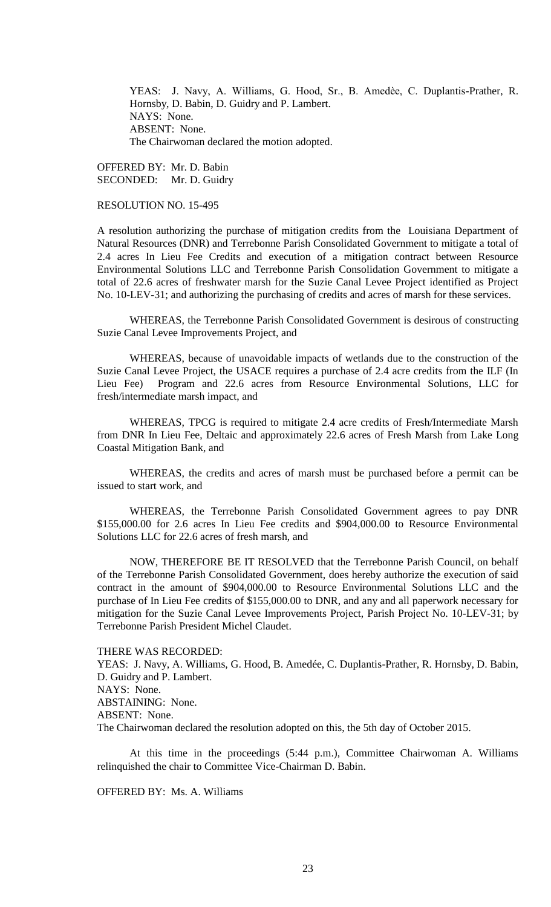YEAS: J. Navy, A. Williams, G. Hood, Sr., B. Amedèe, C. Duplantis-Prather, R. Hornsby, D. Babin, D. Guidry and P. Lambert.
NAYS: None.
ABSENT: None.
The Chairwoman declared the motion adopted.

OFFERED BY: Mr. D. Babin
SECONDED: Mr. D. Guidry

RESOLUTION NO. 15-495

A resolution authorizing the purchase of mitigation credits from the Louisiana Department of Natural Resources (DNR) and Terrebonne Parish Consolidated Government to mitigate a total of 2.4 acres In Lieu Fee Credits and execution of a mitigation contract between Resource Environmental Solutions LLC and Terrebonne Parish Consolidation Government to mitigate a total of 22.6 acres of freshwater marsh for the Suzie Canal Levee Project identified as Project No. 10-LEV-31; and authorizing the purchasing of credits and acres of marsh for these services.

WHEREAS, the Terrebonne Parish Consolidated Government is desirous of constructing Suzie Canal Levee Improvements Project, and

WHEREAS, because of unavoidable impacts of wetlands due to the construction of the Suzie Canal Levee Project, the USACE requires a purchase of 2.4 acre credits from the ILF (In Lieu Fee) Program and 22.6 acres from Resource Environmental Solutions, LLC for fresh/intermediate marsh impact, and

WHEREAS, TPCG is required to mitigate 2.4 acre credits of Fresh/Intermediate Marsh from DNR In Lieu Fee, Deltaic and approximately 22.6 acres of Fresh Marsh from Lake Long Coastal Mitigation Bank, and

WHEREAS, the credits and acres of marsh must be purchased before a permit can be issued to start work, and

WHEREAS, the Terrebonne Parish Consolidated Government agrees to pay DNR $155,000.00 for 2.6 acres In Lieu Fee credits and $904,000.00 to Resource Environmental Solutions LLC for 22.6 acres of fresh marsh, and

NOW, THEREFORE BE IT RESOLVED that the Terrebonne Parish Council, on behalf of the Terrebonne Parish Consolidated Government, does hereby authorize the execution of said contract in the amount of $904,000.00 to Resource Environmental Solutions LLC and the purchase of In Lieu Fee credits of $155,000.00 to DNR, and any and all paperwork necessary for mitigation for the Suzie Canal Levee Improvements Project, Parish Project No. 10-LEV-31; by Terrebonne Parish President Michel Claudet.

THERE WAS RECORDED:
YEAS: J. Navy, A. Williams, G. Hood, B. Amedée, C. Duplantis-Prather, R. Hornsby, D. Babin, D. Guidry and P. Lambert.
NAYS: None.
ABSTAINING: None.
ABSENT: None.
The Chairwoman declared the resolution adopted on this, the 5th day of October 2015.

At this time in the proceedings (5:44 p.m.), Committee Chairwoman A. Williams relinquished the chair to Committee Vice-Chairman D. Babin.

OFFERED BY: Ms. A. Williams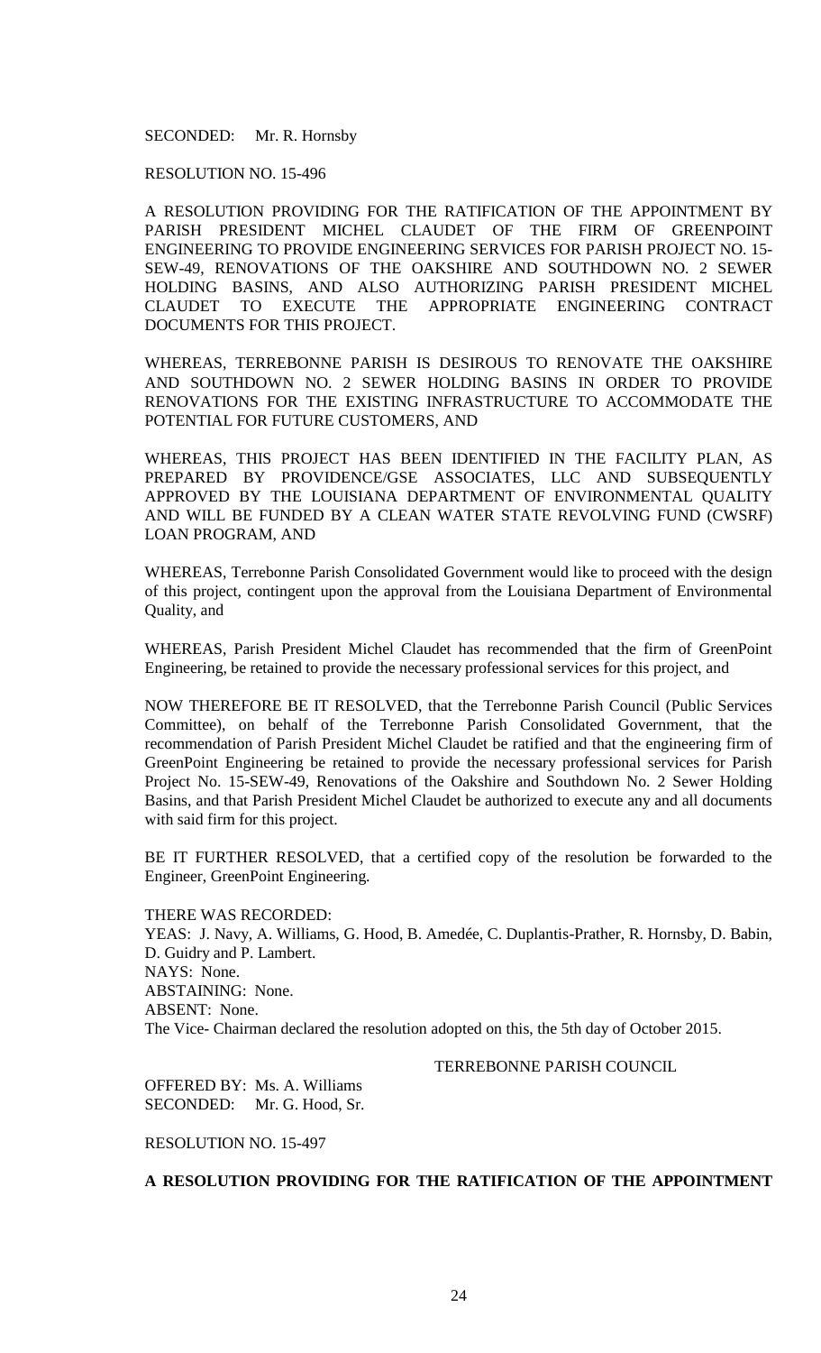SECONDED: Mr. R. Hornsby

RESOLUTION NO. 15-496

A RESOLUTION PROVIDING FOR THE RATIFICATION OF THE APPOINTMENT BY PARISH PRESIDENT MICHEL CLAUDET OF THE FIRM OF GREENPOINT ENGINEERING TO PROVIDE ENGINEERING SERVICES FOR PARISH PROJECT NO. 15-SEW-49, RENOVATIONS OF THE OAKSHIRE AND SOUTHDOWN NO. 2 SEWER HOLDING BASINS, AND ALSO AUTHORIZING PARISH PRESIDENT MICHEL CLAUDET TO EXECUTE THE APPROPRIATE ENGINEERING CONTRACT DOCUMENTS FOR THIS PROJECT.

WHEREAS, TERREBONNE PARISH IS DESIROUS TO RENOVATE THE OAKSHIRE AND SOUTHDOWN NO. 2 SEWER HOLDING BASINS IN ORDER TO PROVIDE RENOVATIONS FOR THE EXISTING INFRASTRUCTURE TO ACCOMMODATE THE POTENTIAL FOR FUTURE CUSTOMERS, AND

WHEREAS, THIS PROJECT HAS BEEN IDENTIFIED IN THE FACILITY PLAN, AS PREPARED BY PROVIDENCE/GSE ASSOCIATES, LLC AND SUBSEQUENTLY APPROVED BY THE LOUISIANA DEPARTMENT OF ENVIRONMENTAL QUALITY AND WILL BE FUNDED BY A CLEAN WATER STATE REVOLVING FUND (CWSRF) LOAN PROGRAM, AND

WHEREAS, Terrebonne Parish Consolidated Government would like to proceed with the design of this project, contingent upon the approval from the Louisiana Department of Environmental Quality, and

WHEREAS, Parish President Michel Claudet has recommended that the firm of GreenPoint Engineering, be retained to provide the necessary professional services for this project, and

NOW THEREFORE BE IT RESOLVED, that the Terrebonne Parish Council (Public Services Committee), on behalf of the Terrebonne Parish Consolidated Government, that the recommendation of Parish President Michel Claudet be ratified and that the engineering firm of GreenPoint Engineering be retained to provide the necessary professional services for Parish Project No. 15-SEW-49, Renovations of the Oakshire and Southdown No. 2 Sewer Holding Basins, and that Parish President Michel Claudet be authorized to execute any and all documents with said firm for this project.

BE IT FURTHER RESOLVED, that a certified copy of the resolution be forwarded to the Engineer, GreenPoint Engineering.

THERE WAS RECORDED:
YEAS: J. Navy, A. Williams, G. Hood, B. Amedée, C. Duplantis-Prather, R. Hornsby, D. Babin, D. Guidry and P. Lambert.
NAYS: None.
ABSTAINING: None.
ABSENT: None.
The Vice- Chairman declared the resolution adopted on this, the 5th day of October 2015.

TERREBONNE PARISH COUNCIL

OFFERED BY: Ms. A. Williams
SECONDED: Mr. G. Hood, Sr.

RESOLUTION NO. 15-497

**A RESOLUTION PROVIDING FOR THE RATIFICATION OF THE APPOINTMENT**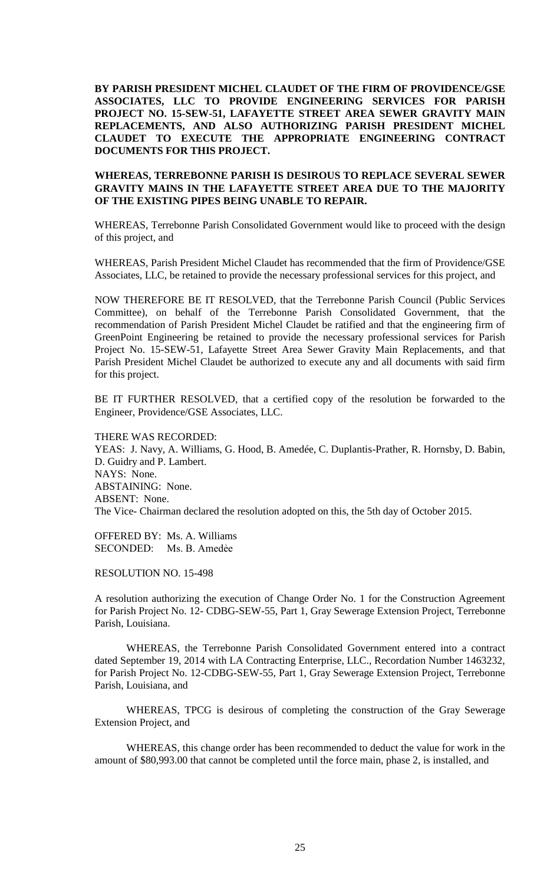**BY PARISH PRESIDENT MICHEL CLAUDET OF THE FIRM OF PROVIDENCE/GSE ASSOCIATES, LLC TO PROVIDE ENGINEERING SERVICES FOR PARISH PROJECT NO. 15-SEW-51, LAFAYETTE STREET AREA SEWER GRAVITY MAIN REPLACEMENTS, AND ALSO AUTHORIZING PARISH PRESIDENT MICHEL CLAUDET TO EXECUTE THE APPROPRIATE ENGINEERING CONTRACT DOCUMENTS FOR THIS PROJECT.**

**WHEREAS, TERREBONNE PARISH IS DESIROUS TO REPLACE SEVERAL SEWER GRAVITY MAINS IN THE LAFAYETTE STREET AREA DUE TO THE MAJORITY OF THE EXISTING PIPES BEING UNABLE TO REPAIR.**

WHEREAS, Terrebonne Parish Consolidated Government would like to proceed with the design of this project, and

WHEREAS, Parish President Michel Claudet has recommended that the firm of Providence/GSE Associates, LLC, be retained to provide the necessary professional services for this project, and

NOW THEREFORE BE IT RESOLVED, that the Terrebonne Parish Council (Public Services Committee), on behalf of the Terrebonne Parish Consolidated Government, that the recommendation of Parish President Michel Claudet be ratified and that the engineering firm of GreenPoint Engineering be retained to provide the necessary professional services for Parish Project No. 15-SEW-51, Lafayette Street Area Sewer Gravity Main Replacements, and that Parish President Michel Claudet be authorized to execute any and all documents with said firm for this project.

BE IT FURTHER RESOLVED, that a certified copy of the resolution be forwarded to the Engineer, Providence/GSE Associates, LLC.

THERE WAS RECORDED:
YEAS: J. Navy, A. Williams, G. Hood, B. Amedée, C. Duplantis-Prather, R. Hornsby, D. Babin, D. Guidry and P. Lambert.
NAYS: None.
ABSTAINING: None.
ABSENT: None.
The Vice- Chairman declared the resolution adopted on this, the 5th day of October 2015.

OFFERED BY: Ms. A. Williams
SECONDED: Ms. B. Amedẻe

RESOLUTION NO. 15-498

A resolution authorizing the execution of Change Order No. 1 for the Construction Agreement for Parish Project No. 12- CDBG-SEW-55, Part 1, Gray Sewerage Extension Project, Terrebonne Parish, Louisiana.

WHEREAS, the Terrebonne Parish Consolidated Government entered into a contract dated September 19, 2014 with LA Contracting Enterprise, LLC., Recordation Number 1463232, for Parish Project No. 12-CDBG-SEW-55, Part 1, Gray Sewerage Extension Project, Terrebonne Parish, Louisiana, and

WHEREAS, TPCG is desirous of completing the construction of the Gray Sewerage Extension Project, and

WHEREAS, this change order has been recommended to deduct the value for work in the amount of $80,993.00 that cannot be completed until the force main, phase 2, is installed, and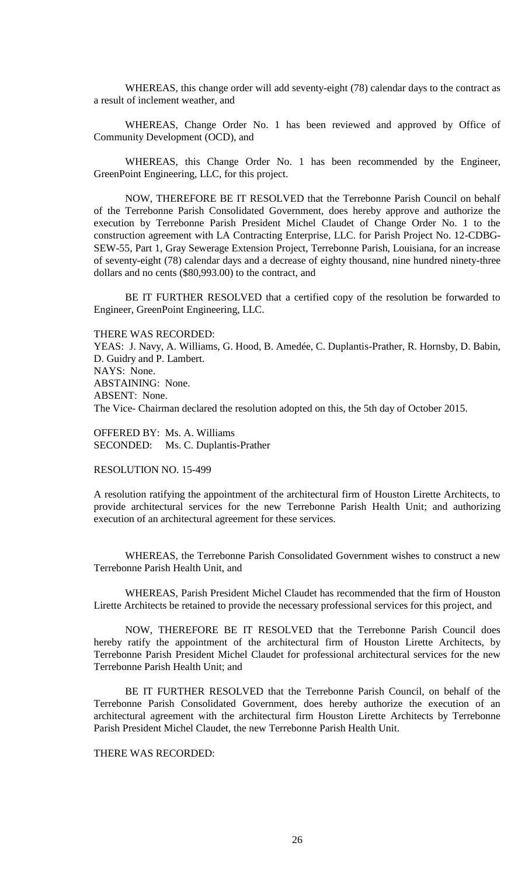WHEREAS, this change order will add seventy-eight (78) calendar days to the contract as a result of inclement weather, and

WHEREAS, Change Order No. 1 has been reviewed and approved by Office of Community Development (OCD), and

WHEREAS, this Change Order No. 1 has been recommended by the Engineer, GreenPoint Engineering, LLC, for this project.

NOW, THEREFORE BE IT RESOLVED that the Terrebonne Parish Council on behalf of the Terrebonne Parish Consolidated Government, does hereby approve and authorize the execution by Terrebonne Parish President Michel Claudet of Change Order No. 1 to the construction agreement with LA Contracting Enterprise, LLC. for Parish Project No. 12-CDBG-SEW-55, Part 1, Gray Sewerage Extension Project, Terrebonne Parish, Louisiana, for an increase of seventy-eight (78) calendar days and a decrease of eighty thousand, nine hundred ninety-three dollars and no cents ($80,993.00) to the contract, and

BE IT FURTHER RESOLVED that a certified copy of the resolution be forwarded to Engineer, GreenPoint Engineering, LLC.

THERE WAS RECORDED:
YEAS: J. Navy, A. Williams, G. Hood, B. Amedée, C. Duplantis-Prather, R. Hornsby, D. Babin, D. Guidry and P. Lambert.
NAYS: None.
ABSTAINING: None.
ABSENT: None.
The Vice- Chairman declared the resolution adopted on this, the 5th day of October 2015.

OFFERED BY: Ms. A. Williams
SECONDED: Ms. C. Duplantis-Prather

RESOLUTION NO. 15-499

A resolution ratifying the appointment of the architectural firm of Houston Lirette Architects, to provide architectural services for the new Terrebonne Parish Health Unit; and authorizing execution of an architectural agreement for these services.

WHEREAS, the Terrebonne Parish Consolidated Government wishes to construct a new Terrebonne Parish Health Unit, and

WHEREAS, Parish President Michel Claudet has recommended that the firm of Houston Lirette Architects be retained to provide the necessary professional services for this project, and

NOW, THEREFORE BE IT RESOLVED that the Terrebonne Parish Council does hereby ratify the appointment of the architectural firm of Houston Lirette Architects, by Terrebonne Parish President Michel Claudet for professional architectural services for the new Terrebonne Parish Health Unit; and

BE IT FURTHER RESOLVED that the Terrebonne Parish Council, on behalf of the Terrebonne Parish Consolidated Government, does hereby authorize the execution of an architectural agreement with the architectural firm Houston Lirette Architects by Terrebonne Parish President Michel Claudet, the new Terrebonne Parish Health Unit.

THERE WAS RECORDED: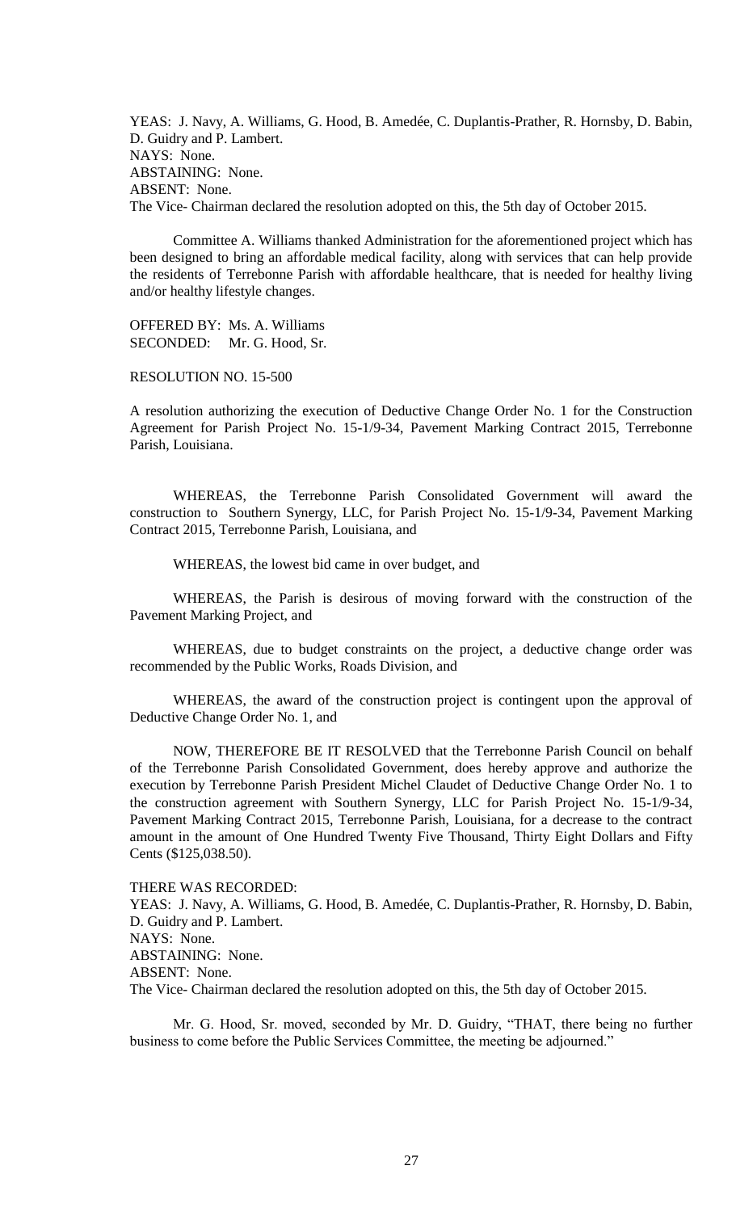YEAS: J. Navy, A. Williams, G. Hood, B. Amedée, C. Duplantis-Prather, R. Hornsby, D. Babin, D. Guidry and P. Lambert.
NAYS: None.
ABSTAINING: None.
ABSENT: None.
The Vice- Chairman declared the resolution adopted on this, the 5th day of October 2015.

Committee A. Williams thanked Administration for the aforementioned project which has been designed to bring an affordable medical facility, along with services that can help provide the residents of Terrebonne Parish with affordable healthcare, that is needed for healthy living and/or healthy lifestyle changes.

OFFERED BY: Ms. A. Williams
SECONDED: Mr. G. Hood, Sr.

RESOLUTION NO. 15-500

A resolution authorizing the execution of Deductive Change Order No. 1 for the Construction Agreement for Parish Project No. 15-1/9-34, Pavement Marking Contract 2015, Terrebonne Parish, Louisiana.

WHEREAS, the Terrebonne Parish Consolidated Government will award the construction to Southern Synergy, LLC, for Parish Project No. 15-1/9-34, Pavement Marking Contract 2015, Terrebonne Parish, Louisiana, and

WHEREAS, the lowest bid came in over budget, and

WHEREAS, the Parish is desirous of moving forward with the construction of the Pavement Marking Project, and

WHEREAS, due to budget constraints on the project, a deductive change order was recommended by the Public Works, Roads Division, and

WHEREAS, the award of the construction project is contingent upon the approval of Deductive Change Order No. 1, and

NOW, THEREFORE BE IT RESOLVED that the Terrebonne Parish Council on behalf of the Terrebonne Parish Consolidated Government, does hereby approve and authorize the execution by Terrebonne Parish President Michel Claudet of Deductive Change Order No. 1 to the construction agreement with Southern Synergy, LLC for Parish Project No. 15-1/9-34, Pavement Marking Contract 2015, Terrebonne Parish, Louisiana, for a decrease to the contract amount in the amount of One Hundred Twenty Five Thousand, Thirty Eight Dollars and Fifty Cents ($125,038.50).

THERE WAS RECORDED:
YEAS: J. Navy, A. Williams, G. Hood, B. Amedée, C. Duplantis-Prather, R. Hornsby, D. Babin, D. Guidry and P. Lambert.
NAYS: None.
ABSTAINING: None.
ABSENT: None.
The Vice- Chairman declared the resolution adopted on this, the 5th day of October 2015.

Mr. G. Hood, Sr. moved, seconded by Mr. D. Guidry, "THAT, there being no further business to come before the Public Services Committee, the meeting be adjourned."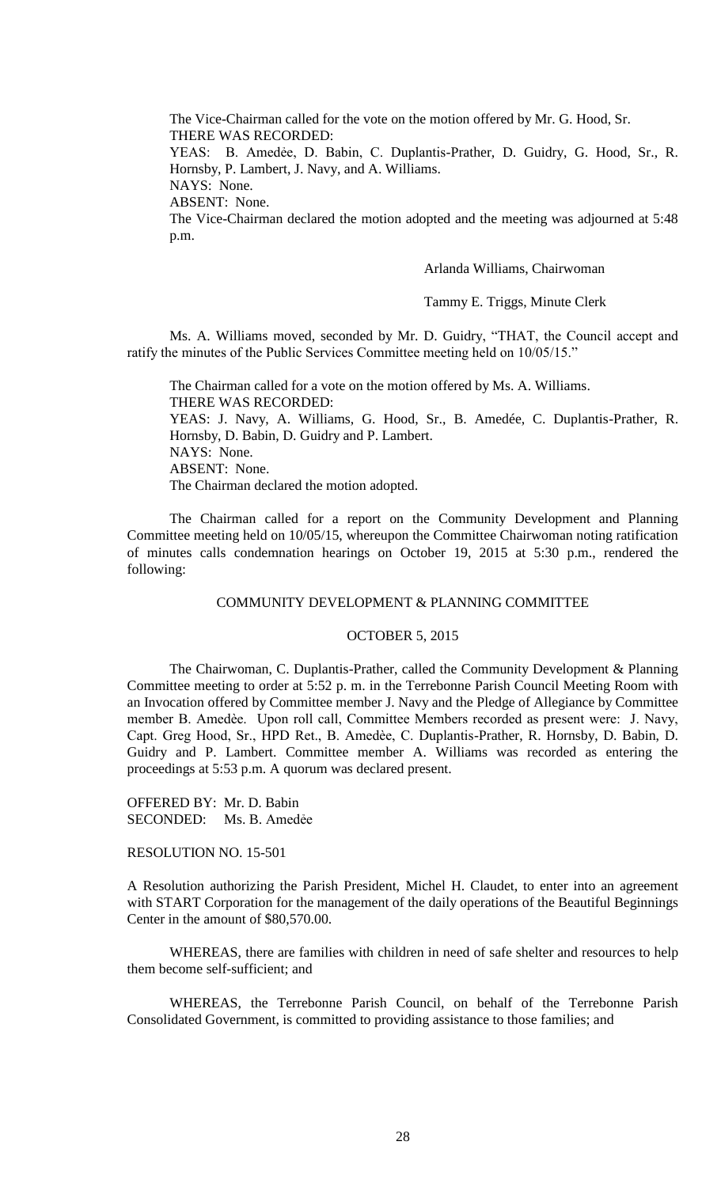The Vice-Chairman called for the vote on the motion offered by Mr. G. Hood, Sr.
THERE WAS RECORDED:
YEAS: B. Amedée, D. Babin, C. Duplantis-Prather, D. Guidry, G. Hood, Sr., R. Hornsby, P. Lambert, J. Navy, and A. Williams.
NAYS: None.
ABSENT: None.
The Vice-Chairman declared the motion adopted and the meeting was adjourned at 5:48 p.m.

Arlanda Williams, Chairwoman

Tammy E. Triggs, Minute Clerk

Ms. A. Williams moved, seconded by Mr. D. Guidry, "THAT, the Council accept and ratify the minutes of the Public Services Committee meeting held on 10/05/15."

The Chairman called for a vote on the motion offered by Ms. A. Williams.
THERE WAS RECORDED:
YEAS: J. Navy, A. Williams, G. Hood, Sr., B. Amedée, C. Duplantis-Prather, R. Hornsby, D. Babin, D. Guidry and P. Lambert.
NAYS: None.
ABSENT: None.
The Chairman declared the motion adopted.

The Chairman called for a report on the Community Development and Planning Committee meeting held on 10/05/15, whereupon the Committee Chairwoman noting ratification of minutes calls condemnation hearings on October 19, 2015 at 5:30 p.m., rendered the following:

COMMUNITY DEVELOPMENT & PLANNING COMMITTEE

OCTOBER 5, 2015

The Chairwoman, C. Duplantis-Prather, called the Community Development & Planning Committee meeting to order at 5:52 p. m. in the Terrebonne Parish Council Meeting Room with an Invocation offered by Committee member J. Navy and the Pledge of Allegiance by Committee member B. Amedèe. Upon roll call, Committee Members recorded as present were: J. Navy, Capt. Greg Hood, Sr., HPD Ret., B. Amedèe, C. Duplantis-Prather, R. Hornsby, D. Babin, D. Guidry and P. Lambert. Committee member A. Williams was recorded as entering the proceedings at 5:53 p.m. A quorum was declared present.

OFFERED BY: Mr. D. Babin
SECONDED: Ms. B. Amedẻe

RESOLUTION NO. 15-501

A Resolution authorizing the Parish President, Michel H. Claudet, to enter into an agreement with START Corporation for the management of the daily operations of the Beautiful Beginnings Center in the amount of $80,570.00.

WHEREAS, there are families with children in need of safe shelter and resources to help them become self-sufficient; and

WHEREAS, the Terrebonne Parish Council, on behalf of the Terrebonne Parish Consolidated Government, is committed to providing assistance to those families; and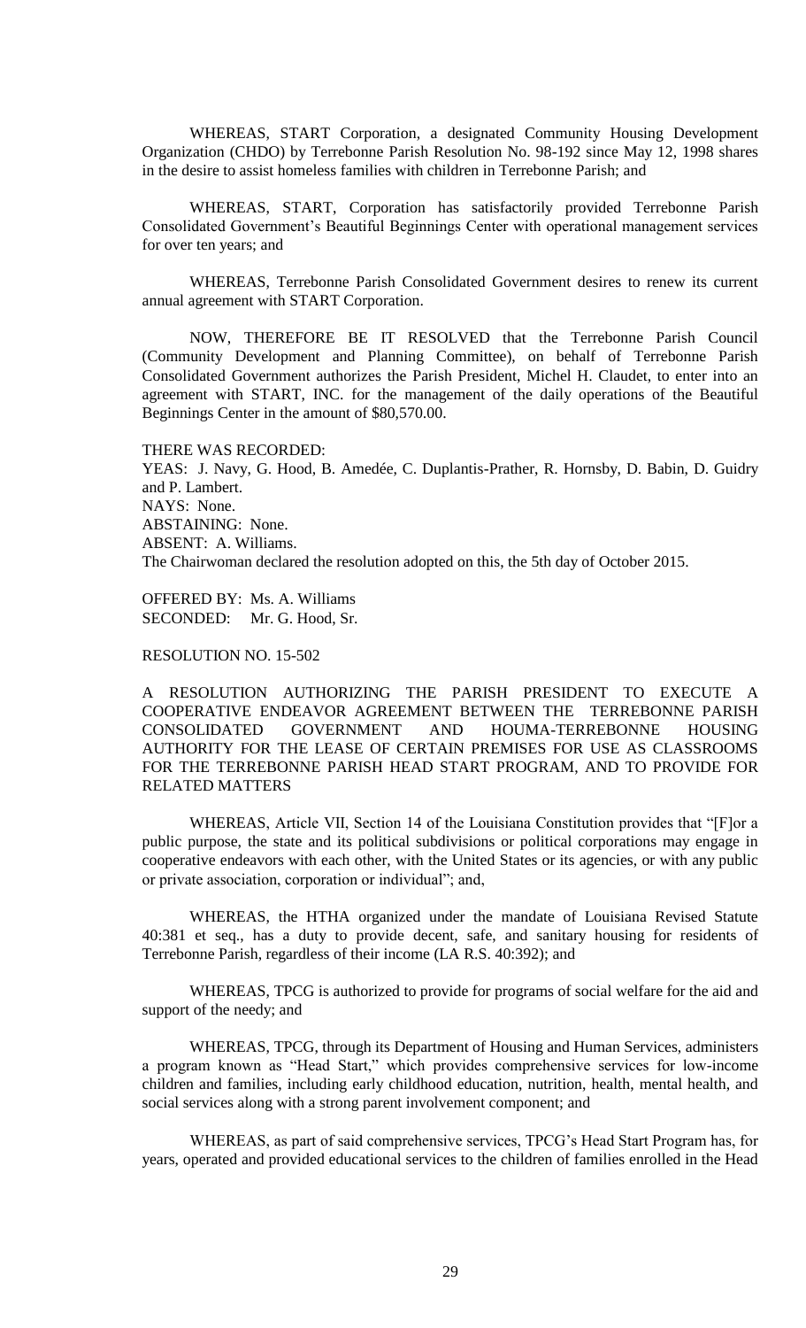WHEREAS, START Corporation, a designated Community Housing Development Organization (CHDO) by Terrebonne Parish Resolution No. 98-192 since May 12, 1998 shares in the desire to assist homeless families with children in Terrebonne Parish; and

WHEREAS, START, Corporation has satisfactorily provided Terrebonne Parish Consolidated Government's Beautiful Beginnings Center with operational management services for over ten years; and

WHEREAS, Terrebonne Parish Consolidated Government desires to renew its current annual agreement with START Corporation.

NOW, THEREFORE BE IT RESOLVED that the Terrebonne Parish Council (Community Development and Planning Committee), on behalf of Terrebonne Parish Consolidated Government authorizes the Parish President, Michel H. Claudet, to enter into an agreement with START, INC. for the management of the daily operations of the Beautiful Beginnings Center in the amount of $80,570.00.

THERE WAS RECORDED:
YEAS: J. Navy, G. Hood, B. Amedée, C. Duplantis-Prather, R. Hornsby, D. Babin, D. Guidry and P. Lambert.
NAYS: None.
ABSTAINING: None.
ABSENT: A. Williams.
The Chairwoman declared the resolution adopted on this, the 5th day of October 2015.

OFFERED BY: Ms. A. Williams
SECONDED: Mr. G. Hood, Sr.

RESOLUTION NO. 15-502

A RESOLUTION AUTHORIZING THE PARISH PRESIDENT TO EXECUTE A COOPERATIVE ENDEAVOR AGREEMENT BETWEEN THE TERREBONNE PARISH CONSOLIDATED GOVERNMENT AND HOUMA-TERREBONNE HOUSING AUTHORITY FOR THE LEASE OF CERTAIN PREMISES FOR USE AS CLASSROOMS FOR THE TERREBONNE PARISH HEAD START PROGRAM, AND TO PROVIDE FOR RELATED MATTERS

WHEREAS, Article VII, Section 14 of the Louisiana Constitution provides that "[F]or a public purpose, the state and its political subdivisions or political corporations may engage in cooperative endeavors with each other, with the United States or its agencies, or with any public or private association, corporation or individual"; and,

WHEREAS, the HTHA organized under the mandate of Louisiana Revised Statute 40:381 et seq., has a duty to provide decent, safe, and sanitary housing for residents of Terrebonne Parish, regardless of their income (LA R.S. 40:392); and

WHEREAS, TPCG is authorized to provide for programs of social welfare for the aid and support of the needy; and

WHEREAS, TPCG, through its Department of Housing and Human Services, administers a program known as "Head Start," which provides comprehensive services for low-income children and families, including early childhood education, nutrition, health, mental health, and social services along with a strong parent involvement component; and

WHEREAS, as part of said comprehensive services, TPCG's Head Start Program has, for years, operated and provided educational services to the children of families enrolled in the Head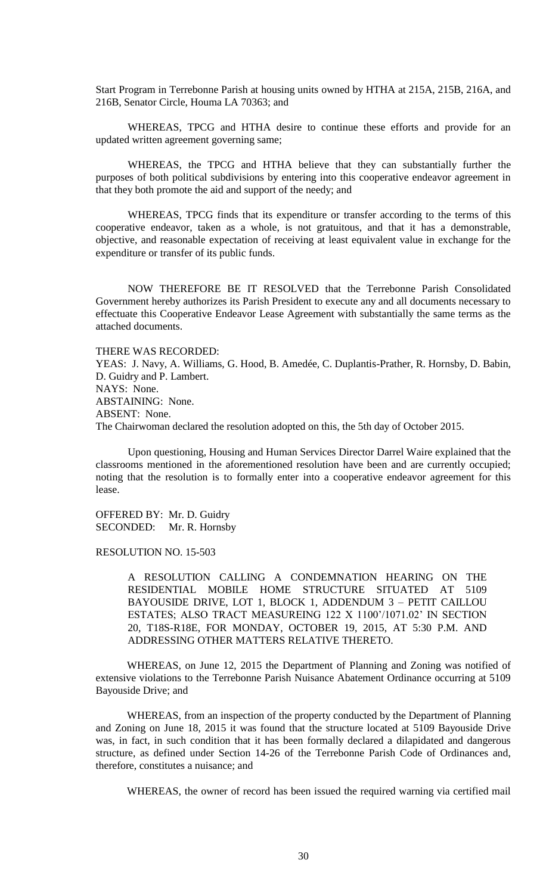Start Program in Terrebonne Parish at housing units owned by HTHA at 215A, 215B, 216A, and 216B, Senator Circle, Houma LA 70363; and

WHEREAS, TPCG and HTHA desire to continue these efforts and provide for an updated written agreement governing same;

WHEREAS, the TPCG and HTHA believe that they can substantially further the purposes of both political subdivisions by entering into this cooperative endeavor agreement in that they both promote the aid and support of the needy; and

WHEREAS, TPCG finds that its expenditure or transfer according to the terms of this cooperative endeavor, taken as a whole, is not gratuitous, and that it has a demonstrable, objective, and reasonable expectation of receiving at least equivalent value in exchange for the expenditure or transfer of its public funds.

NOW THEREFORE BE IT RESOLVED that the Terrebonne Parish Consolidated Government hereby authorizes its Parish President to execute any and all documents necessary to effectuate this Cooperative Endeavor Lease Agreement with substantially the same terms as the attached documents.

THERE WAS RECORDED:
YEAS: J. Navy, A. Williams, G. Hood, B. Amedée, C. Duplantis-Prather, R. Hornsby, D. Babin, D. Guidry and P. Lambert.
NAYS: None.
ABSTAINING: None.
ABSENT: None.
The Chairwoman declared the resolution adopted on this, the 5th day of October 2015.

Upon questioning, Housing and Human Services Director Darrel Waire explained that the classrooms mentioned in the aforementioned resolution have been and are currently occupied; noting that the resolution is to formally enter into a cooperative endeavor agreement for this lease.

OFFERED BY: Mr. D. Guidry
SECONDED: Mr. R. Hornsby

RESOLUTION NO. 15-503

A RESOLUTION CALLING A CONDEMNATION HEARING ON THE RESIDENTIAL MOBILE HOME STRUCTURE SITUATED AT 5109 BAYOUSIDE DRIVE, LOT 1, BLOCK 1, ADDENDUM 3 – PETIT CAILLOU ESTATES; ALSO TRACT MEASUREING 122 X 1100'/1071.02' IN SECTION 20, T18S-R18E, FOR MONDAY, OCTOBER 19, 2015, AT 5:30 P.M. AND ADDRESSING OTHER MATTERS RELATIVE THERETO.

WHEREAS, on June 12, 2015 the Department of Planning and Zoning was notified of extensive violations to the Terrebonne Parish Nuisance Abatement Ordinance occurring at 5109 Bayouside Drive; and

WHEREAS, from an inspection of the property conducted by the Department of Planning and Zoning on June 18, 2015 it was found that the structure located at 5109 Bayouside Drive was, in fact, in such condition that it has been formally declared a dilapidated and dangerous structure, as defined under Section 14-26 of the Terrebonne Parish Code of Ordinances and, therefore, constitutes a nuisance; and

WHEREAS, the owner of record has been issued the required warning via certified mail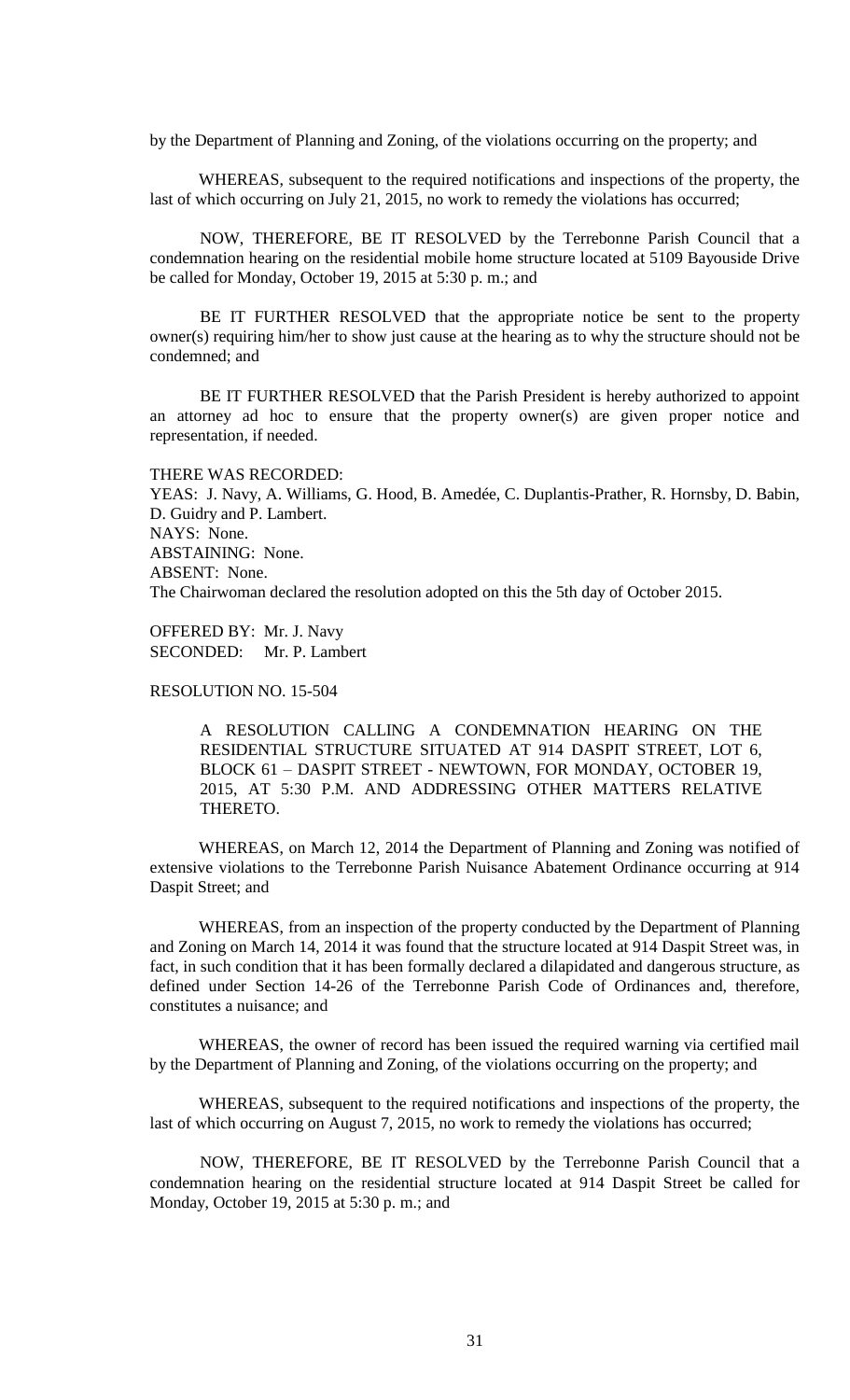by the Department of Planning and Zoning, of the violations occurring on the property; and

WHEREAS, subsequent to the required notifications and inspections of the property, the last of which occurring on July 21, 2015, no work to remedy the violations has occurred;

NOW, THEREFORE, BE IT RESOLVED by the Terrebonne Parish Council that a condemnation hearing on the residential mobile home structure located at 5109 Bayouside Drive be called for Monday, October 19, 2015 at 5:30 p. m.; and

BE IT FURTHER RESOLVED that the appropriate notice be sent to the property owner(s) requiring him/her to show just cause at the hearing as to why the structure should not be condemned; and

BE IT FURTHER RESOLVED that the Parish President is hereby authorized to appoint an attorney ad hoc to ensure that the property owner(s) are given proper notice and representation, if needed.

THERE WAS RECORDED:
YEAS: J. Navy, A. Williams, G. Hood, B. Amedée, C. Duplantis-Prather, R. Hornsby, D. Babin, D. Guidry and P. Lambert.
NAYS: None.
ABSTAINING: None.
ABSENT: None.
The Chairwoman declared the resolution adopted on this the 5th day of October 2015.

OFFERED BY: Mr. J. Navy
SECONDED: Mr. P. Lambert

RESOLUTION NO. 15-504

A RESOLUTION CALLING A CONDEMNATION HEARING ON THE RESIDENTIAL STRUCTURE SITUATED AT 914 DASPIT STREET, LOT 6, BLOCK 61 – DASPIT STREET - NEWTOWN, FOR MONDAY, OCTOBER 19, 2015, AT 5:30 P.M. AND ADDRESSING OTHER MATTERS RELATIVE THERETO.

WHEREAS, on March 12, 2014 the Department of Planning and Zoning was notified of extensive violations to the Terrebonne Parish Nuisance Abatement Ordinance occurring at 914 Daspit Street; and

WHEREAS, from an inspection of the property conducted by the Department of Planning and Zoning on March 14, 2014 it was found that the structure located at 914 Daspit Street was, in fact, in such condition that it has been formally declared a dilapidated and dangerous structure, as defined under Section 14-26 of the Terrebonne Parish Code of Ordinances and, therefore, constitutes a nuisance; and

WHEREAS, the owner of record has been issued the required warning via certified mail by the Department of Planning and Zoning, of the violations occurring on the property; and

WHEREAS, subsequent to the required notifications and inspections of the property, the last of which occurring on August 7, 2015, no work to remedy the violations has occurred;

NOW, THEREFORE, BE IT RESOLVED by the Terrebonne Parish Council that a condemnation hearing on the residential structure located at 914 Daspit Street be called for Monday, October 19, 2015 at 5:30 p. m.; and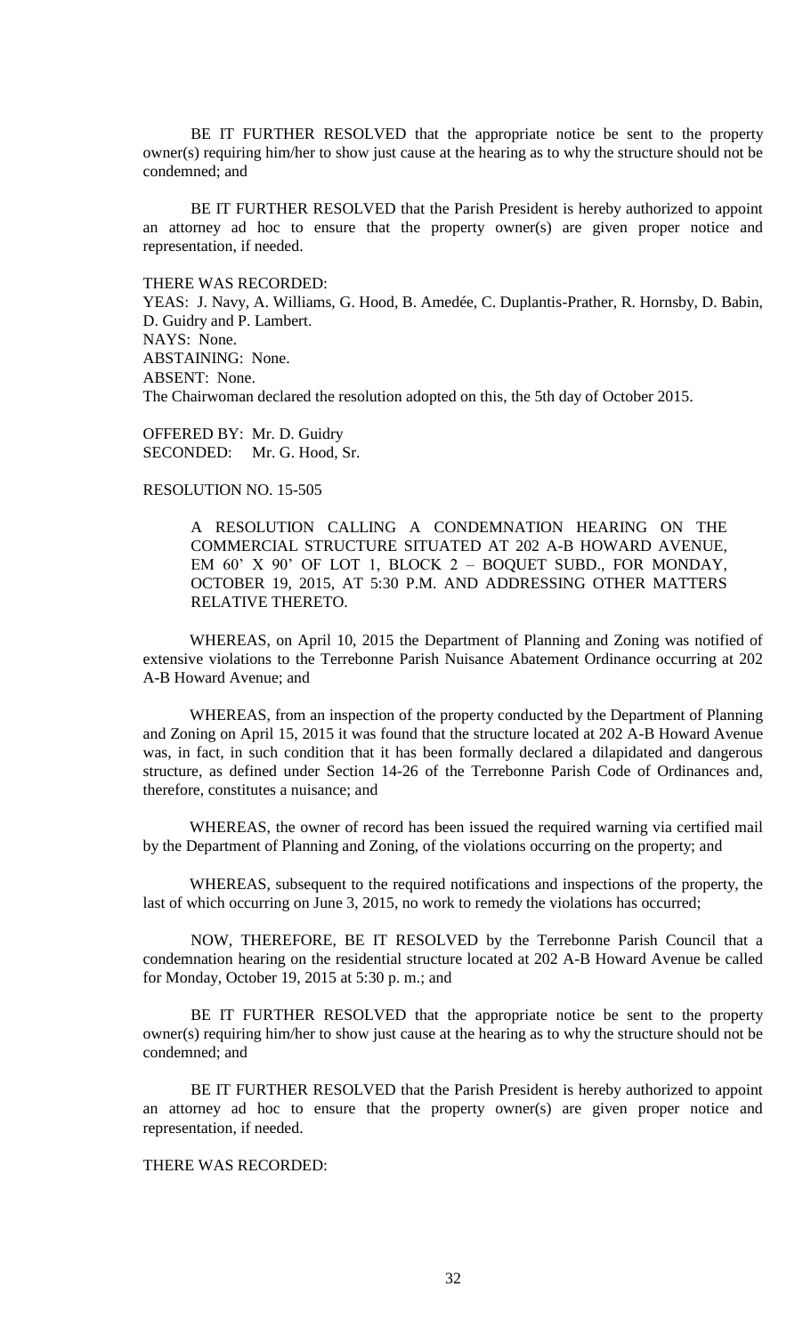BE IT FURTHER RESOLVED that the appropriate notice be sent to the property owner(s) requiring him/her to show just cause at the hearing as to why the structure should not be condemned; and

BE IT FURTHER RESOLVED that the Parish President is hereby authorized to appoint an attorney ad hoc to ensure that the property owner(s) are given proper notice and representation, if needed.

THERE WAS RECORDED:
YEAS: J. Navy, A. Williams, G. Hood, B. Amedée, C. Duplantis-Prather, R. Hornsby, D. Babin, D. Guidry and P. Lambert.
NAYS: None.
ABSTAINING: None.
ABSENT: None.
The Chairwoman declared the resolution adopted on this, the 5th day of October 2015.

OFFERED BY: Mr. D. Guidry
SECONDED: Mr. G. Hood, Sr.

RESOLUTION NO. 15-505

A RESOLUTION CALLING A CONDEMNATION HEARING ON THE COMMERCIAL STRUCTURE SITUATED AT 202 A-B HOWARD AVENUE, EM 60' X 90' OF LOT 1, BLOCK 2 – BOQUET SUBD., FOR MONDAY, OCTOBER 19, 2015, AT 5:30 P.M. AND ADDRESSING OTHER MATTERS RELATIVE THERETO.

WHEREAS, on April 10, 2015 the Department of Planning and Zoning was notified of extensive violations to the Terrebonne Parish Nuisance Abatement Ordinance occurring at 202 A-B Howard Avenue; and

WHEREAS, from an inspection of the property conducted by the Department of Planning and Zoning on April 15, 2015 it was found that the structure located at 202 A-B Howard Avenue was, in fact, in such condition that it has been formally declared a dilapidated and dangerous structure, as defined under Section 14-26 of the Terrebonne Parish Code of Ordinances and, therefore, constitutes a nuisance; and

WHEREAS, the owner of record has been issued the required warning via certified mail by the Department of Planning and Zoning, of the violations occurring on the property; and

WHEREAS, subsequent to the required notifications and inspections of the property, the last of which occurring on June 3, 2015, no work to remedy the violations has occurred;

NOW, THEREFORE, BE IT RESOLVED by the Terrebonne Parish Council that a condemnation hearing on the residential structure located at 202 A-B Howard Avenue be called for Monday, October 19, 2015 at 5:30 p. m.; and

BE IT FURTHER RESOLVED that the appropriate notice be sent to the property owner(s) requiring him/her to show just cause at the hearing as to why the structure should not be condemned; and

BE IT FURTHER RESOLVED that the Parish President is hereby authorized to appoint an attorney ad hoc to ensure that the property owner(s) are given proper notice and representation, if needed.

THERE WAS RECORDED: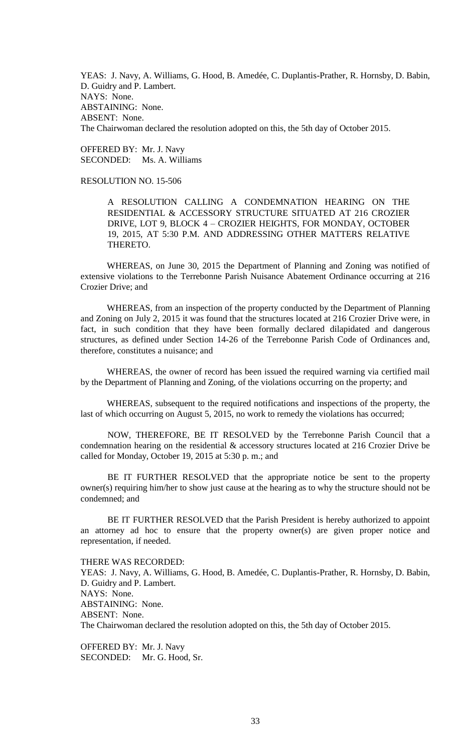YEAS: J. Navy, A. Williams, G. Hood, B. Amedée, C. Duplantis-Prather, R. Hornsby, D. Babin, D. Guidry and P. Lambert.
NAYS: None.
ABSTAINING: None.
ABSENT: None.
The Chairwoman declared the resolution adopted on this, the 5th day of October 2015.

OFFERED BY: Mr. J. Navy
SECONDED: Ms. A. Williams

RESOLUTION NO. 15-506

A RESOLUTION CALLING A CONDEMNATION HEARING ON THE RESIDENTIAL & ACCESSORY STRUCTURE SITUATED AT 216 CROZIER DRIVE, LOT 9, BLOCK 4 – CROZIER HEIGHTS, FOR MONDAY, OCTOBER 19, 2015, AT 5:30 P.M. AND ADDRESSING OTHER MATTERS RELATIVE THERETO.

WHEREAS, on June 30, 2015 the Department of Planning and Zoning was notified of extensive violations to the Terrebonne Parish Nuisance Abatement Ordinance occurring at 216 Crozier Drive; and

WHEREAS, from an inspection of the property conducted by the Department of Planning and Zoning on July 2, 2015 it was found that the structures located at 216 Crozier Drive were, in fact, in such condition that they have been formally declared dilapidated and dangerous structures, as defined under Section 14-26 of the Terrebonne Parish Code of Ordinances and, therefore, constitutes a nuisance; and

WHEREAS, the owner of record has been issued the required warning via certified mail by the Department of Planning and Zoning, of the violations occurring on the property; and

WHEREAS, subsequent to the required notifications and inspections of the property, the last of which occurring on August 5, 2015, no work to remedy the violations has occurred;

NOW, THEREFORE, BE IT RESOLVED by the Terrebonne Parish Council that a condemnation hearing on the residential & accessory structures located at 216 Crozier Drive be called for Monday, October 19, 2015 at 5:30 p. m.; and

BE IT FURTHER RESOLVED that the appropriate notice be sent to the property owner(s) requiring him/her to show just cause at the hearing as to why the structure should not be condemned; and

BE IT FURTHER RESOLVED that the Parish President is hereby authorized to appoint an attorney ad hoc to ensure that the property owner(s) are given proper notice and representation, if needed.

THERE WAS RECORDED:
YEAS: J. Navy, A. Williams, G. Hood, B. Amedée, C. Duplantis-Prather, R. Hornsby, D. Babin, D. Guidry and P. Lambert.
NAYS: None.
ABSTAINING: None.
ABSENT: None.
The Chairwoman declared the resolution adopted on this, the 5th day of October 2015.

OFFERED BY: Mr. J. Navy
SECONDED: Mr. G. Hood, Sr.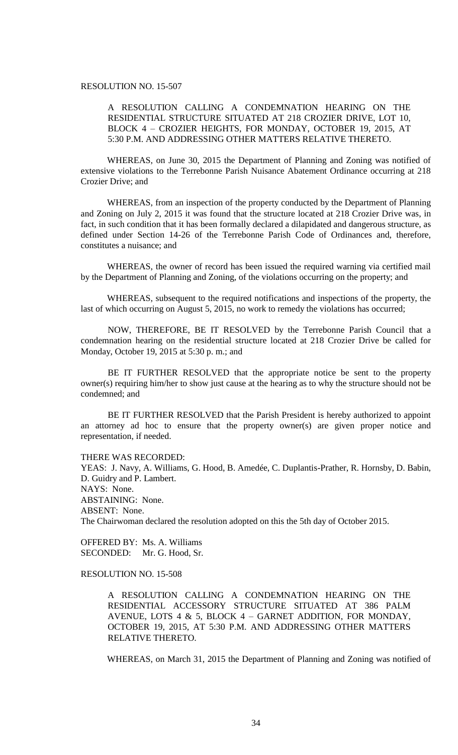RESOLUTION NO. 15-507

A RESOLUTION CALLING A CONDEMNATION HEARING ON THE RESIDENTIAL STRUCTURE SITUATED AT 218 CROZIER DRIVE, LOT 10, BLOCK 4 – CROZIER HEIGHTS, FOR MONDAY, OCTOBER 19, 2015, AT 5:30 P.M. AND ADDRESSING OTHER MATTERS RELATIVE THERETO.

WHEREAS, on June 30, 2015 the Department of Planning and Zoning was notified of extensive violations to the Terrebonne Parish Nuisance Abatement Ordinance occurring at 218 Crozier Drive; and

WHEREAS, from an inspection of the property conducted by the Department of Planning and Zoning on July 2, 2015 it was found that the structure located at 218 Crozier Drive was, in fact, in such condition that it has been formally declared a dilapidated and dangerous structure, as defined under Section 14-26 of the Terrebonne Parish Code of Ordinances and, therefore, constitutes a nuisance; and

WHEREAS, the owner of record has been issued the required warning via certified mail by the Department of Planning and Zoning, of the violations occurring on the property; and

WHEREAS, subsequent to the required notifications and inspections of the property, the last of which occurring on August 5, 2015, no work to remedy the violations has occurred;

NOW, THEREFORE, BE IT RESOLVED by the Terrebonne Parish Council that a condemnation hearing on the residential structure located at 218 Crozier Drive be called for Monday, October 19, 2015 at 5:30 p. m.; and

BE IT FURTHER RESOLVED that the appropriate notice be sent to the property owner(s) requiring him/her to show just cause at the hearing as to why the structure should not be condemned; and

BE IT FURTHER RESOLVED that the Parish President is hereby authorized to appoint an attorney ad hoc to ensure that the property owner(s) are given proper notice and representation, if needed.

THERE WAS RECORDED:
YEAS: J. Navy, A. Williams, G. Hood, B. Amedée, C. Duplantis-Prather, R. Hornsby, D. Babin, D. Guidry and P. Lambert.
NAYS: None.
ABSTAINING: None.
ABSENT: None.
The Chairwoman declared the resolution adopted on this the 5th day of October 2015.

OFFERED BY: Ms. A. Williams
SECONDED: Mr. G. Hood, Sr.

RESOLUTION NO. 15-508

A RESOLUTION CALLING A CONDEMNATION HEARING ON THE RESIDENTIAL ACCESSORY STRUCTURE SITUATED AT 386 PALM AVENUE, LOTS 4 & 5, BLOCK 4 – GARNET ADDITION, FOR MONDAY, OCTOBER 19, 2015, AT 5:30 P.M. AND ADDRESSING OTHER MATTERS RELATIVE THERETO.

WHEREAS, on March 31, 2015 the Department of Planning and Zoning was notified of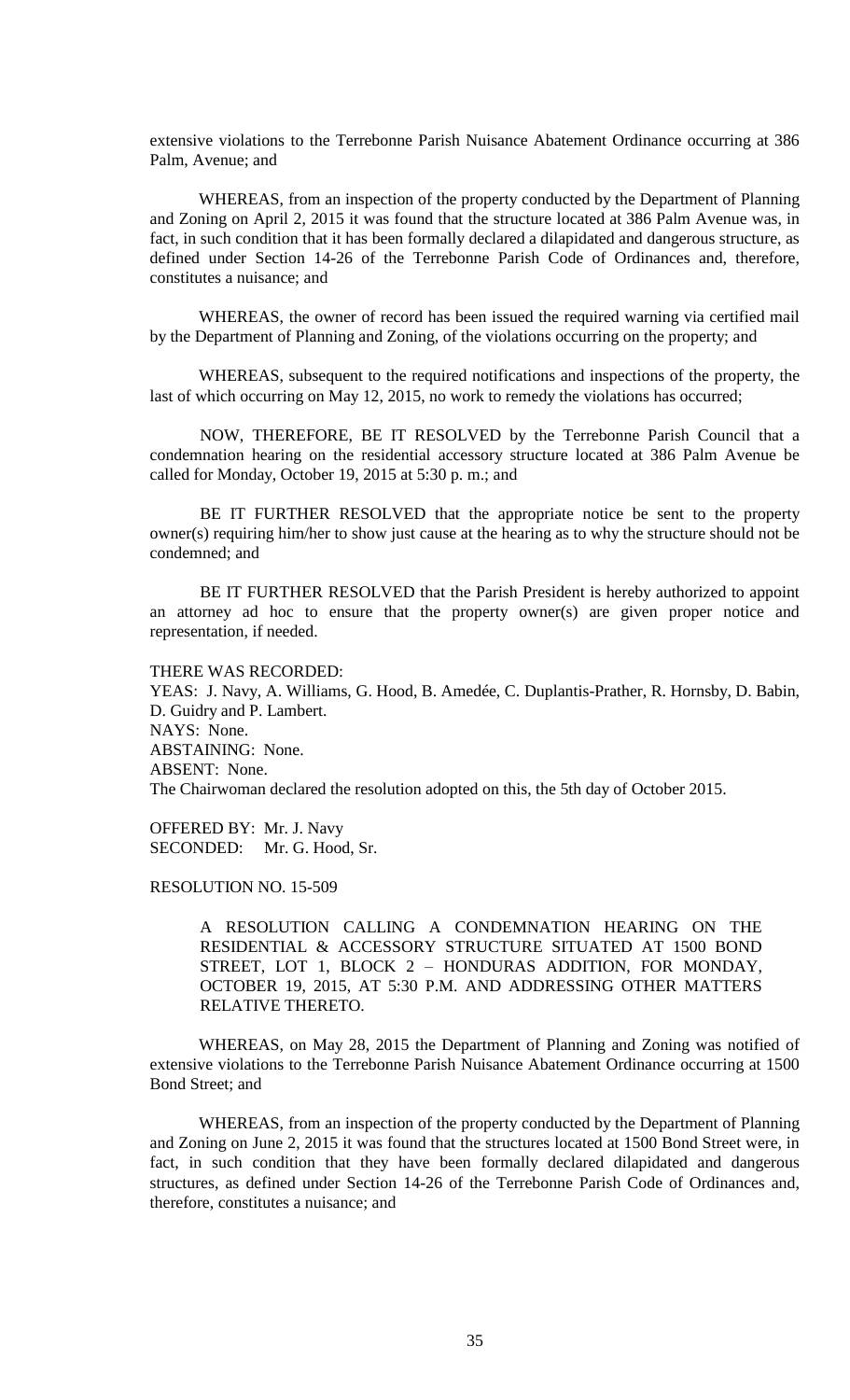extensive violations to the Terrebonne Parish Nuisance Abatement Ordinance occurring at 386 Palm, Avenue; and

WHEREAS, from an inspection of the property conducted by the Department of Planning and Zoning on April 2, 2015 it was found that the structure located at 386 Palm Avenue was, in fact, in such condition that it has been formally declared a dilapidated and dangerous structure, as defined under Section 14-26 of the Terrebonne Parish Code of Ordinances and, therefore, constitutes a nuisance; and

WHEREAS, the owner of record has been issued the required warning via certified mail by the Department of Planning and Zoning, of the violations occurring on the property; and

WHEREAS, subsequent to the required notifications and inspections of the property, the last of which occurring on May 12, 2015, no work to remedy the violations has occurred;

NOW, THEREFORE, BE IT RESOLVED by the Terrebonne Parish Council that a condemnation hearing on the residential accessory structure located at 386 Palm Avenue be called for Monday, October 19, 2015 at 5:30 p. m.; and

BE IT FURTHER RESOLVED that the appropriate notice be sent to the property owner(s) requiring him/her to show just cause at the hearing as to why the structure should not be condemned; and

BE IT FURTHER RESOLVED that the Parish President is hereby authorized to appoint an attorney ad hoc to ensure that the property owner(s) are given proper notice and representation, if needed.

THERE WAS RECORDED:
YEAS: J. Navy, A. Williams, G. Hood, B. Amedée, C. Duplantis-Prather, R. Hornsby, D. Babin, D. Guidry and P. Lambert.
NAYS: None.
ABSTAINING: None.
ABSENT: None.
The Chairwoman declared the resolution adopted on this, the 5th day of October 2015.

OFFERED BY: Mr. J. Navy
SECONDED: Mr. G. Hood, Sr.

RESOLUTION NO. 15-509

A RESOLUTION CALLING A CONDEMNATION HEARING ON THE RESIDENTIAL & ACCESSORY STRUCTURE SITUATED AT 1500 BOND STREET, LOT 1, BLOCK 2 – HONDURAS ADDITION, FOR MONDAY, OCTOBER 19, 2015, AT 5:30 P.M. AND ADDRESSING OTHER MATTERS RELATIVE THERETO.

WHEREAS, on May 28, 2015 the Department of Planning and Zoning was notified of extensive violations to the Terrebonne Parish Nuisance Abatement Ordinance occurring at 1500 Bond Street; and

WHEREAS, from an inspection of the property conducted by the Department of Planning and Zoning on June 2, 2015 it was found that the structures located at 1500 Bond Street were, in fact, in such condition that they have been formally declared dilapidated and dangerous structures, as defined under Section 14-26 of the Terrebonne Parish Code of Ordinances and, therefore, constitutes a nuisance; and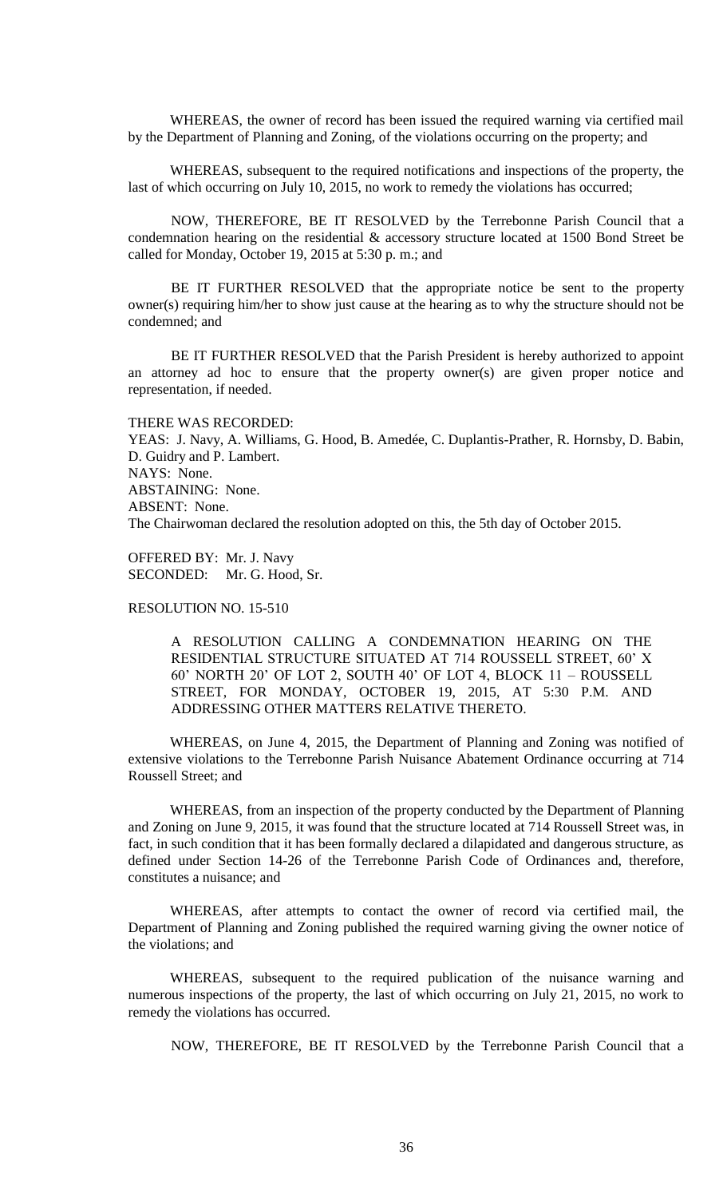WHEREAS, the owner of record has been issued the required warning via certified mail by the Department of Planning and Zoning, of the violations occurring on the property; and

WHEREAS, subsequent to the required notifications and inspections of the property, the last of which occurring on July 10, 2015, no work to remedy the violations has occurred;

NOW, THEREFORE, BE IT RESOLVED by the Terrebonne Parish Council that a condemnation hearing on the residential & accessory structure located at 1500 Bond Street be called for Monday, October 19, 2015 at 5:30 p. m.; and

BE IT FURTHER RESOLVED that the appropriate notice be sent to the property owner(s) requiring him/her to show just cause at the hearing as to why the structure should not be condemned; and

BE IT FURTHER RESOLVED that the Parish President is hereby authorized to appoint an attorney ad hoc to ensure that the property owner(s) are given proper notice and representation, if needed.

THERE WAS RECORDED:
YEAS: J. Navy, A. Williams, G. Hood, B. Amedée, C. Duplantis-Prather, R. Hornsby, D. Babin, D. Guidry and P. Lambert.
NAYS: None.
ABSTAINING: None.
ABSENT: None.
The Chairwoman declared the resolution adopted on this, the 5th day of October 2015.

OFFERED BY: Mr. J. Navy
SECONDED: Mr. G. Hood, Sr.

RESOLUTION NO. 15-510

A RESOLUTION CALLING A CONDEMNATION HEARING ON THE RESIDENTIAL STRUCTURE SITUATED AT 714 ROUSSELL STREET, 60' X 60' NORTH 20' OF LOT 2, SOUTH 40' OF LOT 4, BLOCK 11 – ROUSSELL STREET, FOR MONDAY, OCTOBER 19, 2015, AT 5:30 P.M. AND ADDRESSING OTHER MATTERS RELATIVE THERETO.

WHEREAS, on June 4, 2015, the Department of Planning and Zoning was notified of extensive violations to the Terrebonne Parish Nuisance Abatement Ordinance occurring at 714 Roussell Street; and

WHEREAS, from an inspection of the property conducted by the Department of Planning and Zoning on June 9, 2015, it was found that the structure located at 714 Roussell Street was, in fact, in such condition that it has been formally declared a dilapidated and dangerous structure, as defined under Section 14-26 of the Terrebonne Parish Code of Ordinances and, therefore, constitutes a nuisance; and

WHEREAS, after attempts to contact the owner of record via certified mail, the Department of Planning and Zoning published the required warning giving the owner notice of the violations; and

WHEREAS, subsequent to the required publication of the nuisance warning and numerous inspections of the property, the last of which occurring on July 21, 2015, no work to remedy the violations has occurred.

NOW, THEREFORE, BE IT RESOLVED by the Terrebonne Parish Council that a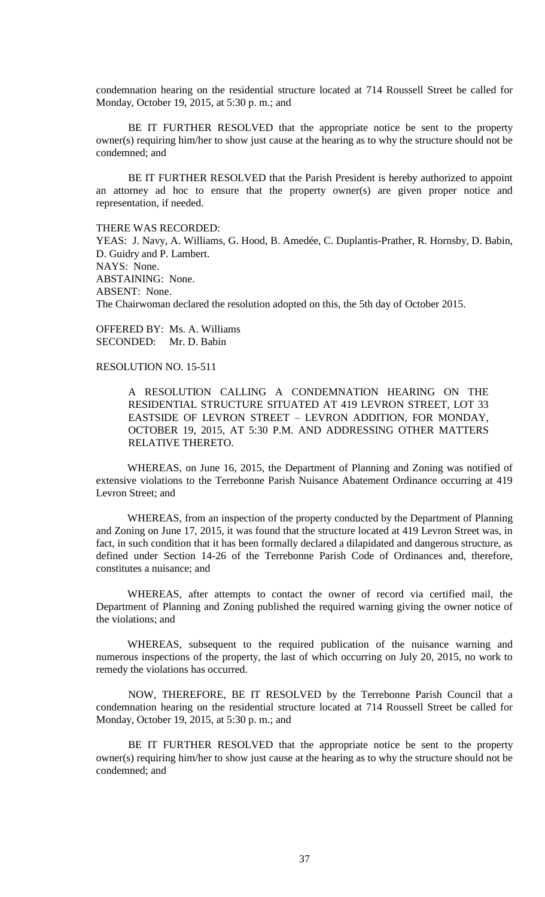condemnation hearing on the residential structure located at 714 Roussell Street be called for Monday, October 19, 2015, at 5:30 p. m.; and

BE IT FURTHER RESOLVED that the appropriate notice be sent to the property owner(s) requiring him/her to show just cause at the hearing as to why the structure should not be condemned; and

BE IT FURTHER RESOLVED that the Parish President is hereby authorized to appoint an attorney ad hoc to ensure that the property owner(s) are given proper notice and representation, if needed.

THERE WAS RECORDED:
YEAS: J. Navy, A. Williams, G. Hood, B. Amedée, C. Duplantis-Prather, R. Hornsby, D. Babin, D. Guidry and P. Lambert.
NAYS: None.
ABSTAINING: None.
ABSENT: None.
The Chairwoman declared the resolution adopted on this, the 5th day of October 2015.

OFFERED BY: Ms. A. Williams
SECONDED: Mr. D. Babin

RESOLUTION NO. 15-511

A RESOLUTION CALLING A CONDEMNATION HEARING ON THE RESIDENTIAL STRUCTURE SITUATED AT 419 LEVRON STREET, LOT 33 EASTSIDE OF LEVRON STREET – LEVRON ADDITION, FOR MONDAY, OCTOBER 19, 2015, AT 5:30 P.M. AND ADDRESSING OTHER MATTERS RELATIVE THERETO.

WHEREAS, on June 16, 2015, the Department of Planning and Zoning was notified of extensive violations to the Terrebonne Parish Nuisance Abatement Ordinance occurring at 419 Levron Street; and

WHEREAS, from an inspection of the property conducted by the Department of Planning and Zoning on June 17, 2015, it was found that the structure located at 419 Levron Street was, in fact, in such condition that it has been formally declared a dilapidated and dangerous structure, as defined under Section 14-26 of the Terrebonne Parish Code of Ordinances and, therefore, constitutes a nuisance; and

WHEREAS, after attempts to contact the owner of record via certified mail, the Department of Planning and Zoning published the required warning giving the owner notice of the violations; and

WHEREAS, subsequent to the required publication of the nuisance warning and numerous inspections of the property, the last of which occurring on July 20, 2015, no work to remedy the violations has occurred.

NOW, THEREFORE, BE IT RESOLVED by the Terrebonne Parish Council that a condemnation hearing on the residential structure located at 714 Roussell Street be called for Monday, October 19, 2015, at 5:30 p. m.; and

BE IT FURTHER RESOLVED that the appropriate notice be sent to the property owner(s) requiring him/her to show just cause at the hearing as to why the structure should not be condemned; and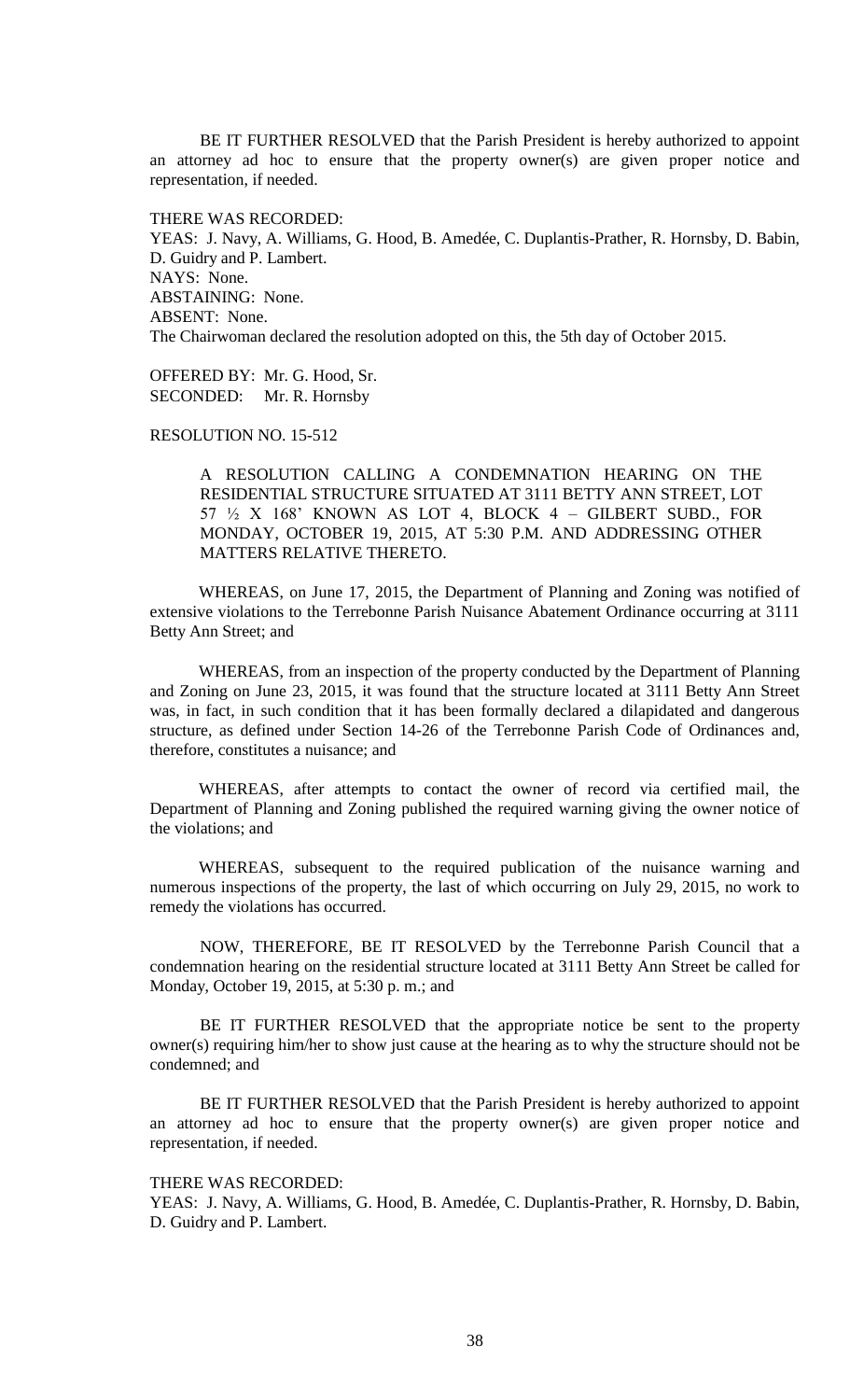BE IT FURTHER RESOLVED that the Parish President is hereby authorized to appoint an attorney ad hoc to ensure that the property owner(s) are given proper notice and representation, if needed.

THERE WAS RECORDED:
YEAS: J. Navy, A. Williams, G. Hood, B. Amedée, C. Duplantis-Prather, R. Hornsby, D. Babin, D. Guidry and P. Lambert.
NAYS: None.
ABSTAINING: None.
ABSENT: None.
The Chairwoman declared the resolution adopted on this, the 5th day of October 2015.

OFFERED BY: Mr. G. Hood, Sr.
SECONDED: Mr. R. Hornsby

RESOLUTION NO. 15-512

A RESOLUTION CALLING A CONDEMNATION HEARING ON THE RESIDENTIAL STRUCTURE SITUATED AT 3111 BETTY ANN STREET, LOT 57 ½ X 168' KNOWN AS LOT 4, BLOCK 4 – GILBERT SUBD., FOR MONDAY, OCTOBER 19, 2015, AT 5:30 P.M. AND ADDRESSING OTHER MATTERS RELATIVE THERETO.

WHEREAS, on June 17, 2015, the Department of Planning and Zoning was notified of extensive violations to the Terrebonne Parish Nuisance Abatement Ordinance occurring at 3111 Betty Ann Street; and

WHEREAS, from an inspection of the property conducted by the Department of Planning and Zoning on June 23, 2015, it was found that the structure located at 3111 Betty Ann Street was, in fact, in such condition that it has been formally declared a dilapidated and dangerous structure, as defined under Section 14-26 of the Terrebonne Parish Code of Ordinances and, therefore, constitutes a nuisance; and

WHEREAS, after attempts to contact the owner of record via certified mail, the Department of Planning and Zoning published the required warning giving the owner notice of the violations; and

WHEREAS, subsequent to the required publication of the nuisance warning and numerous inspections of the property, the last of which occurring on July 29, 2015, no work to remedy the violations has occurred.

NOW, THEREFORE, BE IT RESOLVED by the Terrebonne Parish Council that a condemnation hearing on the residential structure located at 3111 Betty Ann Street be called for Monday, October 19, 2015, at 5:30 p. m.; and

BE IT FURTHER RESOLVED that the appropriate notice be sent to the property owner(s) requiring him/her to show just cause at the hearing as to why the structure should not be condemned; and

BE IT FURTHER RESOLVED that the Parish President is hereby authorized to appoint an attorney ad hoc to ensure that the property owner(s) are given proper notice and representation, if needed.

THERE WAS RECORDED:
YEAS: J. Navy, A. Williams, G. Hood, B. Amedée, C. Duplantis-Prather, R. Hornsby, D. Babin, D. Guidry and P. Lambert.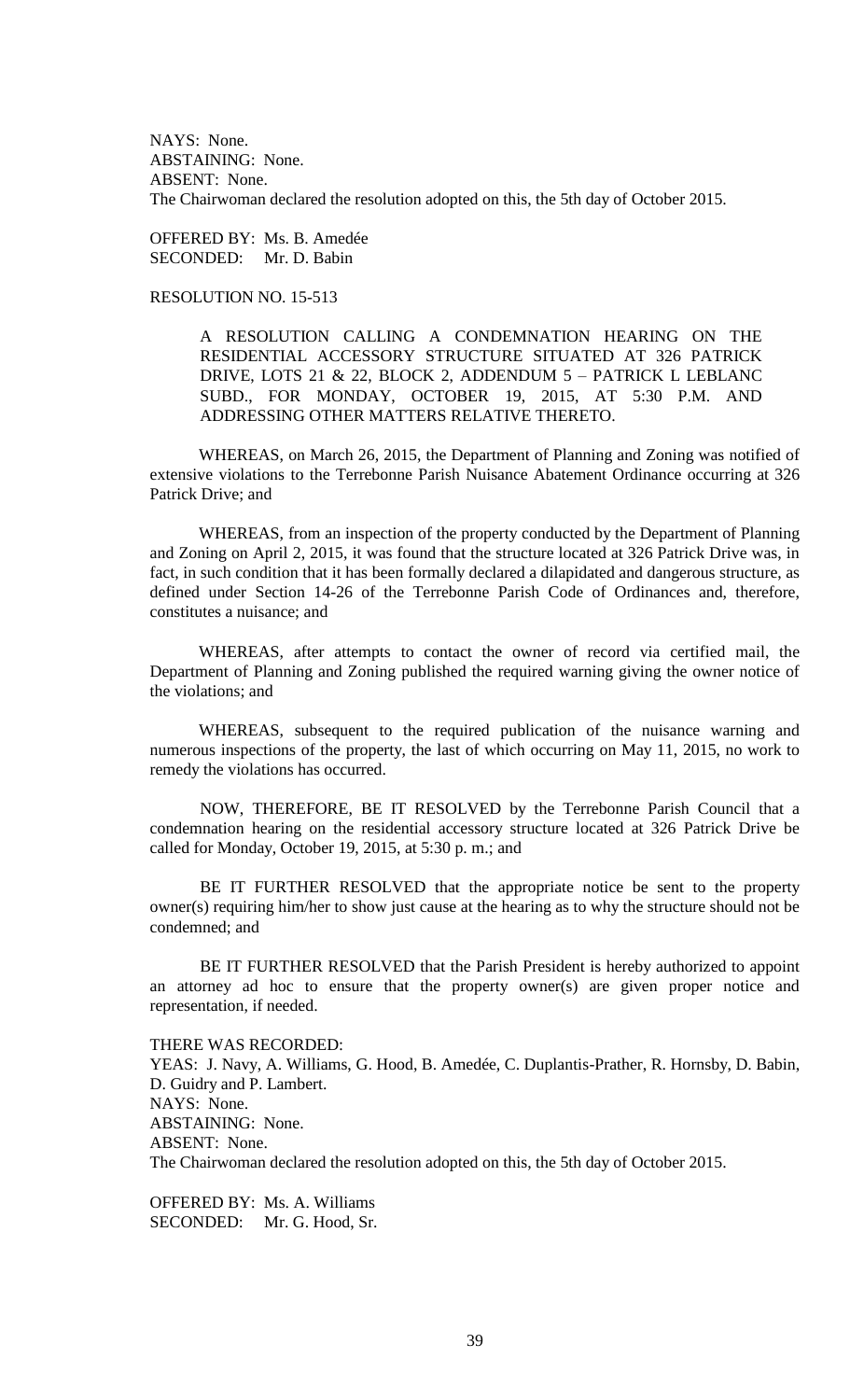NAYS: None.
ABSTAINING: None.
ABSENT: None.
The Chairwoman declared the resolution adopted on this, the 5th day of October 2015.

OFFERED BY: Ms. B. Amedée
SECONDED: Mr. D. Babin

RESOLUTION NO. 15-513

A RESOLUTION CALLING A CONDEMNATION HEARING ON THE RESIDENTIAL ACCESSORY STRUCTURE SITUATED AT 326 PATRICK DRIVE, LOTS 21 & 22, BLOCK 2, ADDENDUM 5 – PATRICK L LEBLANC SUBD., FOR MONDAY, OCTOBER 19, 2015, AT 5:30 P.M. AND ADDRESSING OTHER MATTERS RELATIVE THERETO.

WHEREAS, on March 26, 2015, the Department of Planning and Zoning was notified of extensive violations to the Terrebonne Parish Nuisance Abatement Ordinance occurring at 326 Patrick Drive; and

WHEREAS, from an inspection of the property conducted by the Department of Planning and Zoning on April 2, 2015, it was found that the structure located at 326 Patrick Drive was, in fact, in such condition that it has been formally declared a dilapidated and dangerous structure, as defined under Section 14-26 of the Terrebonne Parish Code of Ordinances and, therefore, constitutes a nuisance; and

WHEREAS, after attempts to contact the owner of record via certified mail, the Department of Planning and Zoning published the required warning giving the owner notice of the violations; and

WHEREAS, subsequent to the required publication of the nuisance warning and numerous inspections of the property, the last of which occurring on May 11, 2015, no work to remedy the violations has occurred.

NOW, THEREFORE, BE IT RESOLVED by the Terrebonne Parish Council that a condemnation hearing on the residential accessory structure located at 326 Patrick Drive be called for Monday, October 19, 2015, at 5:30 p. m.; and

BE IT FURTHER RESOLVED that the appropriate notice be sent to the property owner(s) requiring him/her to show just cause at the hearing as to why the structure should not be condemned; and

BE IT FURTHER RESOLVED that the Parish President is hereby authorized to appoint an attorney ad hoc to ensure that the property owner(s) are given proper notice and representation, if needed.

THERE WAS RECORDED:
YEAS: J. Navy, A. Williams, G. Hood, B. Amedée, C. Duplantis-Prather, R. Hornsby, D. Babin, D. Guidry and P. Lambert.
NAYS: None.
ABSTAINING: None.
ABSENT: None.
The Chairwoman declared the resolution adopted on this, the 5th day of October 2015.

OFFERED BY: Ms. A. Williams
SECONDED: Mr. G. Hood, Sr.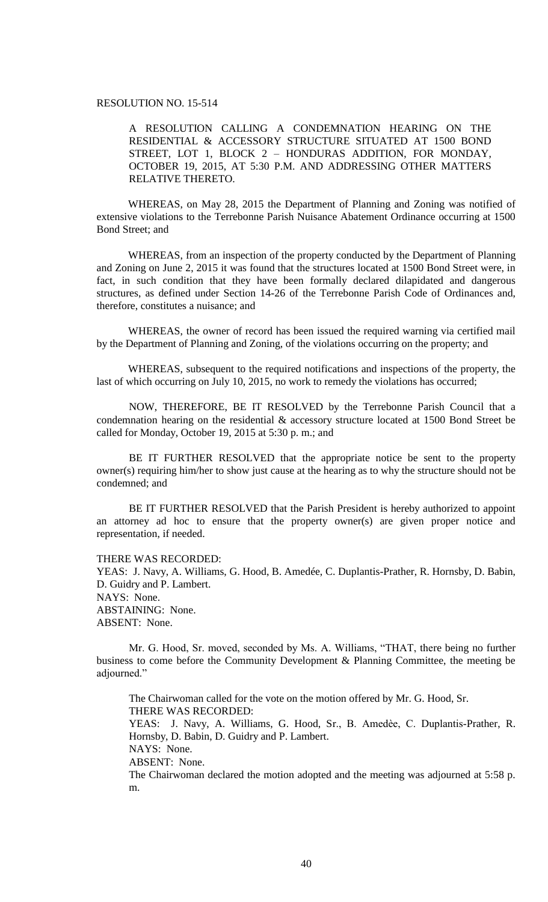RESOLUTION NO. 15-514

A RESOLUTION CALLING A CONDEMNATION HEARING ON THE RESIDENTIAL & ACCESSORY STRUCTURE SITUATED AT 1500 BOND STREET, LOT 1, BLOCK 2 – HONDURAS ADDITION, FOR MONDAY, OCTOBER 19, 2015, AT 5:30 P.M. AND ADDRESSING OTHER MATTERS RELATIVE THERETO.

WHEREAS, on May 28, 2015 the Department of Planning and Zoning was notified of extensive violations to the Terrebonne Parish Nuisance Abatement Ordinance occurring at 1500 Bond Street; and

WHEREAS, from an inspection of the property conducted by the Department of Planning and Zoning on June 2, 2015 it was found that the structures located at 1500 Bond Street were, in fact, in such condition that they have been formally declared dilapidated and dangerous structures, as defined under Section 14-26 of the Terrebonne Parish Code of Ordinances and, therefore, constitutes a nuisance; and

WHEREAS, the owner of record has been issued the required warning via certified mail by the Department of Planning and Zoning, of the violations occurring on the property; and

WHEREAS, subsequent to the required notifications and inspections of the property, the last of which occurring on July 10, 2015, no work to remedy the violations has occurred;

NOW, THEREFORE, BE IT RESOLVED by the Terrebonne Parish Council that a condemnation hearing on the residential & accessory structure located at 1500 Bond Street be called for Monday, October 19, 2015 at 5:30 p. m.; and

BE IT FURTHER RESOLVED that the appropriate notice be sent to the property owner(s) requiring him/her to show just cause at the hearing as to why the structure should not be condemned; and

BE IT FURTHER RESOLVED that the Parish President is hereby authorized to appoint an attorney ad hoc to ensure that the property owner(s) are given proper notice and representation, if needed.

THERE WAS RECORDED:
YEAS: J. Navy, A. Williams, G. Hood, B. Amedée, C. Duplantis-Prather, R. Hornsby, D. Babin, D. Guidry and P. Lambert.
NAYS: None.
ABSTAINING: None.
ABSENT: None.

Mr. G. Hood, Sr. moved, seconded by Ms. A. Williams, "THAT, there being no further business to come before the Community Development & Planning Committee, the meeting be adjourned."

The Chairwoman called for the vote on the motion offered by Mr. G. Hood, Sr.
THERE WAS RECORDED:
YEAS: J. Navy, A. Williams, G. Hood, Sr., B. Amedèe, C. Duplantis-Prather, R. Hornsby, D. Babin, D. Guidry and P. Lambert.
NAYS: None.
ABSENT: None.
The Chairwoman declared the motion adopted and the meeting was adjourned at 5:58 p. m.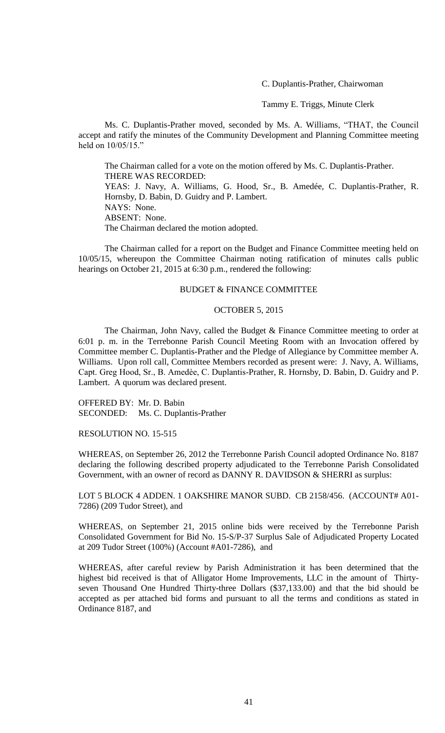C. Duplantis-Prather, Chairwoman

Tammy E. Triggs, Minute Clerk

Ms. C. Duplantis-Prather moved, seconded by Ms. A. Williams, "THAT, the Council accept and ratify the minutes of the Community Development and Planning Committee meeting held on 10/05/15."

The Chairman called for a vote on the motion offered by Ms. C. Duplantis-Prather.
THERE WAS RECORDED:
YEAS: J. Navy, A. Williams, G. Hood, Sr., B. Amedée, C. Duplantis-Prather, R. Hornsby, D. Babin, D. Guidry and P. Lambert.
NAYS: None.
ABSENT: None.
The Chairman declared the motion adopted.

The Chairman called for a report on the Budget and Finance Committee meeting held on 10/05/15, whereupon the Committee Chairman noting ratification of minutes calls public hearings on October 21, 2015 at 6:30 p.m., rendered the following:

BUDGET & FINANCE COMMITTEE

OCTOBER 5, 2015

The Chairman, John Navy, called the Budget & Finance Committee meeting to order at 6:01 p. m. in the Terrebonne Parish Council Meeting Room with an Invocation offered by Committee member C. Duplantis-Prather and the Pledge of Allegiance by Committee member A. Williams. Upon roll call, Committee Members recorded as present were: J. Navy, A. Williams, Capt. Greg Hood, Sr., B. Amedèe, C. Duplantis-Prather, R. Hornsby, D. Babin, D. Guidry and P. Lambert. A quorum was declared present.

OFFERED BY: Mr. D. Babin
SECONDED: Ms. C. Duplantis-Prather

RESOLUTION NO. 15-515

WHEREAS, on September 26, 2012 the Terrebonne Parish Council adopted Ordinance No. 8187 declaring the following described property adjudicated to the Terrebonne Parish Consolidated Government, with an owner of record as DANNY R. DAVIDSON & SHERRI as surplus:

LOT 5 BLOCK 4 ADDEN. 1 OAKSHIRE MANOR SUBD. CB 2158/456. (ACCOUNT# A01-7286) (209 Tudor Street), and

WHEREAS, on September 21, 2015 online bids were received by the Terrebonne Parish Consolidated Government for Bid No. 15-S/P-37 Surplus Sale of Adjudicated Property Located at 209 Tudor Street (100%) (Account #A01-7286), and

WHEREAS, after careful review by Parish Administration it has been determined that the highest bid received is that of Alligator Home Improvements, LLC in the amount of Thirty-seven Thousand One Hundred Thirty-three Dollars ($37,133.00) and that the bid should be accepted as per attached bid forms and pursuant to all the terms and conditions as stated in Ordinance 8187, and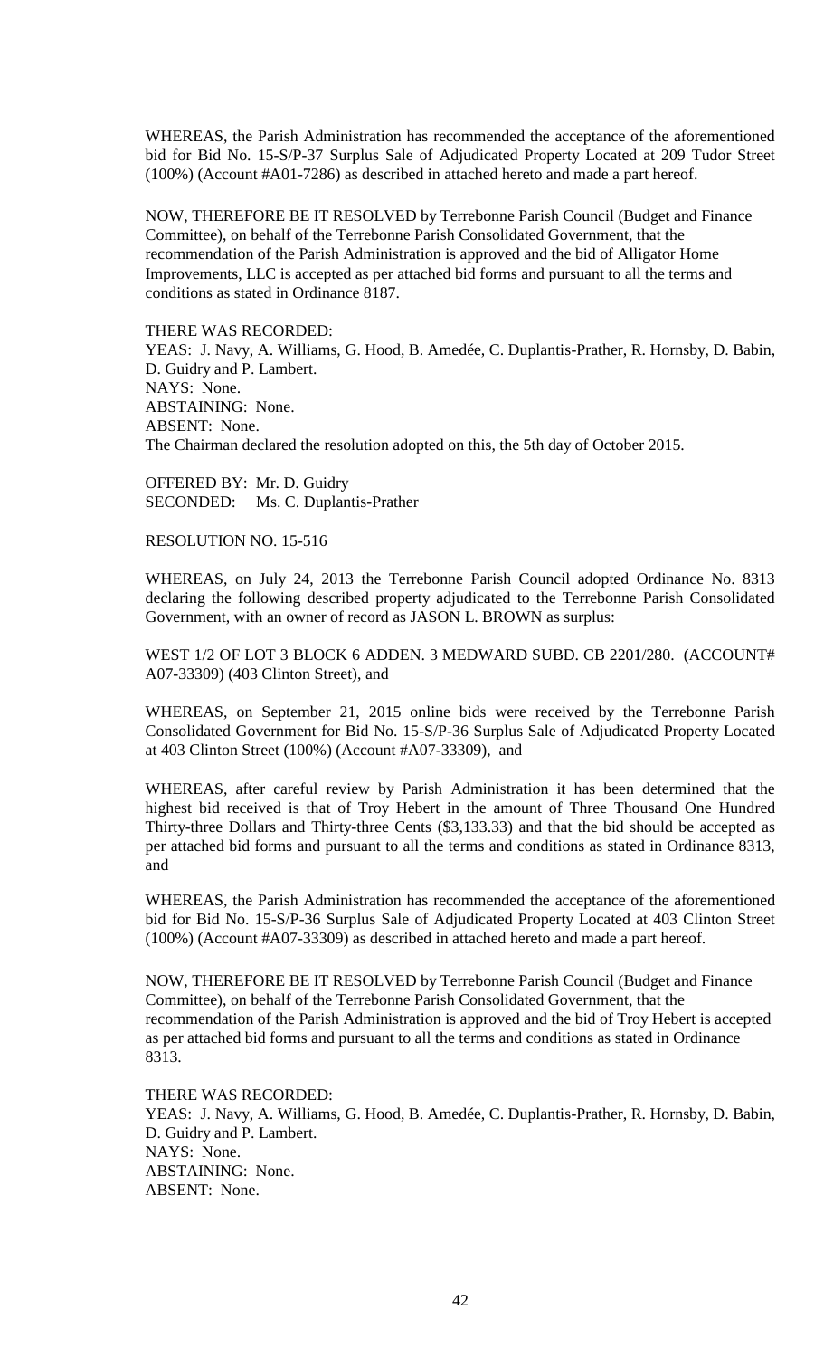WHEREAS, the Parish Administration has recommended the acceptance of the aforementioned bid for Bid No. 15-S/P-37 Surplus Sale of Adjudicated Property Located at 209 Tudor Street (100%) (Account #A01-7286) as described in attached hereto and made a part hereof.

NOW, THEREFORE BE IT RESOLVED by Terrebonne Parish Council (Budget and Finance Committee), on behalf of the Terrebonne Parish Consolidated Government, that the recommendation of the Parish Administration is approved and the bid of Alligator Home Improvements, LLC is accepted as per attached bid forms and pursuant to all the terms and conditions as stated in Ordinance 8187.

THERE WAS RECORDED:
YEAS: J. Navy, A. Williams, G. Hood, B. Amedée, C. Duplantis-Prather, R. Hornsby, D. Babin, D. Guidry and P. Lambert.
NAYS: None.
ABSTAINING: None.
ABSENT: None.
The Chairman declared the resolution adopted on this, the 5th day of October 2015.

OFFERED BY: Mr. D. Guidry
SECONDED: Ms. C. Duplantis-Prather

RESOLUTION NO. 15-516

WHEREAS, on July 24, 2013 the Terrebonne Parish Council adopted Ordinance No. 8313 declaring the following described property adjudicated to the Terrebonne Parish Consolidated Government, with an owner of record as JASON L. BROWN as surplus:

WEST 1/2 OF LOT 3 BLOCK 6 ADDEN. 3 MEDWARD SUBD. CB 2201/280. (ACCOUNT# A07-33309) (403 Clinton Street), and

WHEREAS, on September 21, 2015 online bids were received by the Terrebonne Parish Consolidated Government for Bid No. 15-S/P-36 Surplus Sale of Adjudicated Property Located at 403 Clinton Street (100%) (Account #A07-33309), and

WHEREAS, after careful review by Parish Administration it has been determined that the highest bid received is that of Troy Hebert in the amount of Three Thousand One Hundred Thirty-three Dollars and Thirty-three Cents ($3,133.33) and that the bid should be accepted as per attached bid forms and pursuant to all the terms and conditions as stated in Ordinance 8313, and

WHEREAS, the Parish Administration has recommended the acceptance of the aforementioned bid for Bid No. 15-S/P-36 Surplus Sale of Adjudicated Property Located at 403 Clinton Street (100%) (Account #A07-33309) as described in attached hereto and made a part hereof.

NOW, THEREFORE BE IT RESOLVED by Terrebonne Parish Council (Budget and Finance Committee), on behalf of the Terrebonne Parish Consolidated Government, that the recommendation of the Parish Administration is approved and the bid of Troy Hebert is accepted as per attached bid forms and pursuant to all the terms and conditions as stated in Ordinance 8313.

THERE WAS RECORDED:
YEAS: J. Navy, A. Williams, G. Hood, B. Amedée, C. Duplantis-Prather, R. Hornsby, D. Babin, D. Guidry and P. Lambert.
NAYS: None.
ABSTAINING: None.
ABSENT: None.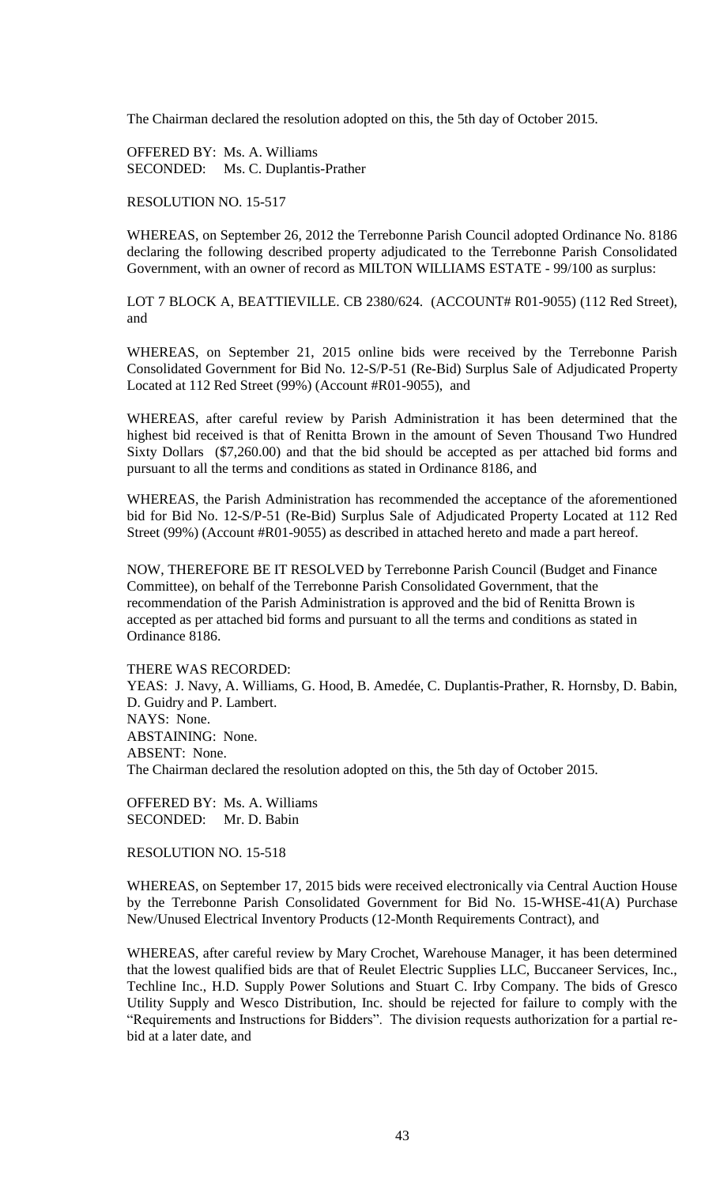The Chairman declared the resolution adopted on this, the 5th day of October 2015.

OFFERED BY: Ms. A. Williams
SECONDED: Ms. C. Duplantis-Prather

RESOLUTION NO. 15-517

WHEREAS, on September 26, 2012 the Terrebonne Parish Council adopted Ordinance No. 8186 declaring the following described property adjudicated to the Terrebonne Parish Consolidated Government, with an owner of record as MILTON WILLIAMS ESTATE - 99/100 as surplus:

LOT 7 BLOCK A, BEATTIEVILLE. CB 2380/624. (ACCOUNT# R01-9055) (112 Red Street), and

WHEREAS, on September 21, 2015 online bids were received by the Terrebonne Parish Consolidated Government for Bid No. 12-S/P-51 (Re-Bid) Surplus Sale of Adjudicated Property Located at 112 Red Street (99%) (Account #R01-9055), and

WHEREAS, after careful review by Parish Administration it has been determined that the highest bid received is that of Renitta Brown in the amount of Seven Thousand Two Hundred Sixty Dollars ($7,260.00) and that the bid should be accepted as per attached bid forms and pursuant to all the terms and conditions as stated in Ordinance 8186, and

WHEREAS, the Parish Administration has recommended the acceptance of the aforementioned bid for Bid No. 12-S/P-51 (Re-Bid) Surplus Sale of Adjudicated Property Located at 112 Red Street (99%) (Account #R01-9055) as described in attached hereto and made a part hereof.

NOW, THEREFORE BE IT RESOLVED by Terrebonne Parish Council (Budget and Finance Committee), on behalf of the Terrebonne Parish Consolidated Government, that the recommendation of the Parish Administration is approved and the bid of Renitta Brown is accepted as per attached bid forms and pursuant to all the terms and conditions as stated in Ordinance 8186.

THERE WAS RECORDED:
YEAS: J. Navy, A. Williams, G. Hood, B. Amedée, C. Duplantis-Prather, R. Hornsby, D. Babin, D. Guidry and P. Lambert.
NAYS: None.
ABSTAINING: None.
ABSENT: None.
The Chairman declared the resolution adopted on this, the 5th day of October 2015.

OFFERED BY: Ms. A. Williams
SECONDED: Mr. D. Babin

RESOLUTION NO. 15-518

WHEREAS, on September 17, 2015 bids were received electronically via Central Auction House by the Terrebonne Parish Consolidated Government for Bid No. 15-WHSE-41(A) Purchase New/Unused Electrical Inventory Products (12-Month Requirements Contract), and

WHEREAS, after careful review by Mary Crochet, Warehouse Manager, it has been determined that the lowest qualified bids are that of Reulet Electric Supplies LLC, Buccaneer Services, Inc., Techline Inc., H.D. Supply Power Solutions and Stuart C. Irby Company. The bids of Gresco Utility Supply and Wesco Distribution, Inc. should be rejected for failure to comply with the "Requirements and Instructions for Bidders". The division requests authorization for a partial re-bid at a later date, and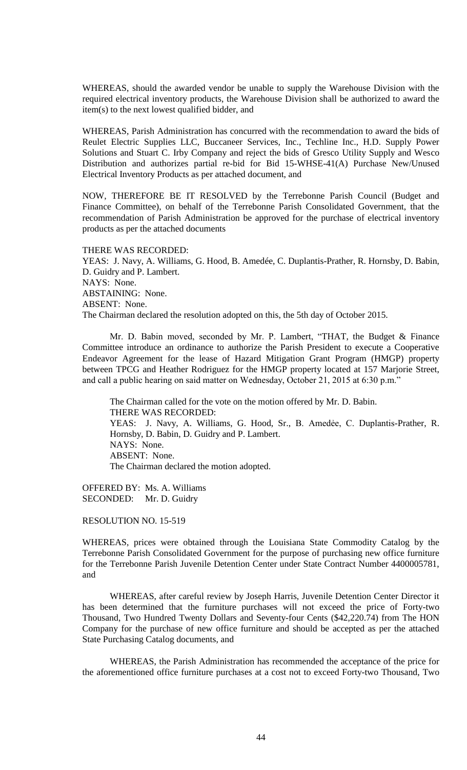WHEREAS, should the awarded vendor be unable to supply the Warehouse Division with the required electrical inventory products, the Warehouse Division shall be authorized to award the item(s) to the next lowest qualified bidder, and

WHEREAS, Parish Administration has concurred with the recommendation to award the bids of Reulet Electric Supplies LLC, Buccaneer Services, Inc., Techline Inc., H.D. Supply Power Solutions and Stuart C. Irby Company and reject the bids of Gresco Utility Supply and Wesco Distribution and authorizes partial re-bid for Bid 15-WHSE-41(A) Purchase New/Unused Electrical Inventory Products as per attached document, and

NOW, THEREFORE BE IT RESOLVED by the Terrebonne Parish Council (Budget and Finance Committee), on behalf of the Terrebonne Parish Consolidated Government, that the recommendation of Parish Administration be approved for the purchase of electrical inventory products as per the attached documents

THERE WAS RECORDED:
YEAS: J. Navy, A. Williams, G. Hood, B. Amedée, C. Duplantis-Prather, R. Hornsby, D. Babin, D. Guidry and P. Lambert.
NAYS: None.
ABSTAINING: None.
ABSENT: None.
The Chairman declared the resolution adopted on this, the 5th day of October 2015.

Mr. D. Babin moved, seconded by Mr. P. Lambert, "THAT, the Budget & Finance Committee introduce an ordinance to authorize the Parish President to execute a Cooperative Endeavor Agreement for the lease of Hazard Mitigation Grant Program (HMGP) property between TPCG and Heather Rodriguez for the HMGP property located at 157 Marjorie Street, and call a public hearing on said matter on Wednesday, October 21, 2015 at 6:30 p.m."

The Chairman called for the vote on the motion offered by Mr. D. Babin.
THERE WAS RECORDED:
YEAS: J. Navy, A. Williams, G. Hood, Sr., B. Amedẻe, C. Duplantis-Prather, R. Hornsby, D. Babin, D. Guidry and P. Lambert.
NAYS: None.
ABSENT: None.
The Chairman declared the motion adopted.

OFFERED BY: Ms. A. Williams
SECONDED: Mr. D. Guidry

RESOLUTION NO. 15-519

WHEREAS, prices were obtained through the Louisiana State Commodity Catalog by the Terrebonne Parish Consolidated Government for the purpose of purchasing new office furniture for the Terrebonne Parish Juvenile Detention Center under State Contract Number 4400005781, and

WHEREAS, after careful review by Joseph Harris, Juvenile Detention Center Director it has been determined that the furniture purchases will not exceed the price of Forty-two Thousand, Two Hundred Twenty Dollars and Seventy-four Cents ($42,220.74) from The HON Company for the purchase of new office furniture and should be accepted as per the attached State Purchasing Catalog documents, and

WHEREAS, the Parish Administration has recommended the acceptance of the price for the aforementioned office furniture purchases at a cost not to exceed Forty-two Thousand, Two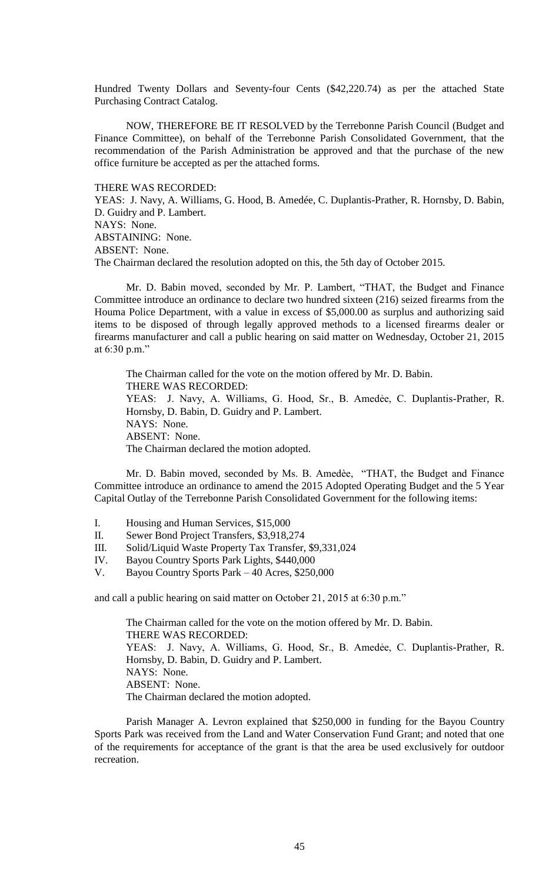Hundred Twenty Dollars and Seventy-four Cents ($42,220.74) as per the attached State Purchasing Contract Catalog.

NOW, THEREFORE BE IT RESOLVED by the Terrebonne Parish Council (Budget and Finance Committee), on behalf of the Terrebonne Parish Consolidated Government, that the recommendation of the Parish Administration be approved and that the purchase of the new office furniture be accepted as per the attached forms.

THERE WAS RECORDED:
YEAS: J. Navy, A. Williams, G. Hood, B. Amedée, C. Duplantis-Prather, R. Hornsby, D. Babin, D. Guidry and P. Lambert.
NAYS: None.
ABSTAINING: None.
ABSENT: None.
The Chairman declared the resolution adopted on this, the 5th day of October 2015.

Mr. D. Babin moved, seconded by Mr. P. Lambert, "THAT, the Budget and Finance Committee introduce an ordinance to declare two hundred sixteen (216) seized firearms from the Houma Police Department, with a value in excess of $5,000.00 as surplus and authorizing said items to be disposed of through legally approved methods to a licensed firearms dealer or firearms manufacturer and call a public hearing on said matter on Wednesday, October 21, 2015 at 6:30 p.m."

The Chairman called for the vote on the motion offered by Mr. D. Babin.
THERE WAS RECORDED:
YEAS: J. Navy, A. Williams, G. Hood, Sr., B. Amedẻe, C. Duplantis-Prather, R. Hornsby, D. Babin, D. Guidry and P. Lambert.
NAYS: None.
ABSENT: None.
The Chairman declared the motion adopted.

Mr. D. Babin moved, seconded by Ms. B. Amedѐe, "THAT, the Budget and Finance Committee introduce an ordinance to amend the 2015 Adopted Operating Budget and the 5 Year Capital Outlay of the Terrebonne Parish Consolidated Government for the following items:

I. Housing and Human Services, $15,000
II. Sewer Bond Project Transfers, $3,918,274
III. Solid/Liquid Waste Property Tax Transfer, $9,331,024
IV. Bayou Country Sports Park Lights, $440,000
V. Bayou Country Sports Park – 40 Acres, $250,000

and call a public hearing on said matter on October 21, 2015 at 6:30 p.m."

The Chairman called for the vote on the motion offered by Mr. D. Babin.
THERE WAS RECORDED:
YEAS: J. Navy, A. Williams, G. Hood, Sr., B. Amedẻe, C. Duplantis-Prather, R. Hornsby, D. Babin, D. Guidry and P. Lambert.
NAYS: None.
ABSENT: None.
The Chairman declared the motion adopted.

Parish Manager A. Levron explained that $250,000 in funding for the Bayou Country Sports Park was received from the Land and Water Conservation Fund Grant; and noted that one of the requirements for acceptance of the grant is that the area be used exclusively for outdoor recreation.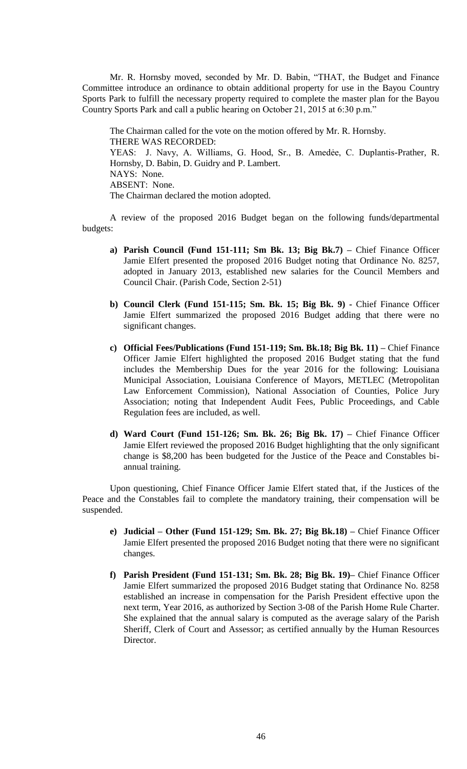Mr. R. Hornsby moved, seconded by Mr. D. Babin, "THAT, the Budget and Finance Committee introduce an ordinance to obtain additional property for use in the Bayou Country Sports Park to fulfill the necessary property required to complete the master plan for the Bayou Country Sports Park and call a public hearing on October 21, 2015 at 6:30 p.m."

The Chairman called for the vote on the motion offered by Mr. R. Hornsby.
THERE WAS RECORDED:
YEAS: J. Navy, A. Williams, G. Hood, Sr., B. Amedẻe, C. Duplantis-Prather, R. Hornsby, D. Babin, D. Guidry and P. Lambert.
NAYS: None.
ABSENT: None.
The Chairman declared the motion adopted.

A review of the proposed 2016 Budget began on the following funds/departmental budgets:

a) **Parish Council (Fund 151-111; Sm Bk. 13; Big Bk.7) –** Chief Finance Officer Jamie Elfert presented the proposed 2016 Budget noting that Ordinance No. 8257, adopted in January 2013, established new salaries for the Council Members and Council Chair. (Parish Code, Section 2-51)

b) **Council Clerk (Fund 151-115; Sm. Bk. 15; Big Bk. 9) -** Chief Finance Officer Jamie Elfert summarized the proposed 2016 Budget adding that there were no significant changes.

c) **Official Fees/Publications (Fund 151-119; Sm. Bk.18; Big Bk. 11) –** Chief Finance Officer Jamie Elfert highlighted the proposed 2016 Budget stating that the fund includes the Membership Dues for the year 2016 for the following: Louisiana Municipal Association, Louisiana Conference of Mayors, METLEC (Metropolitan Law Enforcement Commission), National Association of Counties, Police Jury Association; noting that Independent Audit Fees, Public Proceedings, and Cable Regulation fees are included, as well.

d) **Ward Court (Fund 151-126; Sm. Bk. 26; Big Bk. 17) –** Chief Finance Officer Jamie Elfert reviewed the proposed 2016 Budget highlighting that the only significant change is $8,200 has been budgeted for the Justice of the Peace and Constables bi-annual training.

Upon questioning, Chief Finance Officer Jamie Elfert stated that, if the Justices of the Peace and the Constables fail to complete the mandatory training, their compensation will be suspended.

e) **Judicial – Other (Fund 151-129; Sm. Bk. 27; Big Bk.18) –** Chief Finance Officer Jamie Elfert presented the proposed 2016 Budget noting that there were no significant changes.

f) **Parish President (Fund 151-131; Sm. Bk. 28; Big Bk. 19)–** Chief Finance Officer Jamie Elfert summarized the proposed 2016 Budget stating that Ordinance No. 8258 established an increase in compensation for the Parish President effective upon the next term, Year 2016, as authorized by Section 3-08 of the Parish Home Rule Charter. She explained that the annual salary is computed as the average salary of the Parish Sheriff, Clerk of Court and Assessor; as certified annually by the Human Resources Director.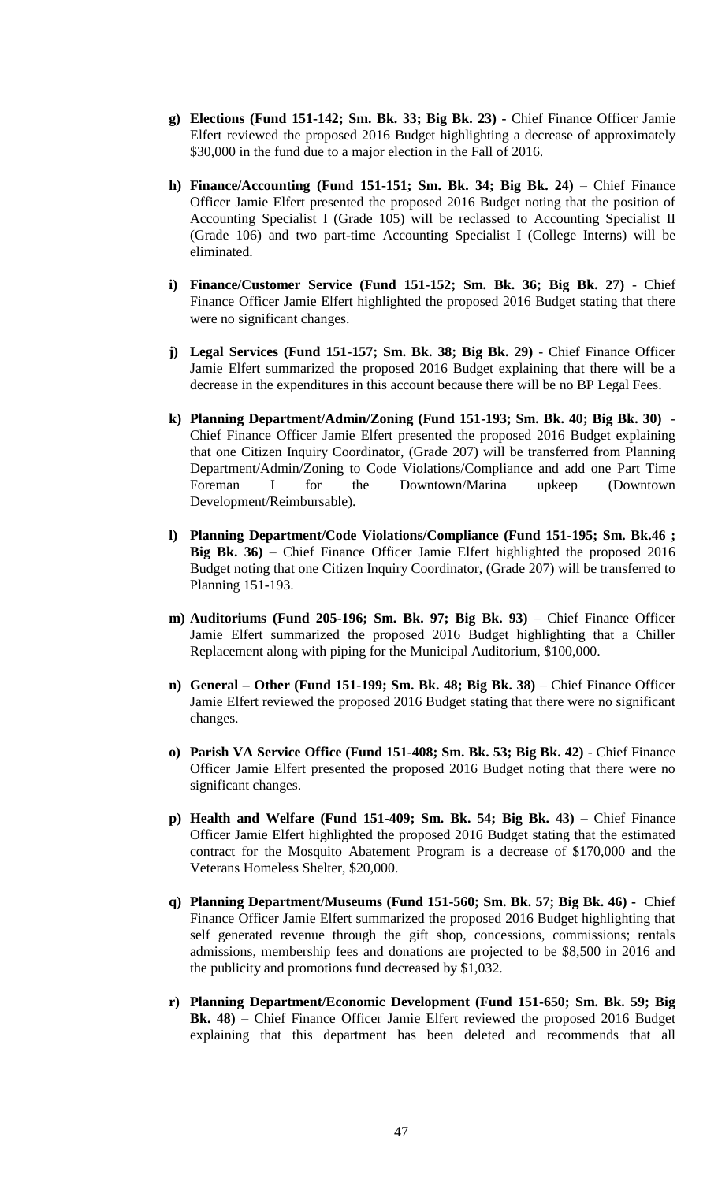g) **Elections (Fund 151-142; Sm. Bk. 33; Big Bk. 23) -** Chief Finance Officer Jamie Elfert reviewed the proposed 2016 Budget highlighting a decrease of approximately $30,000 in the fund due to a major election in the Fall of 2016.

h) **Finance/Accounting (Fund 151-151; Sm. Bk. 34; Big Bk. 24)** – Chief Finance Officer Jamie Elfert presented the proposed 2016 Budget noting that the position of Accounting Specialist I (Grade 105) will be reclassed to Accounting Specialist II (Grade 106) and two part-time Accounting Specialist I (College Interns) will be eliminated.

i) **Finance/Customer Service (Fund 151-152; Sm. Bk. 36; Big Bk. 27)** - Chief Finance Officer Jamie Elfert highlighted the proposed 2016 Budget stating that there were no significant changes.

j) **Legal Services (Fund 151-157; Sm. Bk. 38; Big Bk. 29)** - Chief Finance Officer Jamie Elfert summarized the proposed 2016 Budget explaining that there will be a decrease in the expenditures in this account because there will be no BP Legal Fees.

k) **Planning Department/Admin/Zoning (Fund 151-193; Sm. Bk. 40; Big Bk. 30)** - Chief Finance Officer Jamie Elfert presented the proposed 2016 Budget explaining that one Citizen Inquiry Coordinator, (Grade 207) will be transferred from Planning Department/Admin/Zoning to Code Violations/Compliance and add one Part Time Foreman I for the Downtown/Marina upkeep (Downtown Development/Reimbursable).

l) **Planning Department/Code Violations/Compliance (Fund 151-195; Sm. Bk.46 ; Big Bk. 36)** – Chief Finance Officer Jamie Elfert highlighted the proposed 2016 Budget noting that one Citizen Inquiry Coordinator, (Grade 207) will be transferred to Planning 151-193.

m) **Auditoriums (Fund 205-196; Sm. Bk. 97; Big Bk. 93)** – Chief Finance Officer Jamie Elfert summarized the proposed 2016 Budget highlighting that a Chiller Replacement along with piping for the Municipal Auditorium, $100,000.

n) **General – Other (Fund 151-199; Sm. Bk. 48; Big Bk. 38)** – Chief Finance Officer Jamie Elfert reviewed the proposed 2016 Budget stating that there were no significant changes.

o) **Parish VA Service Office (Fund 151-408; Sm. Bk. 53; Big Bk. 42)** - Chief Finance Officer Jamie Elfert presented the proposed 2016 Budget noting that there were no significant changes.

p) **Health and Welfare (Fund 151-409; Sm. Bk. 54; Big Bk. 43) –** Chief Finance Officer Jamie Elfert highlighted the proposed 2016 Budget stating that the estimated contract for the Mosquito Abatement Program is a decrease of $170,000 and the Veterans Homeless Shelter, $20,000.

q) **Planning Department/Museums (Fund 151-560; Sm. Bk. 57; Big Bk. 46) -** Chief Finance Officer Jamie Elfert summarized the proposed 2016 Budget highlighting that self generated revenue through the gift shop, concessions, commissions; rentals admissions, membership fees and donations are projected to be $8,500 in 2016 and the publicity and promotions fund decreased by $1,032.

r) **Planning Department/Economic Development (Fund 151-650; Sm. Bk. 59; Big Bk. 48)** – Chief Finance Officer Jamie Elfert reviewed the proposed 2016 Budget explaining that this department has been deleted and recommends that all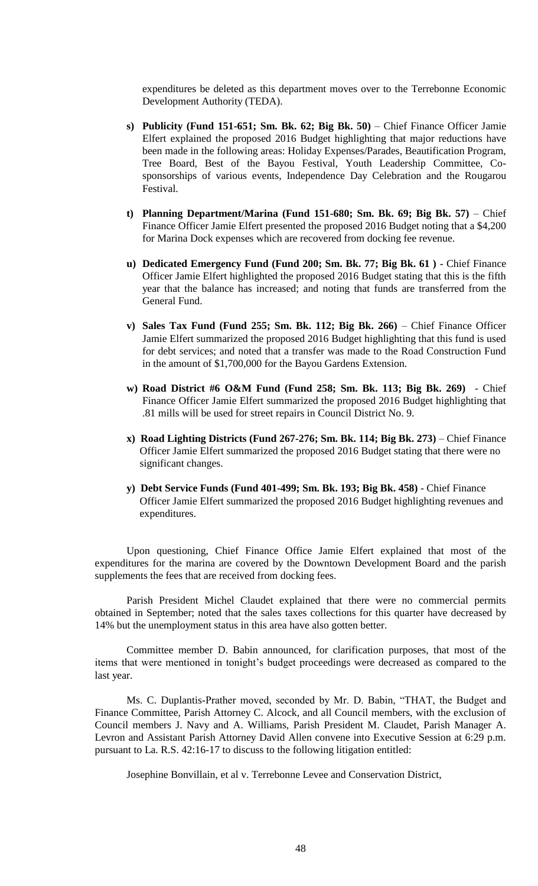expenditures be deleted as this department moves over to the Terrebonne Economic Development Authority (TEDA).

- **s) Publicity (Fund 151-651; Sm. Bk. 62; Big Bk. 50)** – Chief Finance Officer Jamie Elfert explained the proposed 2016 Budget highlighting that major reductions have been made in the following areas: Holiday Expenses/Parades, Beautification Program, Tree Board, Best of the Bayou Festival, Youth Leadership Committee, Co-sponsorships of various events, Independence Day Celebration and the Rougarou Festival.

- **t) Planning Department/Marina (Fund 151-680; Sm. Bk. 69; Big Bk. 57)** – Chief Finance Officer Jamie Elfert presented the proposed 2016 Budget noting that a $4,200 for Marina Dock expenses which are recovered from docking fee revenue.

- **u) Dedicated Emergency Fund (Fund 200; Sm. Bk. 77; Big Bk. 61 )** - Chief Finance Officer Jamie Elfert highlighted the proposed 2016 Budget stating that this is the fifth year that the balance has increased; and noting that funds are transferred from the General Fund.

- **v) Sales Tax Fund (Fund 255; Sm. Bk. 112; Big Bk. 266)** – Chief Finance Officer Jamie Elfert summarized the proposed 2016 Budget highlighting that this fund is used for debt services; and noted that a transfer was made to the Road Construction Fund in the amount of $1,700,000 for the Bayou Gardens Extension.

- **w) Road District #6 O&M Fund (Fund 258; Sm. Bk. 113; Big Bk. 269)** - Chief Finance Officer Jamie Elfert summarized the proposed 2016 Budget highlighting that .81 mills will be used for street repairs in Council District No. 9.

- **x) Road Lighting Districts (Fund 267-276; Sm. Bk. 114; Big Bk. 273)** – Chief Finance Officer Jamie Elfert summarized the proposed 2016 Budget stating that there were no significant changes.

- **y) Debt Service Funds (Fund 401-499; Sm. Bk. 193; Big Bk. 458)** - Chief Finance Officer Jamie Elfert summarized the proposed 2016 Budget highlighting revenues and expenditures.

Upon questioning, Chief Finance Office Jamie Elfert explained that most of the expenditures for the marina are covered by the Downtown Development Board and the parish supplements the fees that are received from docking fees.

Parish President Michel Claudet explained that there were no commercial permits obtained in September; noted that the sales taxes collections for this quarter have decreased by 14% but the unemployment status in this area have also gotten better.

Committee member D. Babin announced, for clarification purposes, that most of the items that were mentioned in tonight's budget proceedings were decreased as compared to the last year.

Ms. C. Duplantis-Prather moved, seconded by Mr. D. Babin, "THAT, the Budget and Finance Committee, Parish Attorney C. Alcock, and all Council members, with the exclusion of Council members J. Navy and A. Williams, Parish President M. Claudet, Parish Manager A. Levron and Assistant Parish Attorney David Allen convene into Executive Session at 6:29 p.m. pursuant to La. R.S. 42:16-17 to discuss to the following litigation entitled:

Josephine Bonvillain, et al v. Terrebonne Levee and Conservation District,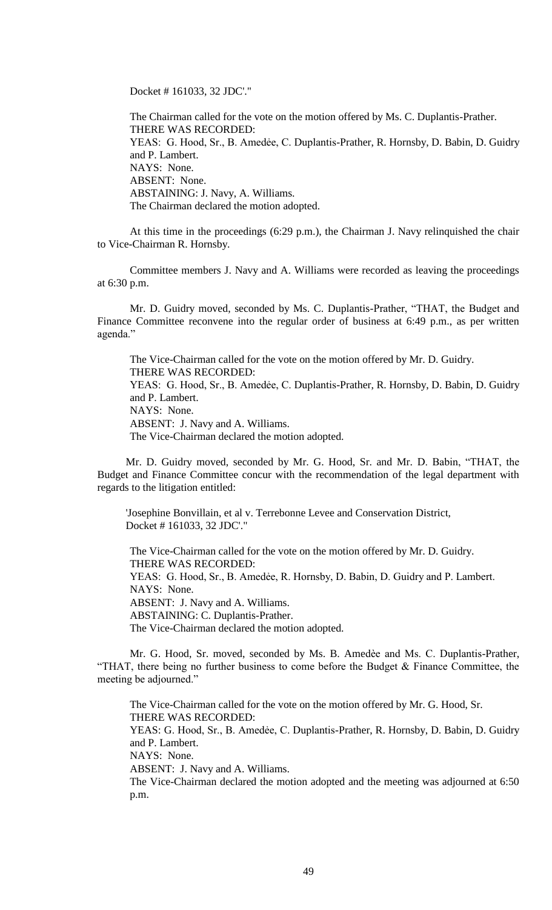Docket # 161033, 32 JDC'."

The Chairman called for the vote on the motion offered by Ms. C. Duplantis-Prather.
THERE WAS RECORDED:
YEAS: G. Hood, Sr., B. Amedẻe, C. Duplantis-Prather, R. Hornsby, D. Babin, D. Guidry and P. Lambert.
NAYS: None.
ABSENT: None.
ABSTAINING: J. Navy, A. Williams.
The Chairman declared the motion adopted.

At this time in the proceedings (6:29 p.m.), the Chairman J. Navy relinquished the chair to Vice-Chairman R. Hornsby.

Committee members J. Navy and A. Williams were recorded as leaving the proceedings at 6:30 p.m.

Mr. D. Guidry moved, seconded by Ms. C. Duplantis-Prather, "THAT, the Budget and Finance Committee reconvene into the regular order of business at 6:49 p.m., as per written agenda."

The Vice-Chairman called for the vote on the motion offered by Mr. D. Guidry.
THERE WAS RECORDED:
YEAS: G. Hood, Sr., B. Amedẻe, C. Duplantis-Prather, R. Hornsby, D. Babin, D. Guidry and P. Lambert.
NAYS: None.
ABSENT: J. Navy and A. Williams.
The Vice-Chairman declared the motion adopted.

Mr. D. Guidry moved, seconded by Mr. G. Hood, Sr. and Mr. D. Babin, "THAT, the Budget and Finance Committee concur with the recommendation of the legal department with regards to the litigation entitled:

'Josephine Bonvillain, et al v. Terrebonne Levee and Conservation District, Docket # 161033, 32 JDC'."

The Vice-Chairman called for the vote on the motion offered by Mr. D. Guidry.
THERE WAS RECORDED:
YEAS: G. Hood, Sr., B. Amedẻe, R. Hornsby, D. Babin, D. Guidry and P. Lambert.
NAYS: None.
ABSENT: J. Navy and A. Williams.
ABSTAINING: C. Duplantis-Prather.
The Vice-Chairman declared the motion adopted.

Mr. G. Hood, Sr. moved, seconded by Ms. B. Amedẻe and Ms. C. Duplantis-Prather, "THAT, there being no further business to come before the Budget & Finance Committee, the meeting be adjourned."

The Vice-Chairman called for the vote on the motion offered by Mr. G. Hood, Sr.
THERE WAS RECORDED:
YEAS: G. Hood, Sr., B. Amedẻe, C. Duplantis-Prather, R. Hornsby, D. Babin, D. Guidry and P. Lambert.
NAYS: None.
ABSENT: J. Navy and A. Williams.
The Vice-Chairman declared the motion adopted and the meeting was adjourned at 6:50 p.m.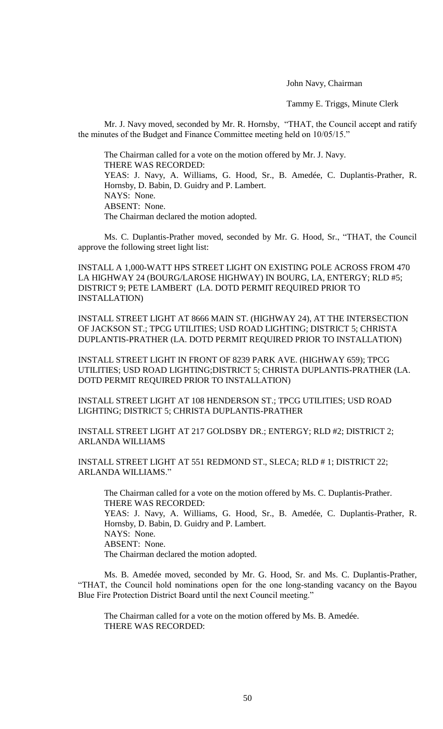John Navy, Chairman

Tammy E. Triggs, Minute Clerk

Mr. J. Navy moved, seconded by Mr. R. Hornsby, "THAT, the Council accept and ratify the minutes of the Budget and Finance Committee meeting held on 10/05/15."

The Chairman called for a vote on the motion offered by Mr. J. Navy.
THERE WAS RECORDED:
YEAS: J. Navy, A. Williams, G. Hood, Sr., B. Amedée, C. Duplantis-Prather, R. Hornsby, D. Babin, D. Guidry and P. Lambert.
NAYS: None.
ABSENT: None.
The Chairman declared the motion adopted.

Ms. C. Duplantis-Prather moved, seconded by Mr. G. Hood, Sr., "THAT, the Council approve the following street light list:

INSTALL A 1,000-WATT HPS STREET LIGHT ON EXISTING POLE ACROSS FROM 470 LA HIGHWAY 24 (BOURG/LAROSE HIGHWAY) IN BOURG, LA, ENTERGY; RLD #5; DISTRICT 9; PETE LAMBERT (LA. DOTD PERMIT REQUIRED PRIOR TO INSTALLATION)

INSTALL STREET LIGHT AT 8666 MAIN ST. (HIGHWAY 24), AT THE INTERSECTION OF JACKSON ST.; TPCG UTILITIES; USD ROAD LIGHTING; DISTRICT 5; CHRISTA DUPLANTIS-PRATHER (LA. DOTD PERMIT REQUIRED PRIOR TO INSTALLATION)

INSTALL STREET LIGHT IN FRONT OF 8239 PARK AVE. (HIGHWAY 659); TPCG UTILITIES; USD ROAD LIGHTING;DISTRICT 5; CHRISTA DUPLANTIS-PRATHER (LA. DOTD PERMIT REQUIRED PRIOR TO INSTALLATION)

INSTALL STREET LIGHT AT 108 HENDERSON ST.; TPCG UTILITIES; USD ROAD LIGHTING; DISTRICT 5; CHRISTA DUPLANTIS-PRATHER

INSTALL STREET LIGHT AT 217 GOLDSBY DR.; ENTERGY; RLD #2; DISTRICT 2; ARLANDA WILLIAMS

INSTALL STREET LIGHT AT 551 REDMOND ST., SLECA; RLD # 1; DISTRICT 22; ARLANDA WILLIAMS."

The Chairman called for a vote on the motion offered by Ms. C. Duplantis-Prather.
THERE WAS RECORDED:
YEAS: J. Navy, A. Williams, G. Hood, Sr., B. Amedée, C. Duplantis-Prather, R. Hornsby, D. Babin, D. Guidry and P. Lambert.
NAYS: None.
ABSENT: None.
The Chairman declared the motion adopted.

Ms. B. Amedée moved, seconded by Mr. G. Hood, Sr. and Ms. C. Duplantis-Prather, "THAT, the Council hold nominations open for the one long-standing vacancy on the Bayou Blue Fire Protection District Board until the next Council meeting."

The Chairman called for a vote on the motion offered by Ms. B. Amedée.
THERE WAS RECORDED: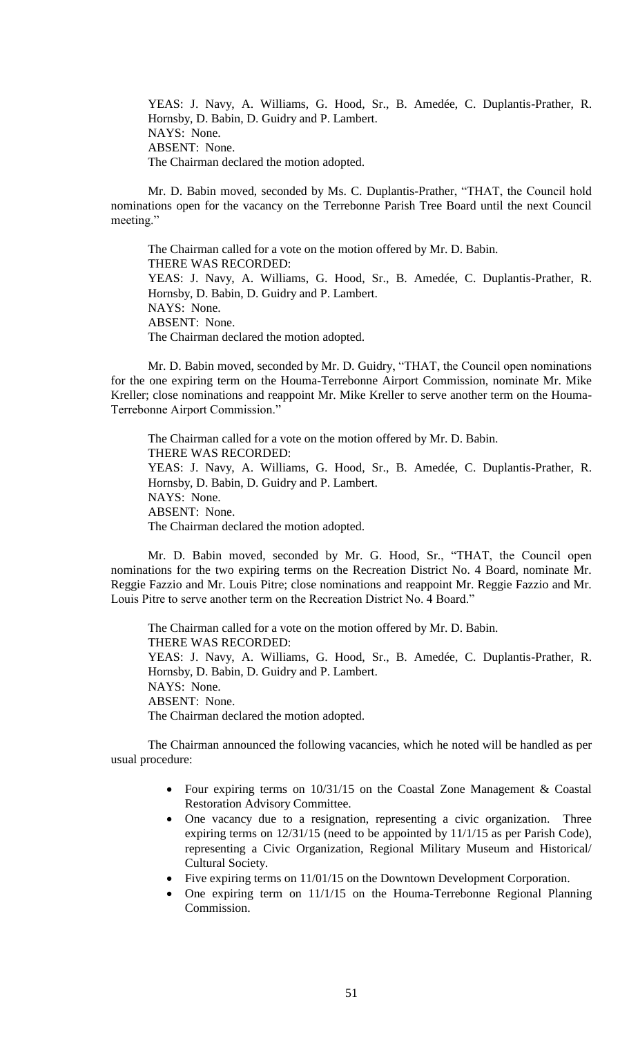YEAS: J. Navy, A. Williams, G. Hood, Sr., B. Amedée, C. Duplantis-Prather, R. Hornsby, D. Babin, D. Guidry and P. Lambert.
NAYS: None.
ABSENT: None.
The Chairman declared the motion adopted.

Mr. D. Babin moved, seconded by Ms. C. Duplantis-Prather, "THAT, the Council hold nominations open for the vacancy on the Terrebonne Parish Tree Board until the next Council meeting."

The Chairman called for a vote on the motion offered by Mr. D. Babin.
THERE WAS RECORDED:
YEAS: J. Navy, A. Williams, G. Hood, Sr., B. Amedée, C. Duplantis-Prather, R. Hornsby, D. Babin, D. Guidry and P. Lambert.
NAYS: None.
ABSENT: None.
The Chairman declared the motion adopted.

Mr. D. Babin moved, seconded by Mr. D. Guidry, "THAT, the Council open nominations for the one expiring term on the Houma-Terrebonne Airport Commission, nominate Mr. Mike Kreller; close nominations and reappoint Mr. Mike Kreller to serve another term on the Houma-Terrebonne Airport Commission."

The Chairman called for a vote on the motion offered by Mr. D. Babin.
THERE WAS RECORDED:
YEAS: J. Navy, A. Williams, G. Hood, Sr., B. Amedée, C. Duplantis-Prather, R. Hornsby, D. Babin, D. Guidry and P. Lambert.
NAYS: None.
ABSENT: None.
The Chairman declared the motion adopted.

Mr. D. Babin moved, seconded by Mr. G. Hood, Sr., "THAT, the Council open nominations for the two expiring terms on the Recreation District No. 4 Board, nominate Mr. Reggie Fazzio and Mr. Louis Pitre; close nominations and reappoint Mr. Reggie Fazzio and Mr. Louis Pitre to serve another term on the Recreation District No. 4 Board."

The Chairman called for a vote on the motion offered by Mr. D. Babin.
THERE WAS RECORDED:
YEAS: J. Navy, A. Williams, G. Hood, Sr., B. Amedée, C. Duplantis-Prather, R. Hornsby, D. Babin, D. Guidry and P. Lambert.
NAYS: None.
ABSENT: None.
The Chairman declared the motion adopted.

The Chairman announced the following vacancies, which he noted will be handled as per usual procedure:

- Four expiring terms on 10/31/15 on the Coastal Zone Management & Coastal Restoration Advisory Committee.
- One vacancy due to a resignation, representing a civic organization. Three expiring terms on 12/31/15 (need to be appointed by 11/1/15 as per Parish Code), representing a Civic Organization, Regional Military Museum and Historical/ Cultural Society.
- Five expiring terms on 11/01/15 on the Downtown Development Corporation.
- One expiring term on 11/1/15 on the Houma-Terrebonne Regional Planning Commission.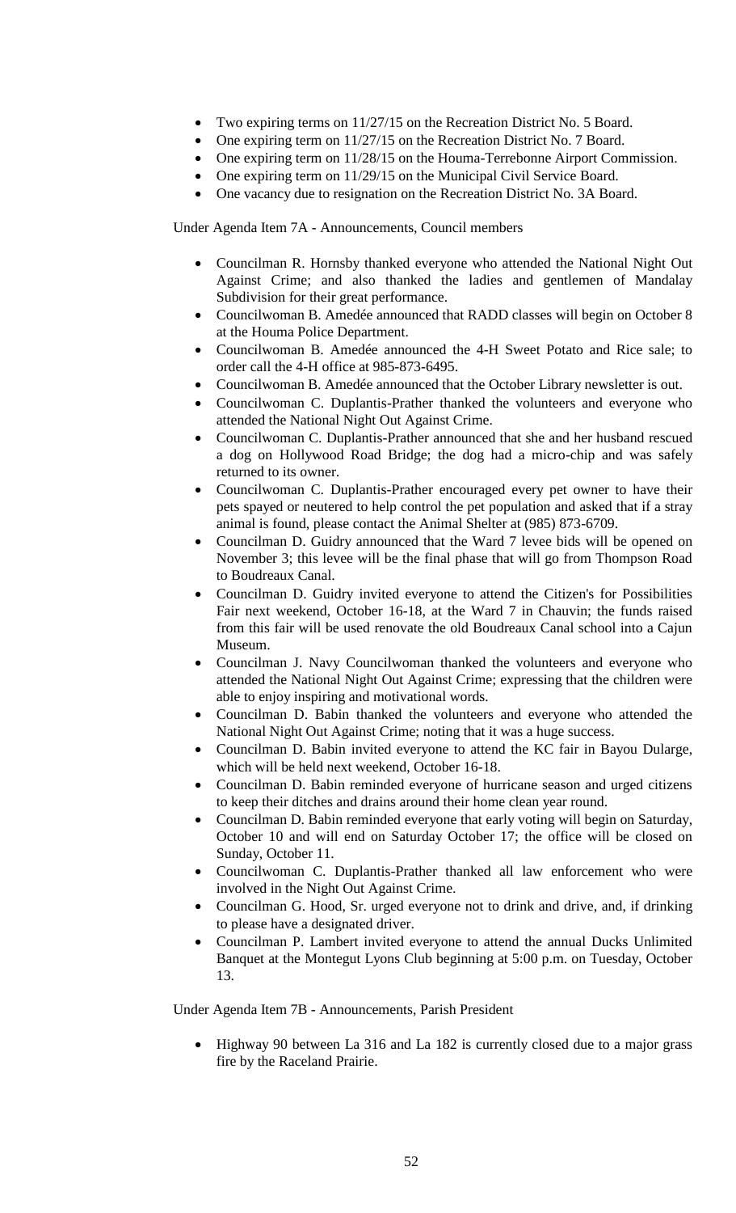- Two expiring terms on 11/27/15 on the Recreation District No. 5 Board.
- One expiring term on 11/27/15 on the Recreation District No. 7 Board.
- One expiring term on 11/28/15 on the Houma-Terrebonne Airport Commission.
- One expiring term on 11/29/15 on the Municipal Civil Service Board.
- One vacancy due to resignation on the Recreation District No. 3A Board.

Under Agenda Item 7A - Announcements, Council members

- Councilman R. Hornsby thanked everyone who attended the National Night Out Against Crime; and also thanked the ladies and gentlemen of Mandalay Subdivision for their great performance.
- Councilwoman B. Amedée announced that RADD classes will begin on October 8 at the Houma Police Department.
- Councilwoman B. Amedée announced the 4-H Sweet Potato and Rice sale; to order call the 4-H office at 985-873-6495.
- Councilwoman B. Amedée announced that the October Library newsletter is out.
- Councilwoman C. Duplantis-Prather thanked the volunteers and everyone who attended the National Night Out Against Crime.
- Councilwoman C. Duplantis-Prather announced that she and her husband rescued a dog on Hollywood Road Bridge; the dog had a micro-chip and was safely returned to its owner.
- Councilwoman C. Duplantis-Prather encouraged every pet owner to have their pets spayed or neutered to help control the pet population and asked that if a stray animal is found, please contact the Animal Shelter at (985) 873-6709.
- Councilman D. Guidry announced that the Ward 7 levee bids will be opened on November 3; this levee will be the final phase that will go from Thompson Road to Boudreaux Canal.
- Councilman D. Guidry invited everyone to attend the Citizen's for Possibilities Fair next weekend, October 16-18, at the Ward 7 in Chauvin; the funds raised from this fair will be used renovate the old Boudreaux Canal school into a Cajun Museum.
- Councilman J. Navy Councilwoman thanked the volunteers and everyone who attended the National Night Out Against Crime; expressing that the children were able to enjoy inspiring and motivational words.
- Councilman D. Babin thanked the volunteers and everyone who attended the National Night Out Against Crime; noting that it was a huge success.
- Councilman D. Babin invited everyone to attend the KC fair in Bayou Dularge, which will be held next weekend, October 16-18.
- Councilman D. Babin reminded everyone of hurricane season and urged citizens to keep their ditches and drains around their home clean year round.
- Councilman D. Babin reminded everyone that early voting will begin on Saturday, October 10 and will end on Saturday October 17; the office will be closed on Sunday, October 11.
- Councilwoman C. Duplantis-Prather thanked all law enforcement who were involved in the Night Out Against Crime.
- Councilman G. Hood, Sr. urged everyone not to drink and drive, and, if drinking to please have a designated driver.
- Councilman P. Lambert invited everyone to attend the annual Ducks Unlimited Banquet at the Montegut Lyons Club beginning at 5:00 p.m. on Tuesday, October 13.

Under Agenda Item 7B - Announcements, Parish President

- Highway 90 between La 316 and La 182 is currently closed due to a major grass fire by the Raceland Prairie.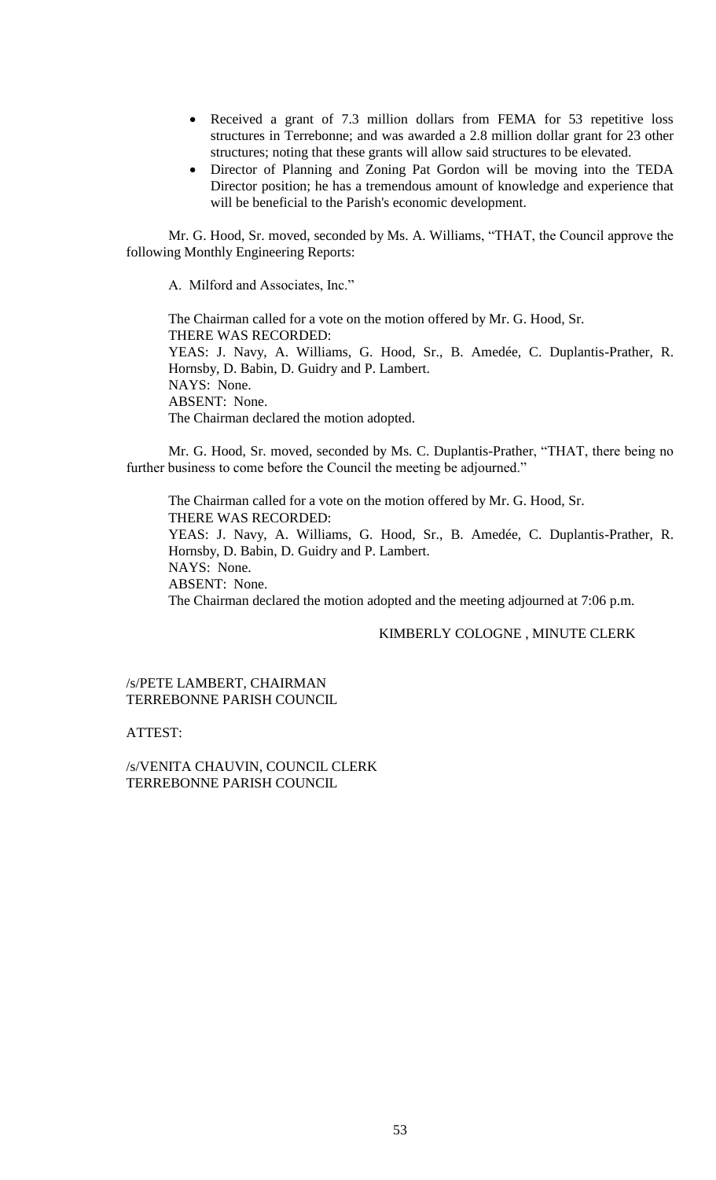- Received a grant of 7.3 million dollars from FEMA for 53 repetitive loss structures in Terrebonne; and was awarded a 2.8 million dollar grant for 23 other structures; noting that these grants will allow said structures to be elevated.
- Director of Planning and Zoning Pat Gordon will be moving into the TEDA Director position; he has a tremendous amount of knowledge and experience that will be beneficial to the Parish's economic development.

Mr. G. Hood, Sr. moved, seconded by Ms. A. Williams, "THAT, the Council approve the following Monthly Engineering Reports:

A. Milford and Associates, Inc."

The Chairman called for a vote on the motion offered by Mr. G. Hood, Sr.
THERE WAS RECORDED:
YEAS: J. Navy, A. Williams, G. Hood, Sr., B. Amedée, C. Duplantis-Prather, R. Hornsby, D. Babin, D. Guidry and P. Lambert.
NAYS: None.
ABSENT: None.
The Chairman declared the motion adopted.

Mr. G. Hood, Sr. moved, seconded by Ms. C. Duplantis-Prather, "THAT, there being no further business to come before the Council the meeting be adjourned."

The Chairman called for a vote on the motion offered by Mr. G. Hood, Sr.
THERE WAS RECORDED:
YEAS: J. Navy, A. Williams, G. Hood, Sr., B. Amedée, C. Duplantis-Prather, R. Hornsby, D. Babin, D. Guidry and P. Lambert.
NAYS: None.
ABSENT: None.
The Chairman declared the motion adopted and the meeting adjourned at 7:06 p.m.

KIMBERLY COLOGNE , MINUTE CLERK

/s/PETE LAMBERT, CHAIRMAN
TERREBONNE PARISH COUNCIL

ATTEST:

/s/VENITA CHAUVIN, COUNCIL CLERK
TERREBONNE PARISH COUNCIL